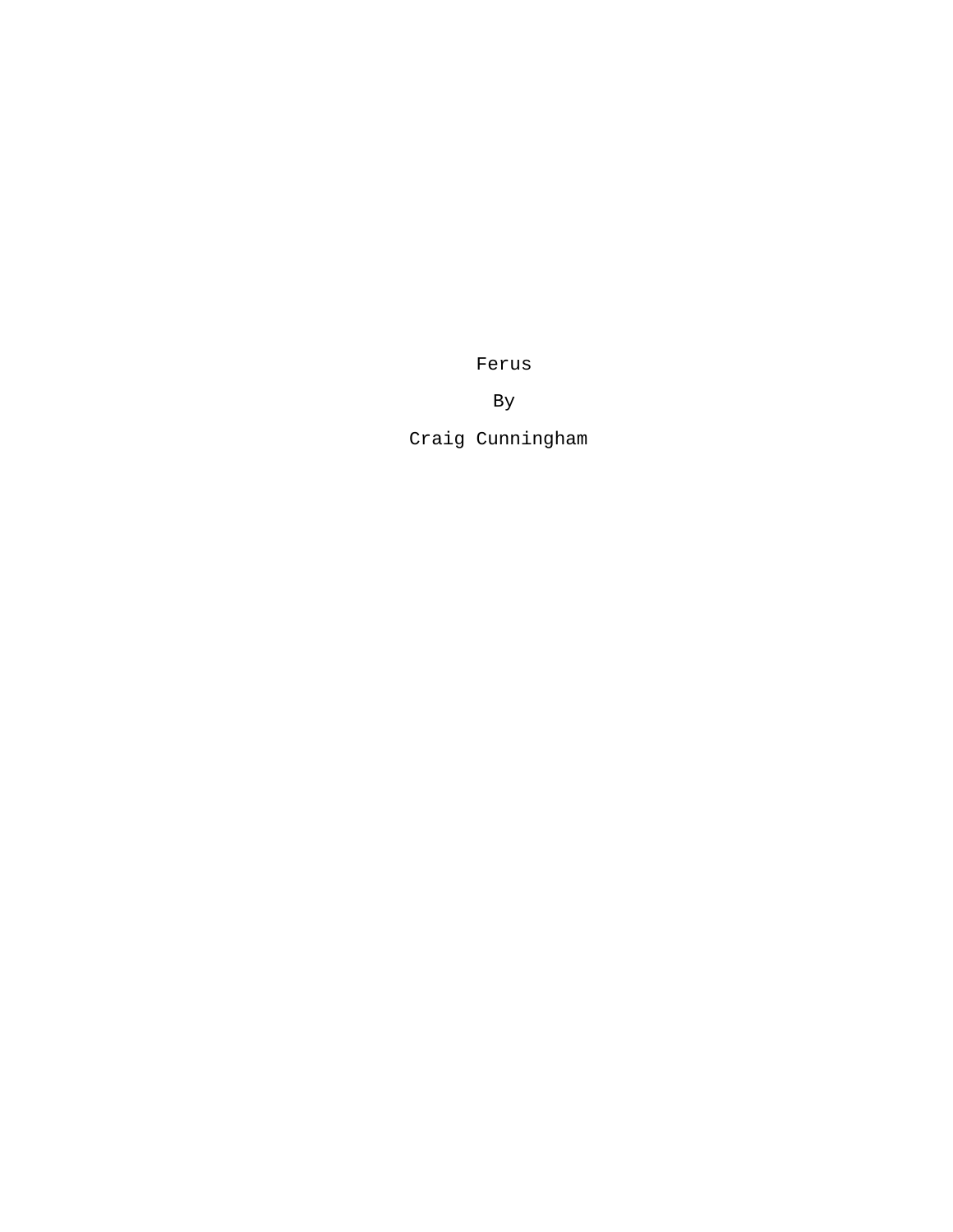# Ferus

By

Craig Cunningham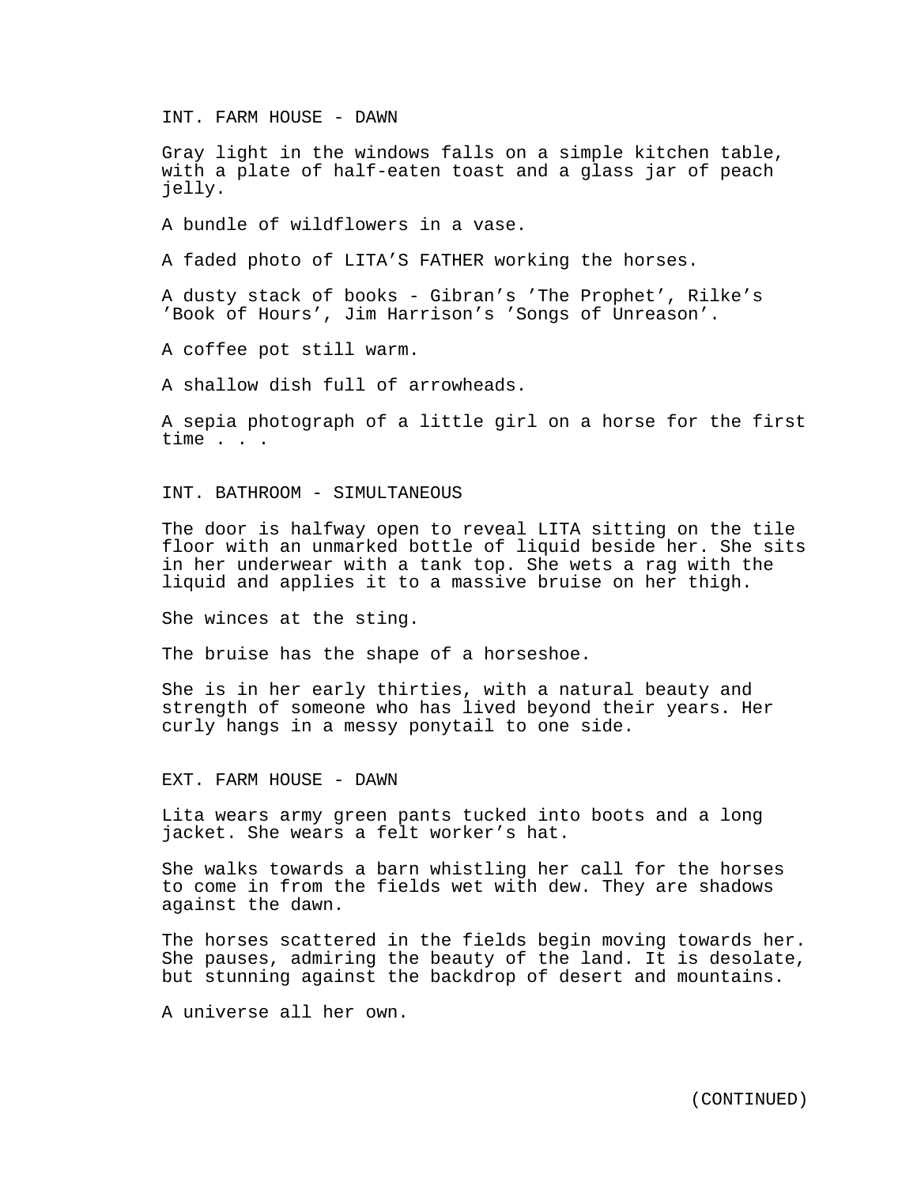INT. FARM HOUSE - DAWN

Gray light in the windows falls on a simple kitchen table, with a plate of half-eaten toast and a glass jar of peach jelly.

A bundle of wildflowers in a vase.

A faded photo of LITA'S FATHER working the horses.

A dusty stack of books - Gibran's 'The Prophet', Rilke's 'Book of Hours', Jim Harrison's 'Songs of Unreason'.

A coffee pot still warm.

A shallow dish full of arrowheads.

A sepia photograph of a little girl on a horse for the first time . . .

INT. BATHROOM - SIMULTANEOUS

The door is halfway open to reveal LITA sitting on the tile floor with an unmarked bottle of liquid beside her. She sits in her underwear with a tank top. She wets a rag with the liquid and applies it to a massive bruise on her thigh.

She winces at the sting.

The bruise has the shape of a horseshoe.

She is in her early thirties, with a natural beauty and strength of someone who has lived beyond their years. Her curly hangs in a messy ponytail to one side.

EXT. FARM HOUSE - DAWN

Lita wears army green pants tucked into boots and a long jacket. She wears a felt worker's hat.

She walks towards a barn whistling her call for the horses to come in from the fields wet with dew. They are shadows against the dawn.

The horses scattered in the fields begin moving towards her. She pauses, admiring the beauty of the land. It is desolate, but stunning against the backdrop of desert and mountains.

A universe all her own.

(CONTINUED)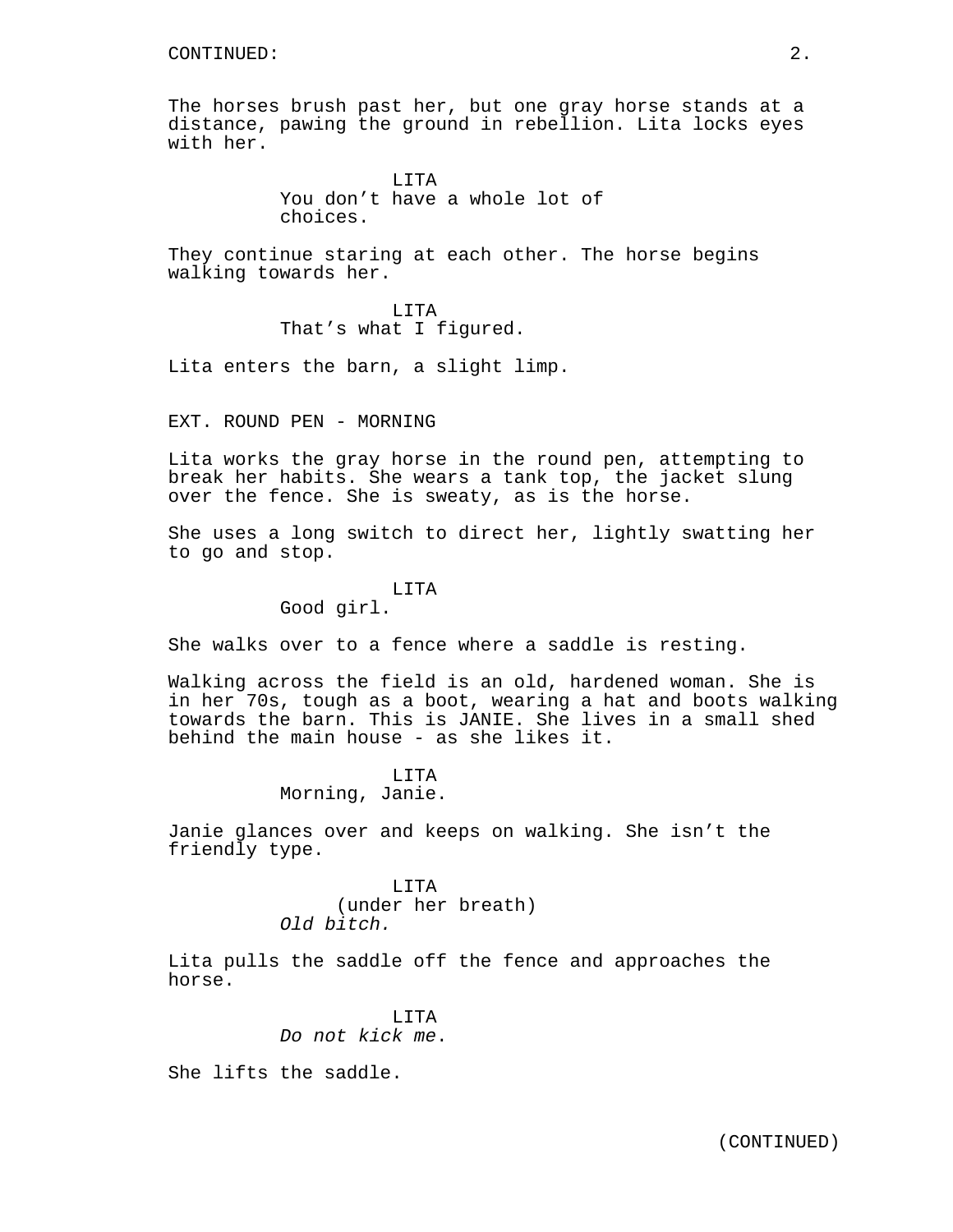CONTINUED:

The horses brush past her, but one gray horse stands at a distance, pawing the ground in rebellion. Lita locks eyes with her.

LITA
You don't have a whole lot of choices.

They continue staring at each other. The horse begins walking towards her.

LITA
That's what I figured.

Lita enters the barn, a slight limp.

EXT. ROUND PEN - MORNING

Lita works the gray horse in the round pen, attempting to break her habits. She wears a tank top, the jacket slung over the fence. She is sweaty, as is the horse.

She uses a long switch to direct her, lightly swatting her to go and stop.

LITA
Good girl.

She walks over to a fence where a saddle is resting.

Walking across the field is an old, hardened woman. She is in her 70s, tough as a boot, wearing a hat and boots walking towards the barn. This is JANIE. She lives in a small shed behind the main house - as she likes it.

LITA
Morning, Janie.

Janie glances over and keeps on walking. She isn't the friendly type.

LITA
(under her breath)
*Old bitch.*

Lita pulls the saddle off the fence and approaches the horse.

LITA
*Do not kick me*.

She lifts the saddle.

(CONTINUED)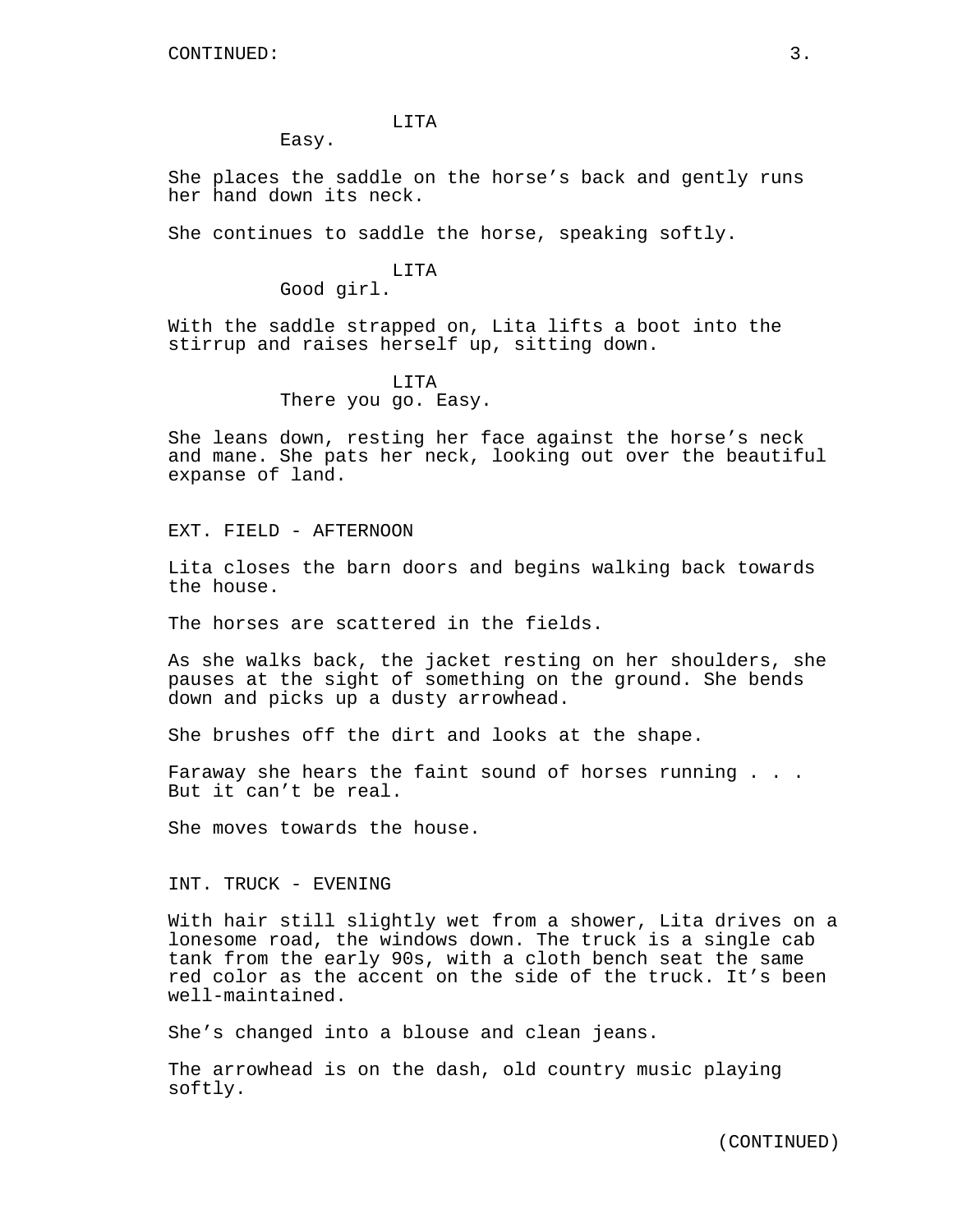LITA

Easy.

She places the saddle on the horse’s back and gently runs her hand down its neck.

She continues to saddle the horse, speaking softly.

LITA

Good girl.

With the saddle strapped on, Lita lifts a boot into the stirrup and raises herself up, sitting down.

LITA

There you go. Easy.

She leans down, resting her face against the horse’s neck and mane. She pats her neck, looking out over the beautiful expanse of land.

EXT. FIELD - AFTERNOON

Lita closes the barn doors and begins walking back towards the house.

The horses are scattered in the fields.

As she walks back, the jacket resting on her shoulders, she pauses at the sight of something on the ground. She bends down and picks up a dusty arrowhead.

She brushes off the dirt and looks at the shape.

Faraway she hears the faint sound of horses running . . . But it can’t be real.

She moves towards the house.

INT. TRUCK - EVENING

With hair still slightly wet from a shower, Lita drives on a lonesome road, the windows down. The truck is a single cab tank from the early 90s, with a cloth bench seat the same red color as the accent on the side of the truck. It’s been well-maintained.

She’s changed into a blouse and clean jeans.

The arrowhead is on the dash, old country music playing softly.

(CONTINUED)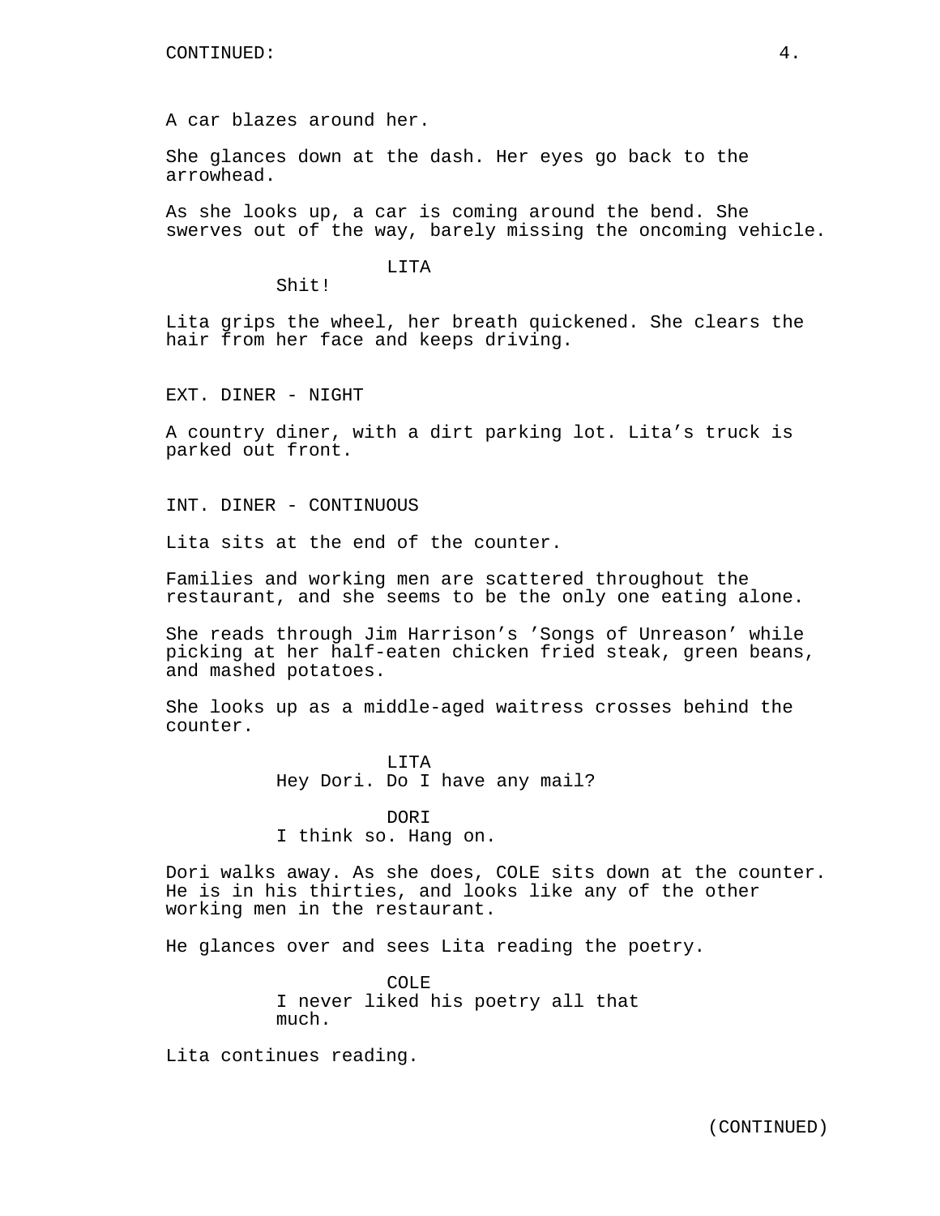A car blazes around her.

She glances down at the dash. Her eyes go back to the arrowhead.

As she looks up, a car is coming around the bend. She swerves out of the way, barely missing the oncoming vehicle.

LITA
Shit!

Lita grips the wheel, her breath quickened. She clears the hair from her face and keeps driving.

EXT. DINER - NIGHT

A country diner, with a dirt parking lot. Lita's truck is parked out front.

INT. DINER - CONTINUOUS

Lita sits at the end of the counter.

Families and working men are scattered throughout the restaurant, and she seems to be the only one eating alone.

She reads through Jim Harrison's 'Songs of Unreason' while picking at her half-eaten chicken fried steak, green beans, and mashed potatoes.

She looks up as a middle-aged waitress crosses behind the counter.

LITA
Hey Dori. Do I have any mail?

DORI
I think so. Hang on.

Dori walks away. As she does, COLE sits down at the counter. He is in his thirties, and looks like any of the other working men in the restaurant.

He glances over and sees Lita reading the poetry.

COLE
I never liked his poetry all that much.

Lita continues reading.

(CONTINUED)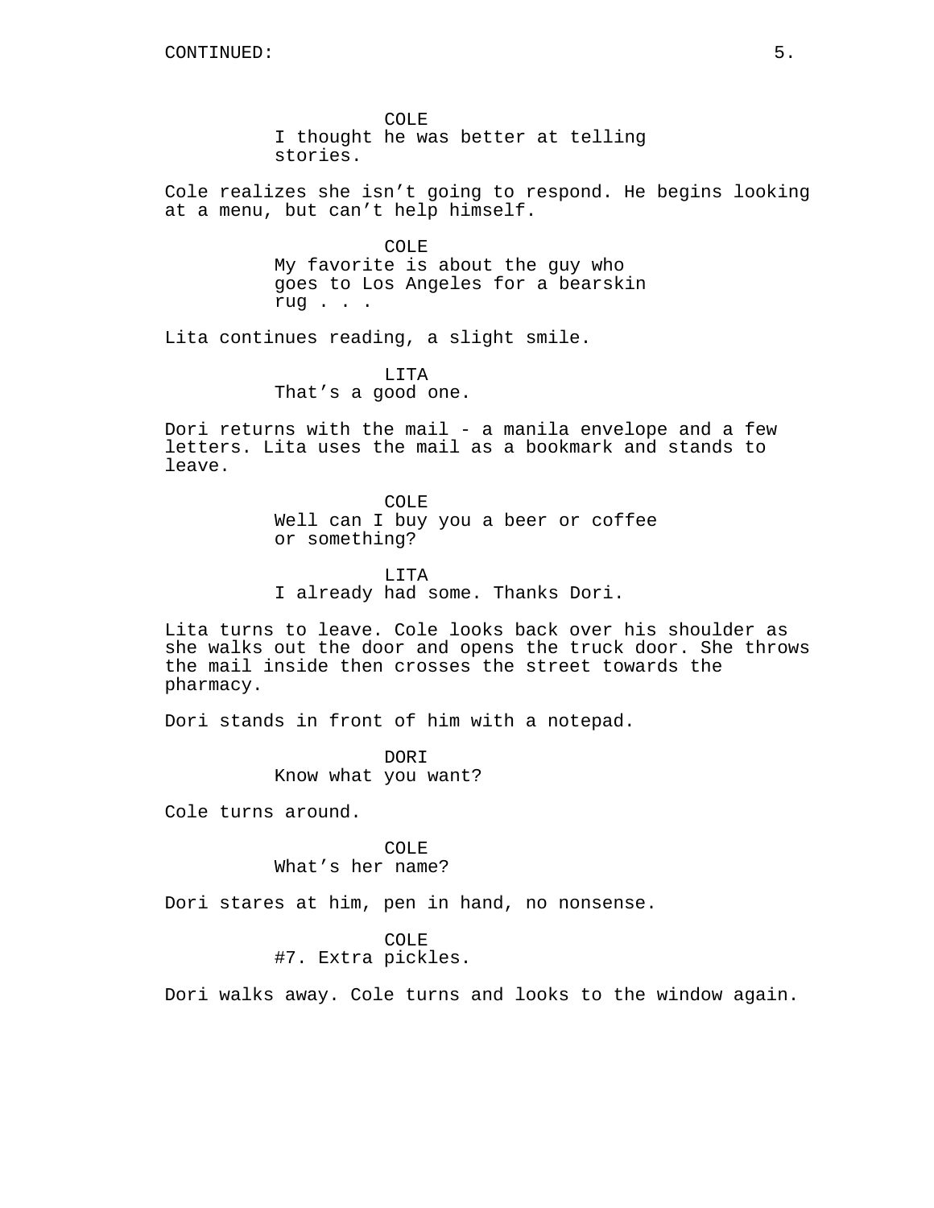COLE
I thought he was better at telling stories.

Cole realizes she isn't going to respond. He begins looking at a menu, but can't help himself.

COLE
My favorite is about the guy who goes to Los Angeles for a bearskin rug . . .

Lita continues reading, a slight smile.

LITA
That's a good one.

Dori returns with the mail - a manila envelope and a few letters. Lita uses the mail as a bookmark and stands to leave.

COLE
Well can I buy you a beer or coffee or something?

LITA
I already had some. Thanks Dori.

Lita turns to leave. Cole looks back over his shoulder as she walks out the door and opens the truck door. She throws the mail inside then crosses the street towards the pharmacy.

Dori stands in front of him with a notepad.

DORI
Know what you want?

Cole turns around.

COLE
What's her name?

Dori stares at him, pen in hand, no nonsense.

COLE
#7. Extra pickles.

Dori walks away. Cole turns and looks to the window again.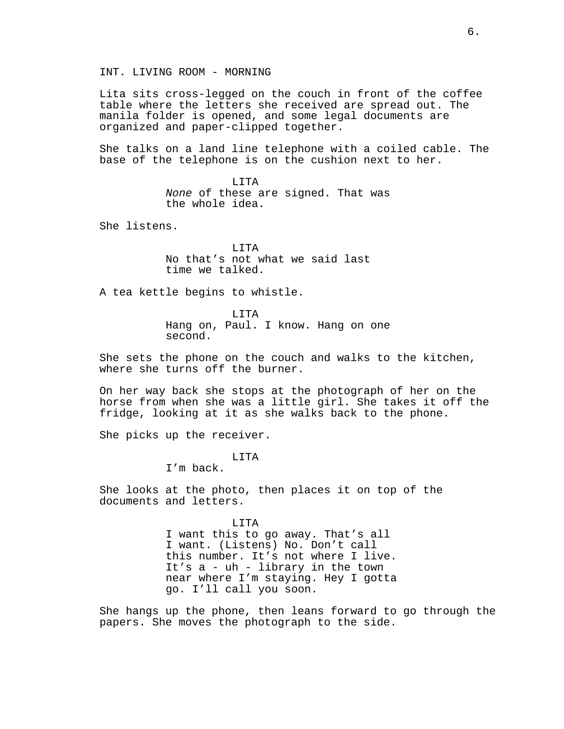INT. LIVING ROOM - MORNING

Lita sits cross-legged on the couch in front of the coffee table where the letters she received are spread out. The manila folder is opened, and some legal documents are organized and paper-clipped together.

She talks on a land line telephone with a coiled cable. The base of the telephone is on the cushion next to her.

LITA
*None* of these are signed. That was the whole idea.

She listens.

LITA
No that's not what we said last time we talked.

A tea kettle begins to whistle.

LITA
Hang on, Paul. I know. Hang on one second.

She sets the phone on the couch and walks to the kitchen, where she turns off the burner.

On her way back she stops at the photograph of her on the horse from when she was a little girl. She takes it off the fridge, looking at it as she walks back to the phone.

She picks up the receiver.

LITA
I'm back.

She looks at the photo, then places it on top of the documents and letters.

LITA
I want this to go away. That's all I want. (Listens) No. Don't call this number. It's not where I live. It's a - uh - library in the town near where I'm staying. Hey I gotta go. I'll call you soon.

She hangs up the phone, then leans forward to go through the papers. She moves the photograph to the side.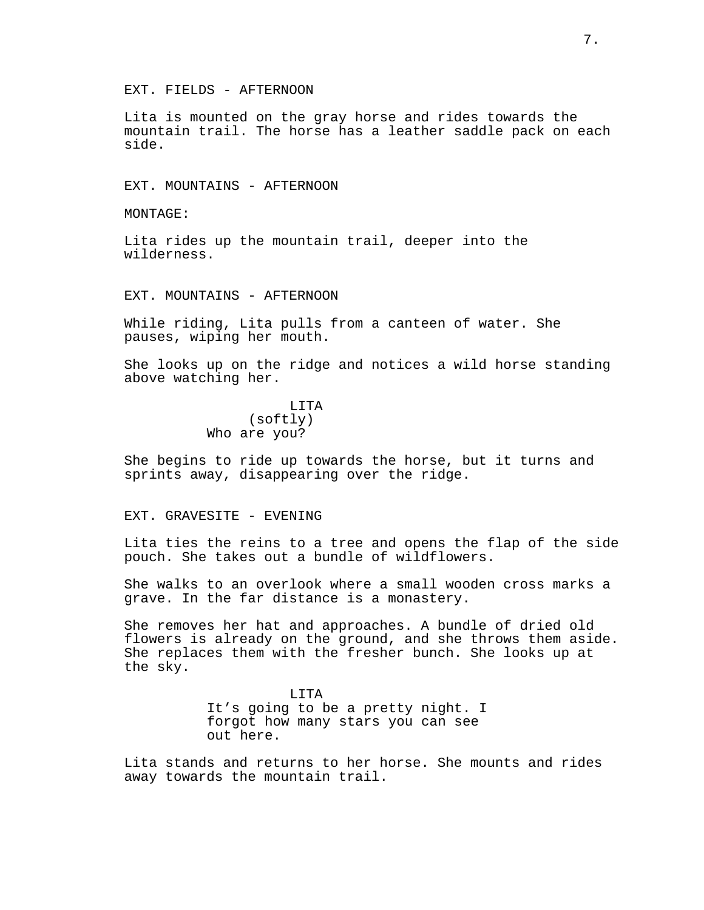EXT. FIELDS - AFTERNOON

Lita is mounted on the gray horse and rides towards the mountain trail. The horse has a leather saddle pack on each side.

EXT. MOUNTAINS - AFTERNOON

MONTAGE:

Lita rides up the mountain trail, deeper into the wilderness.

EXT. MOUNTAINS - AFTERNOON

While riding, Lita pulls from a canteen of water. She pauses, wiping her mouth.

She looks up on the ridge and notices a wild horse standing above watching her.

LITA
(softly)
Who are you?

She begins to ride up towards the horse, but it turns and sprints away, disappearing over the ridge.

EXT. GRAVESITE - EVENING

Lita ties the reins to a tree and opens the flap of the side pouch. She takes out a bundle of wildflowers.

She walks to an overlook where a small wooden cross marks a grave. In the far distance is a monastery.

She removes her hat and approaches. A bundle of dried old flowers is already on the ground, and she throws them aside. She replaces them with the fresher bunch. She looks up at the sky.

LITA
It’s going to be a pretty night. I forgot how many stars you can see out here.

Lita stands and returns to her horse. She mounts and rides away towards the mountain trail.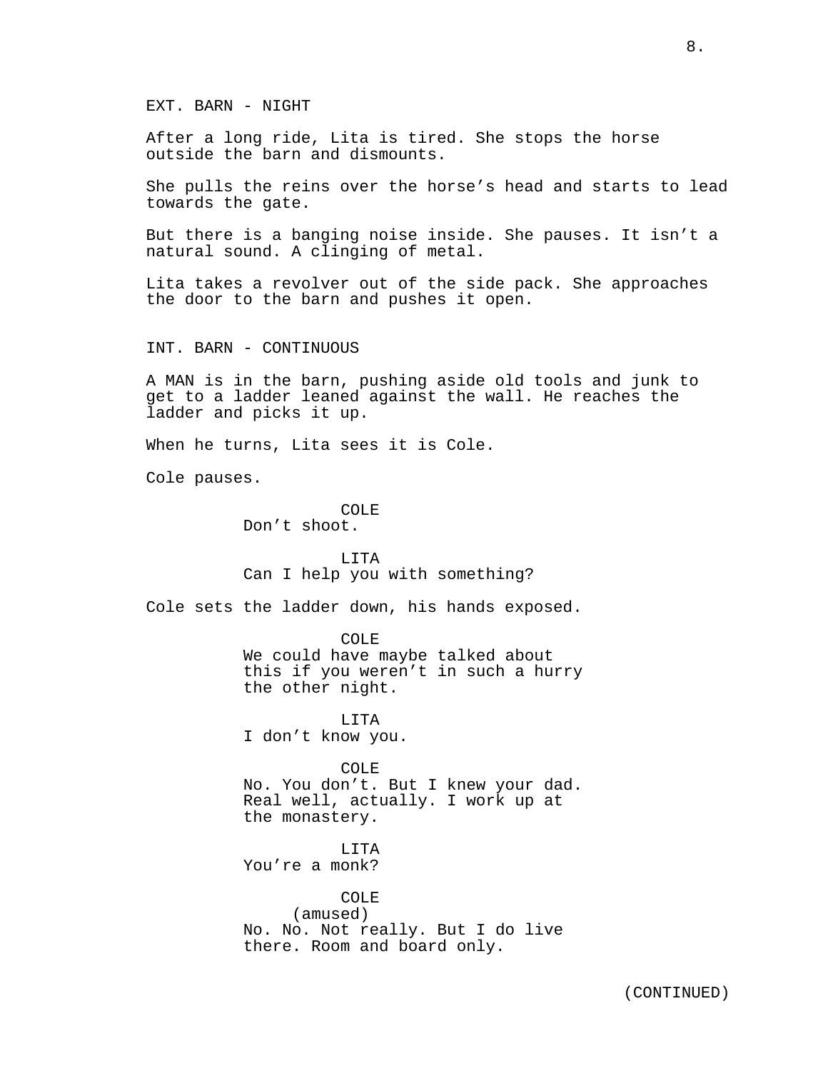EXT. BARN - NIGHT

After a long ride, Lita is tired. She stops the horse outside the barn and dismounts.

She pulls the reins over the horse's head and starts to lead towards the gate.

But there is a banging noise inside. She pauses. It isn't a natural sound. A clinging of metal.

Lita takes a revolver out of the side pack. She approaches the door to the barn and pushes it open.

INT. BARN - CONTINUOUS

A MAN is in the barn, pushing aside old tools and junk to get to a ladder leaned against the wall. He reaches the ladder and picks it up.

When he turns, Lita sees it is Cole.

Cole pauses.

COLE
Don't shoot.

LITA
Can I help you with something?

Cole sets the ladder down, his hands exposed.

COLE
We could have maybe talked about this if you weren't in such a hurry the other night.

LITA
I don't know you.

COLE
No. You don't. But I knew your dad. Real well, actually. I work up at the monastery.

LITA
You're a monk?

COLE
(amused)
No. No. Not really. But I do live there. Room and board only.

(CONTINUED)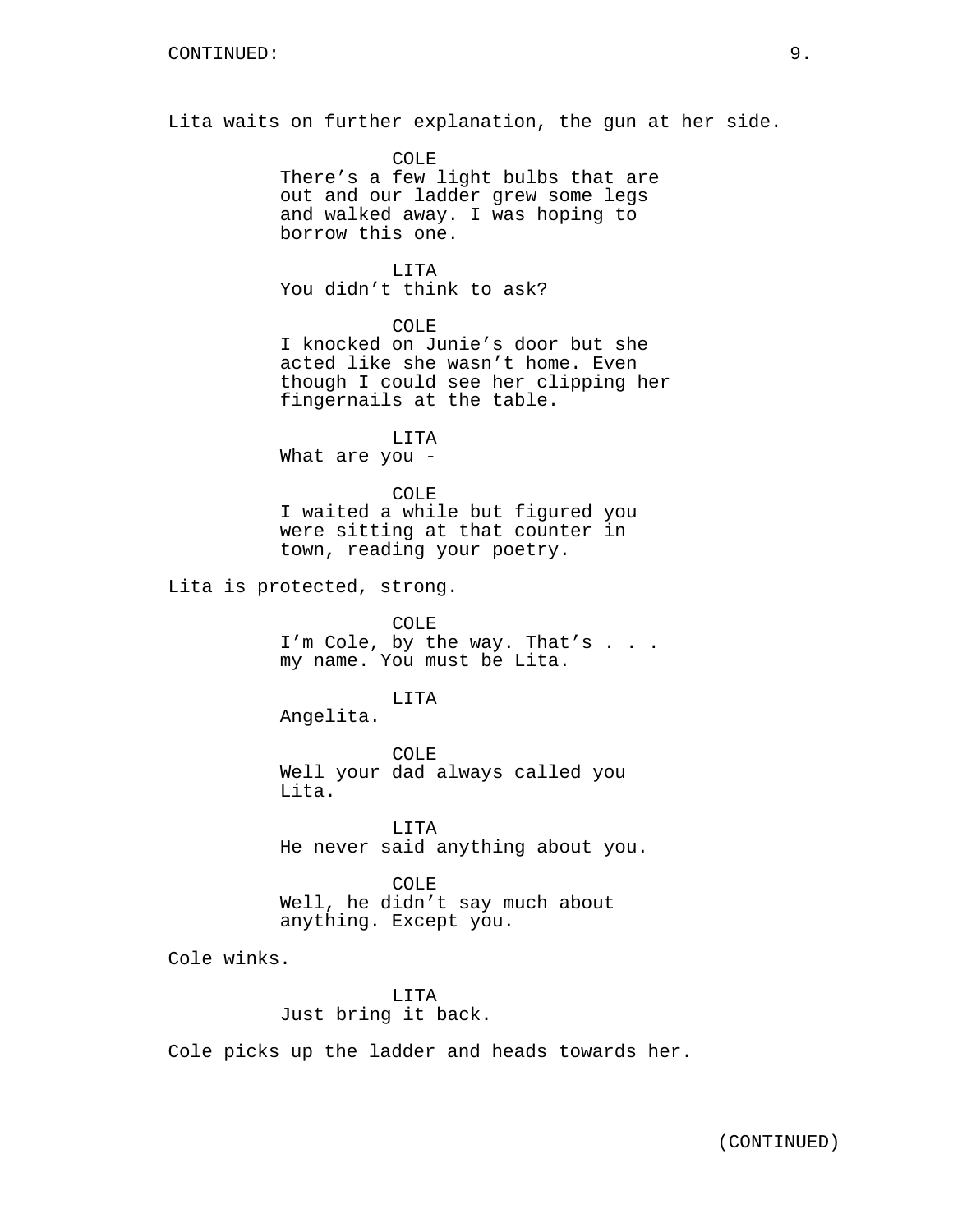CONTINUED:

Lita waits on further explanation, the gun at her side.

COLE
There's a few light bulbs that are out and our ladder grew some legs and walked away. I was hoping to borrow this one.

LITA
You didn't think to ask?

COLE
I knocked on Junie's door but she acted like she wasn't home. Even though I could see her clipping her fingernails at the table.

LITA
What are you -

COLE
I waited a while but figured you were sitting at that counter in town, reading your poetry.

Lita is protected, strong.

COLE
I'm Cole, by the way. That's . . . my name. You must be Lita.

LITA
Angelita.

COLE
Well your dad always called you Lita.

LITA
He never said anything about you.

COLE
Well, he didn't say much about anything. Except you.

Cole winks.

LITA
Just bring it back.

Cole picks up the ladder and heads towards her.

(CONTINUED)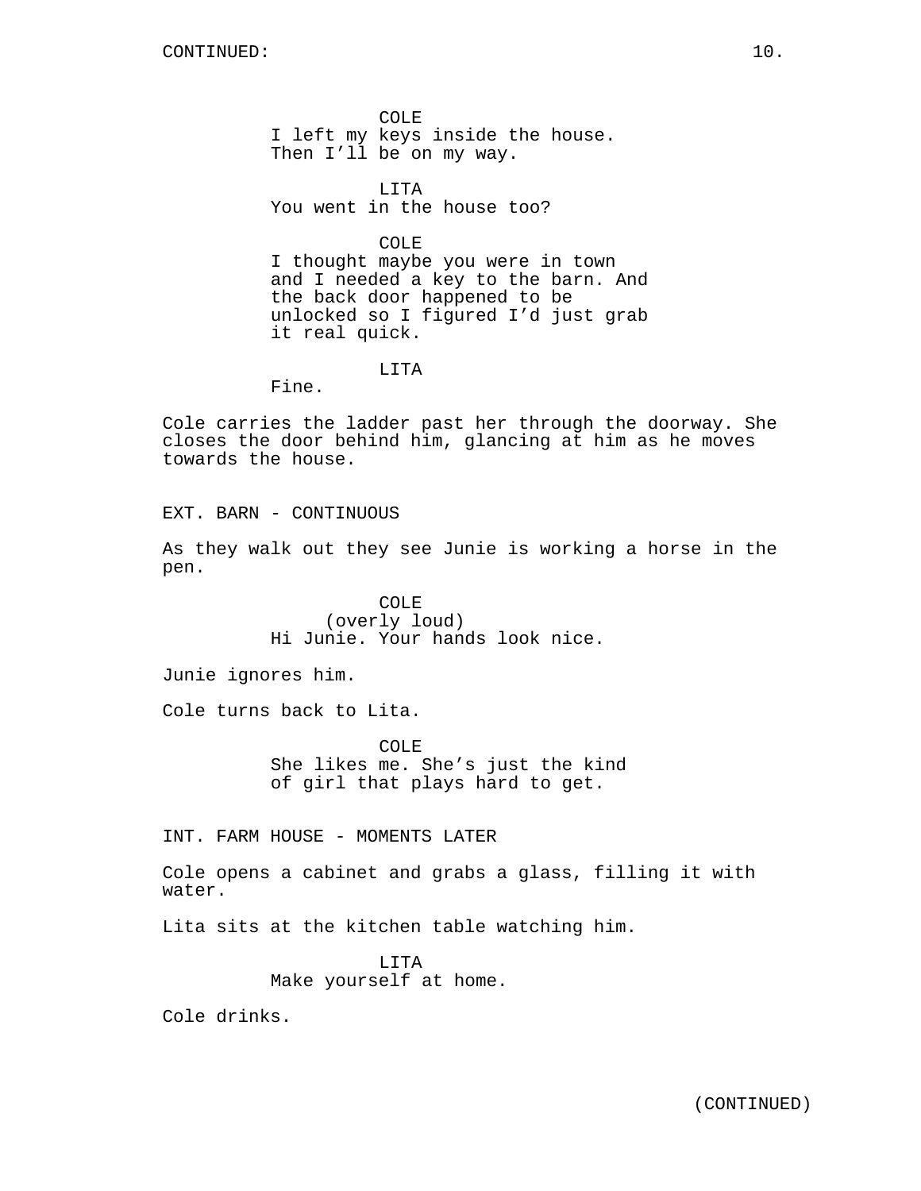CONTINUED:

COLE
I left my keys inside the house.
Then I'll be on my way.

LITA
You went in the house too?

COLE
I thought maybe you were in town
and I needed a key to the barn. And
the back door happened to be
unlocked so I figured I'd just grab
it real quick.

LITA
Fine.

Cole carries the ladder past her through the doorway. She closes the door behind him, glancing at him as he moves towards the house.

EXT. BARN - CONTINUOUS

As they walk out they see Junie is working a horse in the pen.

COLE
(overly loud)
Hi Junie. Your hands look nice.

Junie ignores him.

Cole turns back to Lita.

COLE
She likes me. She's just the kind
of girl that plays hard to get.

INT. FARM HOUSE - MOMENTS LATER

Cole opens a cabinet and grabs a glass, filling it with water.

Lita sits at the kitchen table watching him.

LITA
Make yourself at home.

Cole drinks.

(CONTINUED)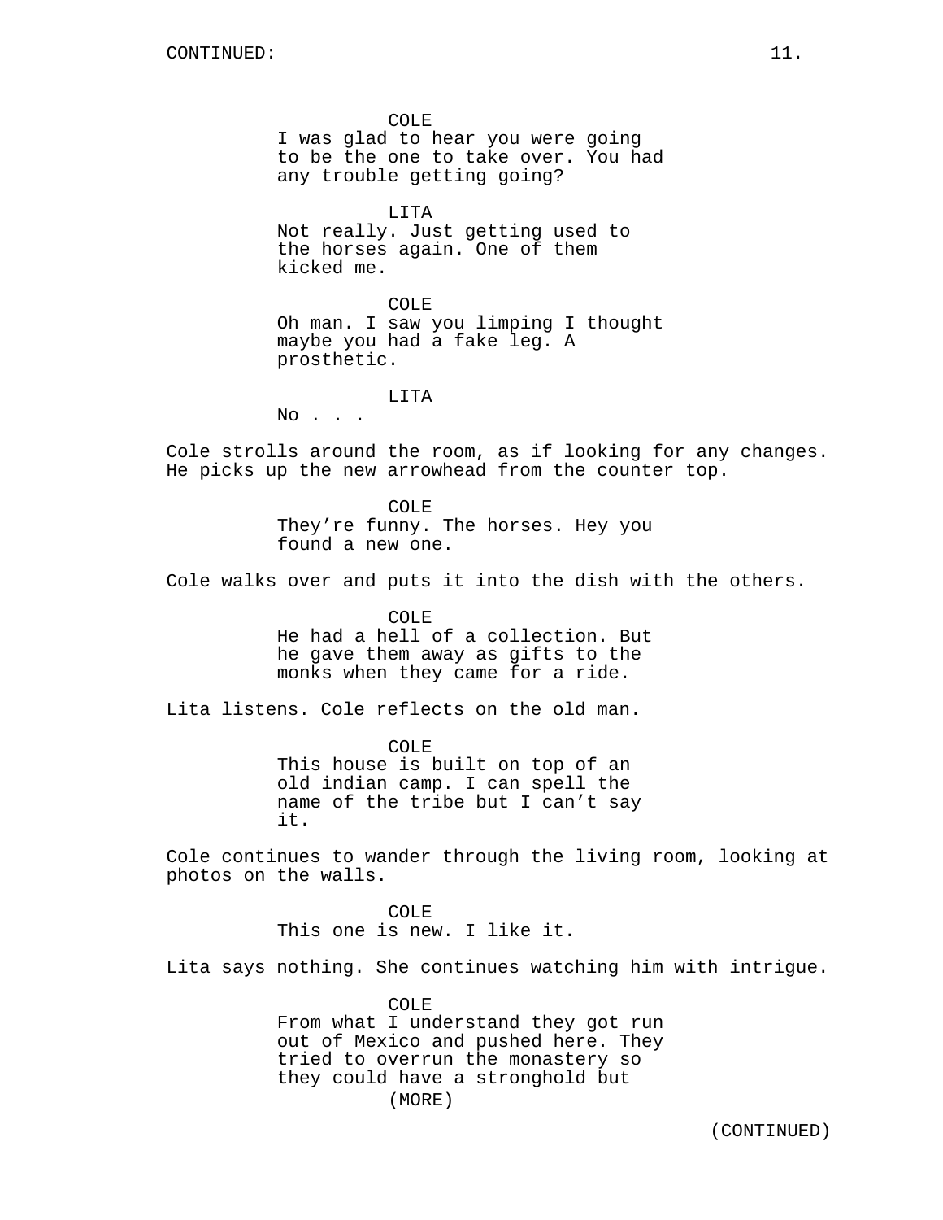COLE
I was glad to hear you were going to be the one to take over. You had any trouble getting going?

LITA
Not really. Just getting used to the horses again. One of them kicked me.

COLE
Oh man. I saw you limping I thought maybe you had a fake leg. A prosthetic.

LITA
No . . .

Cole strolls around the room, as if looking for any changes. He picks up the new arrowhead from the counter top.

COLE
They're funny. The horses. Hey you found a new one.

Cole walks over and puts it into the dish with the others.

COLE
He had a hell of a collection. But he gave them away as gifts to the monks when they came for a ride.

Lita listens. Cole reflects on the old man.

COLE
This house is built on top of an old indian camp. I can spell the name of the tribe but I can't say it.

Cole continues to wander through the living room, looking at photos on the walls.

COLE
This one is new. I like it.

Lita says nothing. She continues watching him with intrigue.

COLE
From what I understand they got run out of Mexico and pushed here. They tried to overrun the monastery so they could have a stronghold but
(MORE)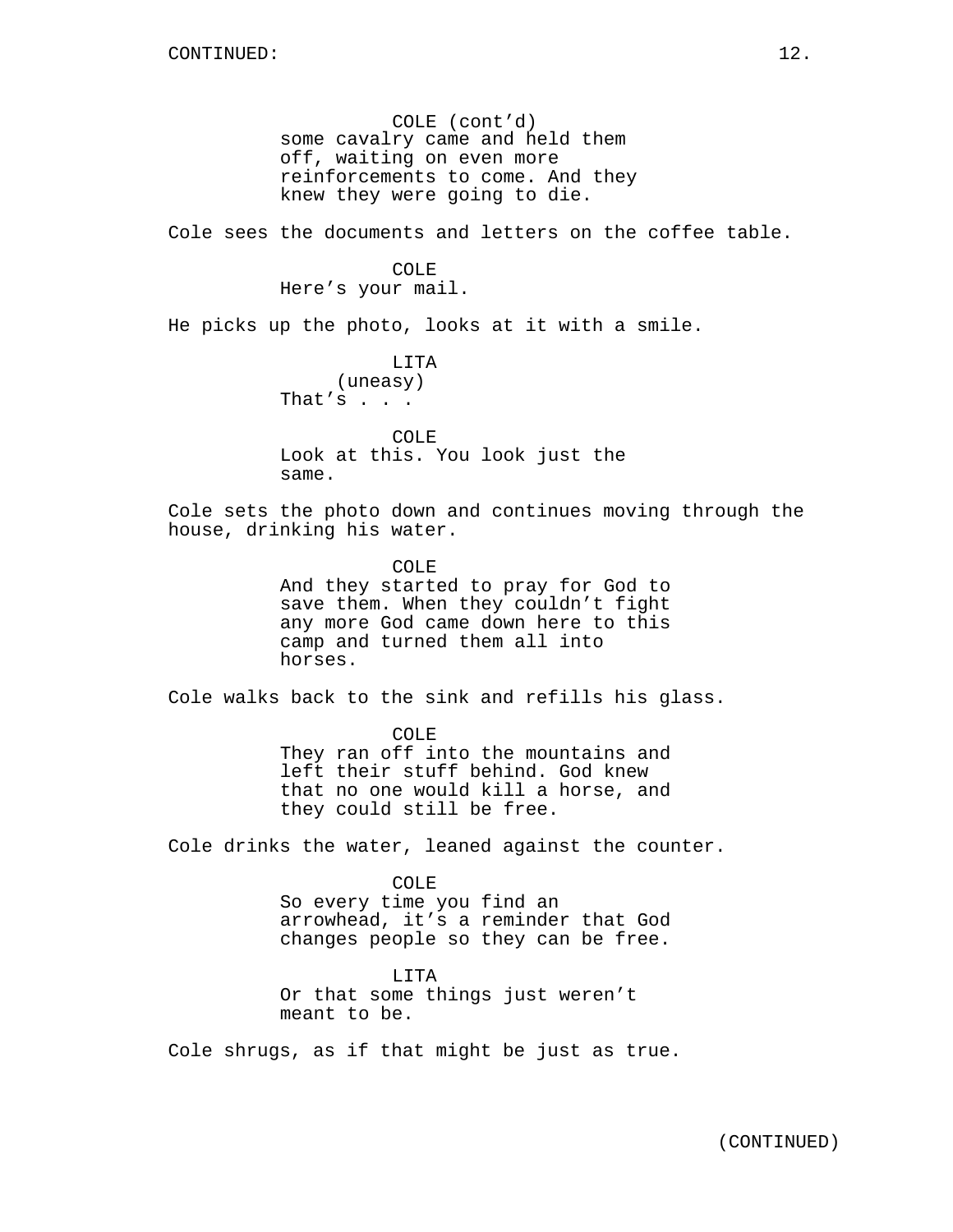COLE (cont'd)
some cavalry came and held them off, waiting on even more reinforcements to come. And they knew they were going to die.

Cole sees the documents and letters on the coffee table.

COLE
Here's your mail.

He picks up the photo, looks at it with a smile.

LITA
(uneasy)
That's . . .

COLE
Look at this. You look just the same.

Cole sets the photo down and continues moving through the house, drinking his water.

COLE
And they started to pray for God to save them. When they couldn't fight any more God came down here to this camp and turned them all into horses.

Cole walks back to the sink and refills his glass.

COLE
They ran off into the mountains and left their stuff behind. God knew that no one would kill a horse, and they could still be free.

Cole drinks the water, leaned against the counter.

COLE
So every time you find an arrowhead, it's a reminder that God changes people so they can be free.

LITA
Or that some things just weren't meant to be.

Cole shrugs, as if that might be just as true.

(CONTINUED)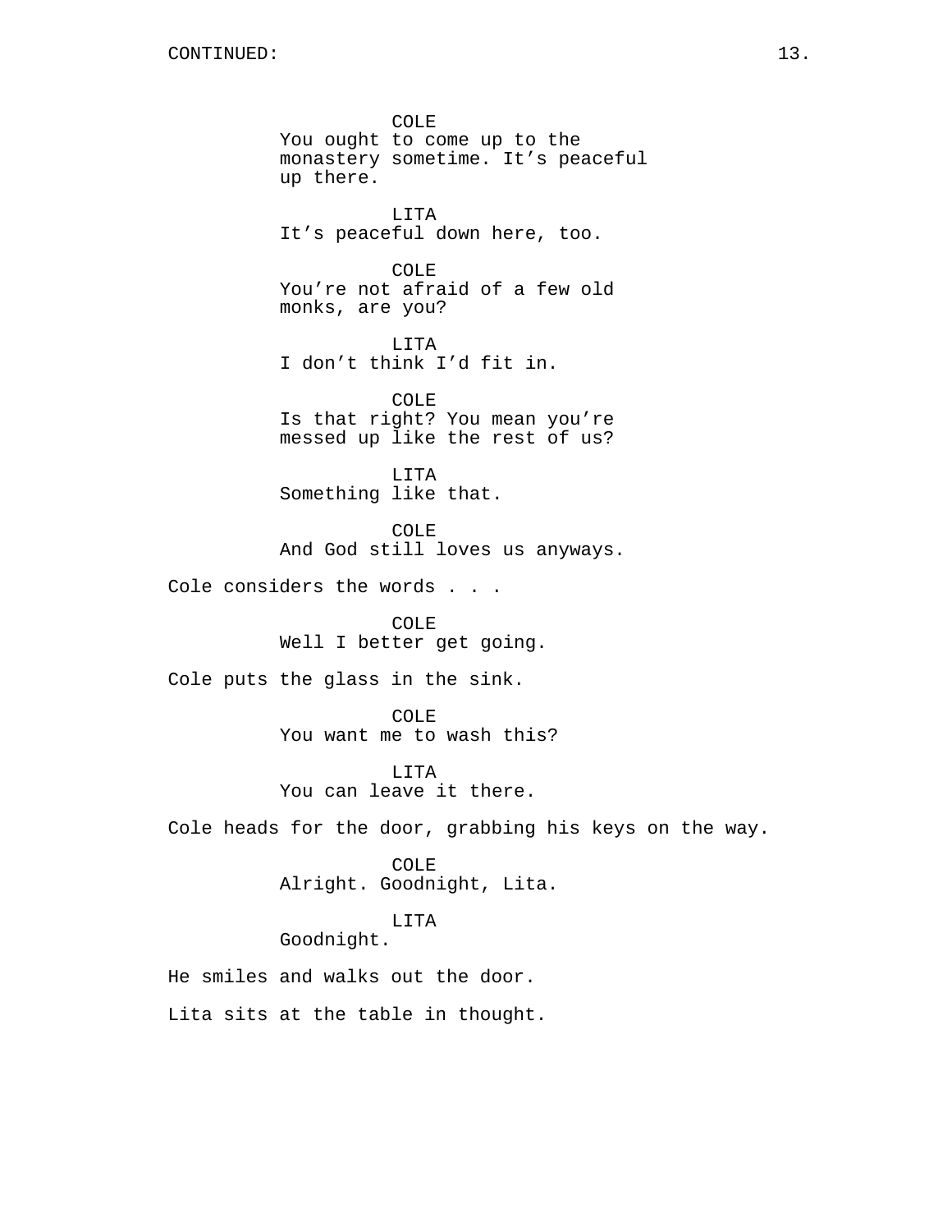COLE
You ought to come up to the monastery sometime. It's peaceful up there.

LITA
It's peaceful down here, too.

COLE
You're not afraid of a few old monks, are you?

LITA
I don't think I'd fit in.

COLE
Is that right? You mean you're messed up like the rest of us?

LITA
Something like that.

COLE
And God still loves us anyways.

Cole considers the words . . .

COLE
Well I better get going.

Cole puts the glass in the sink.

COLE
You want me to wash this?

LITA
You can leave it there.

Cole heads for the door, grabbing his keys on the way.

COLE
Alright. Goodnight, Lita.

LITA
Goodnight.

He smiles and walks out the door.

Lita sits at the table in thought.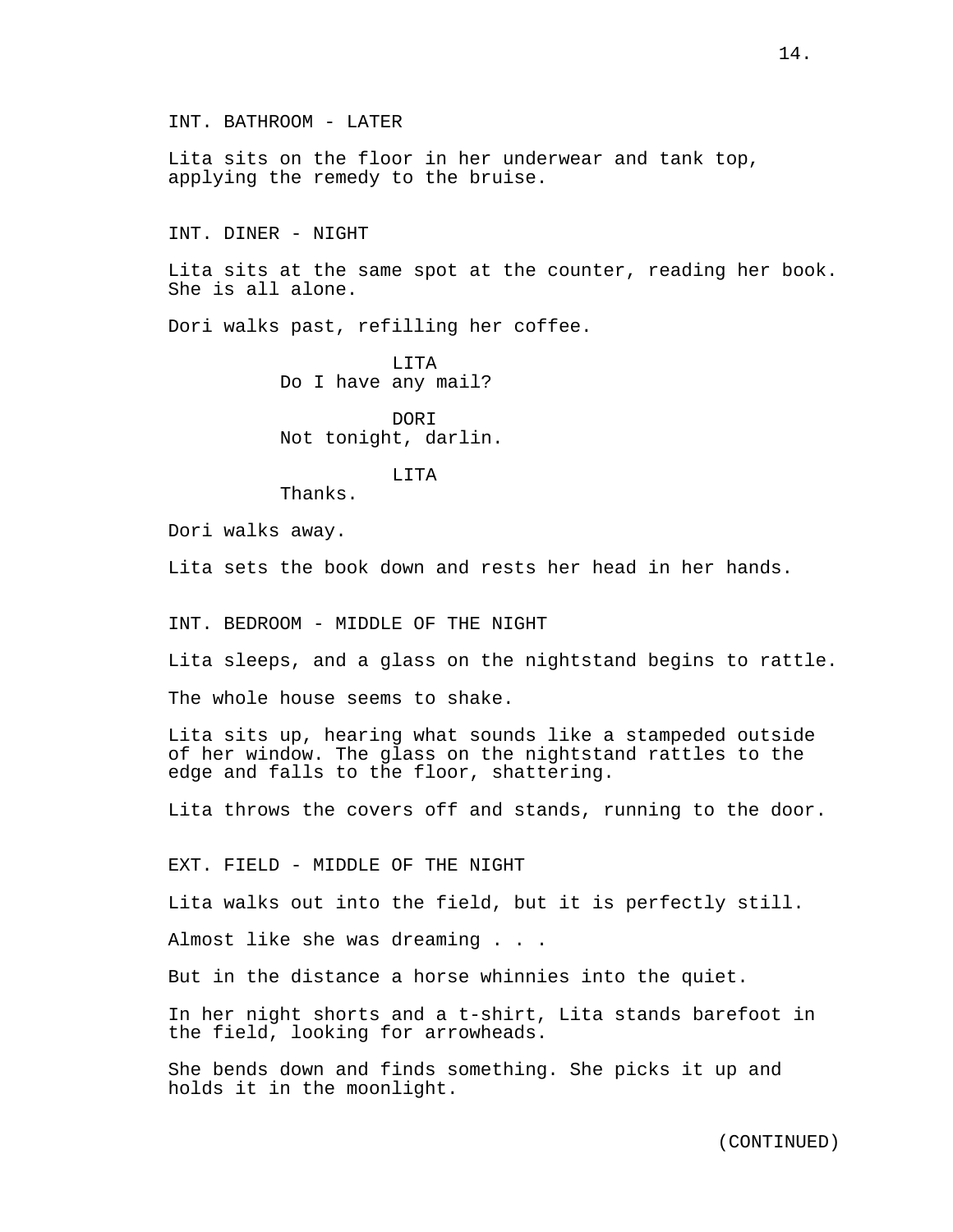INT. BATHROOM - LATER

Lita sits on the floor in her underwear and tank top, applying the remedy to the bruise.

INT. DINER - NIGHT

Lita sits at the same spot at the counter, reading her book. She is all alone.

Dori walks past, refilling her coffee.

LITA
Do I have any mail?

DORI
Not tonight, darlin.

LITA
Thanks.

Dori walks away.

Lita sets the book down and rests her head in her hands.

INT. BEDROOM - MIDDLE OF THE NIGHT

Lita sleeps, and a glass on the nightstand begins to rattle.

The whole house seems to shake.

Lita sits up, hearing what sounds like a stampeded outside of her window. The glass on the nightstand rattles to the edge and falls to the floor, shattering.

Lita throws the covers off and stands, running to the door.

EXT. FIELD - MIDDLE OF THE NIGHT

Lita walks out into the field, but it is perfectly still.

Almost like she was dreaming . . .

But in the distance a horse whinnies into the quiet.

In her night shorts and a t-shirt, Lita stands barefoot in the field, looking for arrowheads.

She bends down and finds something. She picks it up and holds it in the moonlight.

(CONTINUED)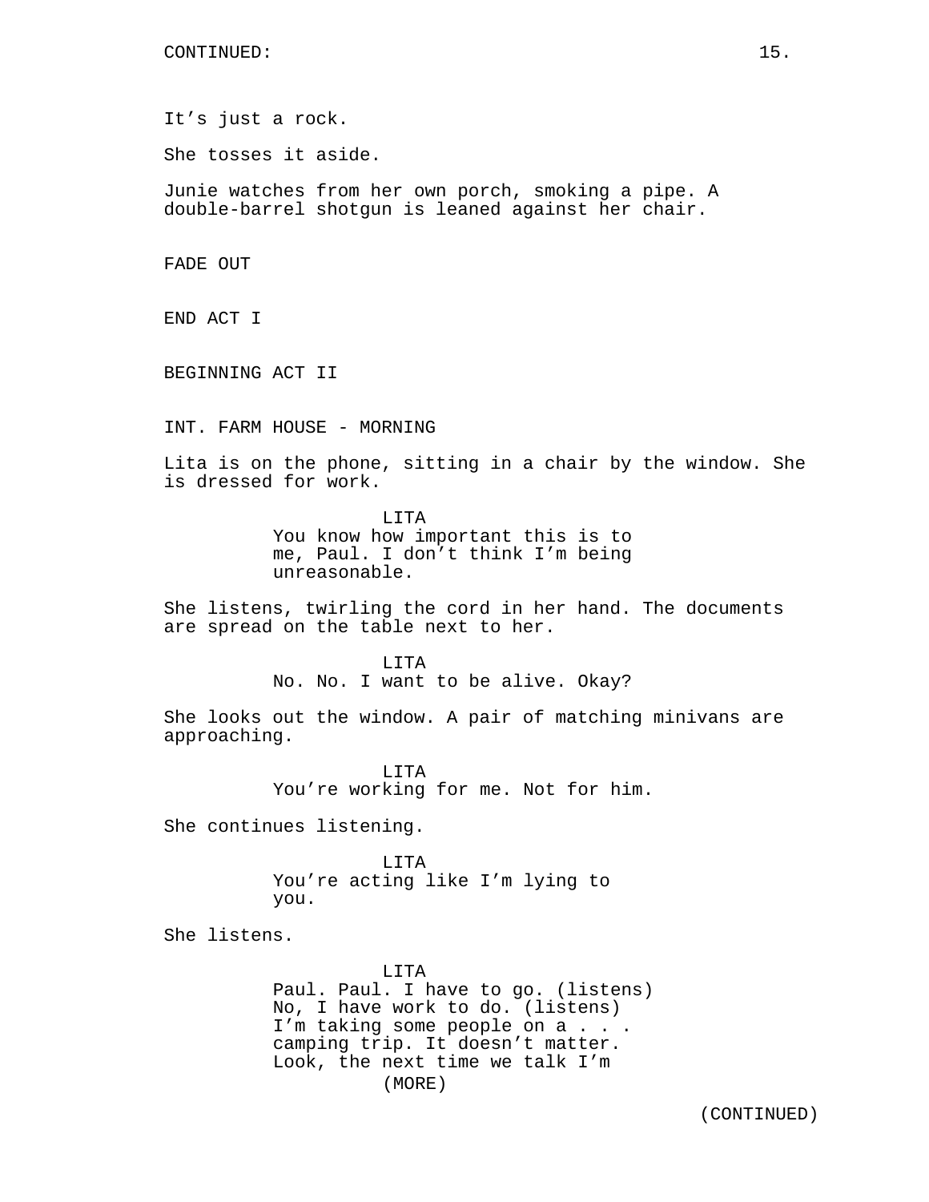It’s just a rock.

She tosses it aside.

Junie watches from her own porch, smoking a pipe. A double-barrel shotgun is leaned against her chair.

FADE OUT

END ACT I

BEGINNING ACT II

INT. FARM HOUSE - MORNING

Lita is on the phone, sitting in a chair by the window. She is dressed for work.

LITA
You know how important this is to me, Paul. I don’t think I’m being unreasonable.

She listens, twirling the cord in her hand. The documents are spread on the table next to her.

LITA
No. No. I want to be alive. Okay?

She looks out the window. A pair of matching minivans are approaching.

LITA
You’re working for me. Not for him.

She continues listening.

LITA
You’re acting like I’m lying to you.

She listens.

LITA
Paul. Paul. I have to go. (listens) No, I have work to do. (listens) I’m taking some people on a . . . camping trip. It doesn’t matter. Look, the next time we talk I’m
(MORE)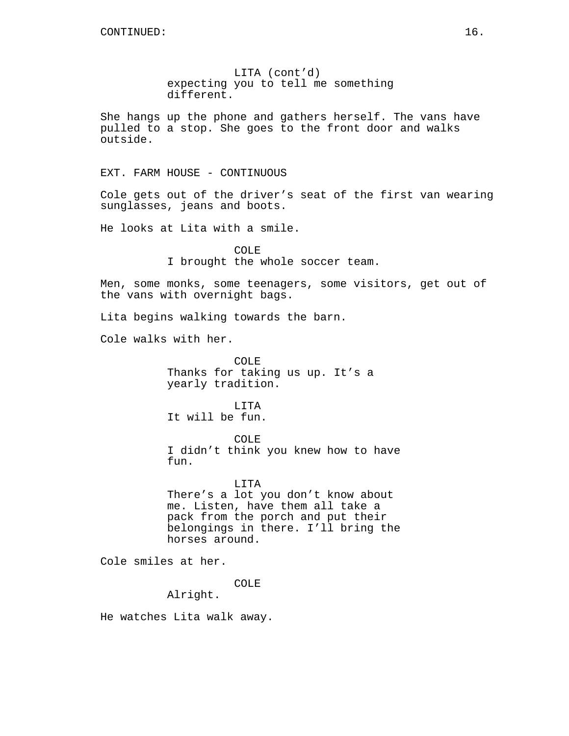LITA (cont'd)
expecting you to tell me something different.

She hangs up the phone and gathers herself. The vans have pulled to a stop. She goes to the front door and walks outside.

EXT. FARM HOUSE - CONTINUOUS

Cole gets out of the driver's seat of the first van wearing sunglasses, jeans and boots.

He looks at Lita with a smile.

COLE
I brought the whole soccer team.

Men, some monks, some teenagers, some visitors, get out of the vans with overnight bags.

Lita begins walking towards the barn.

Cole walks with her.

COLE
Thanks for taking us up. It's a yearly tradition.

LITA
It will be fun.

COLE
I didn't think you knew how to have fun.

LITA
There's a lot you don't know about me. Listen, have them all take a pack from the porch and put their belongings in there. I'll bring the horses around.

Cole smiles at her.

COLE
Alright.

He watches Lita walk away.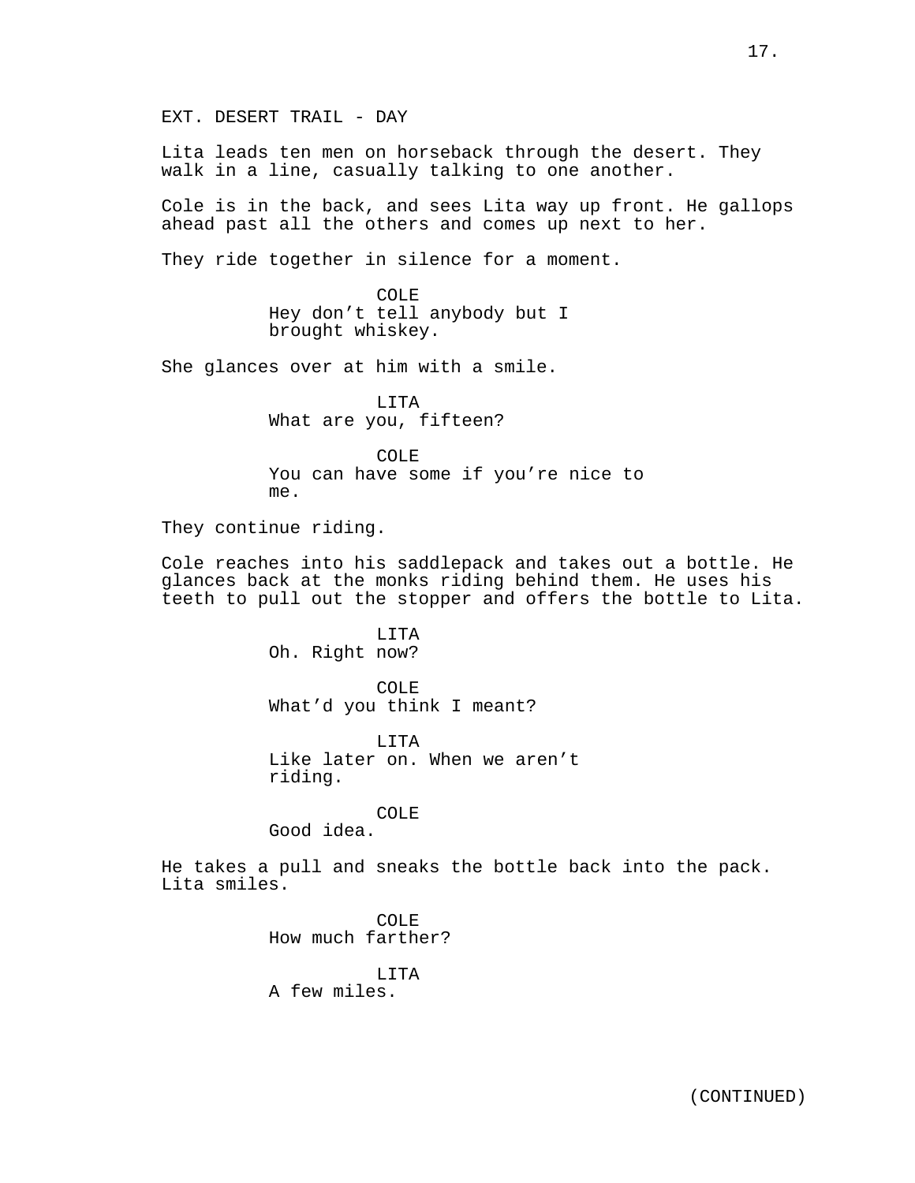EXT. DESERT TRAIL - DAY

Lita leads ten men on horseback through the desert. They walk in a line, casually talking to one another.

Cole is in the back, and sees Lita way up front. He gallops ahead past all the others and comes up next to her.

They ride together in silence for a moment.

COLE
Hey don't tell anybody but I brought whiskey.

She glances over at him with a smile.

LITA
What are you, fifteen?

COLE
You can have some if you're nice to me.

They continue riding.

Cole reaches into his saddlepack and takes out a bottle. He glances back at the monks riding behind them. He uses his teeth to pull out the stopper and offers the bottle to Lita.

LITA
Oh. Right now?

COLE
What'd you think I meant?

LITA
Like later on. When we aren't riding.

COLE
Good idea.

He takes a pull and sneaks the bottle back into the pack. Lita smiles.

COLE
How much farther?

LITA
A few miles.

(CONTINUED)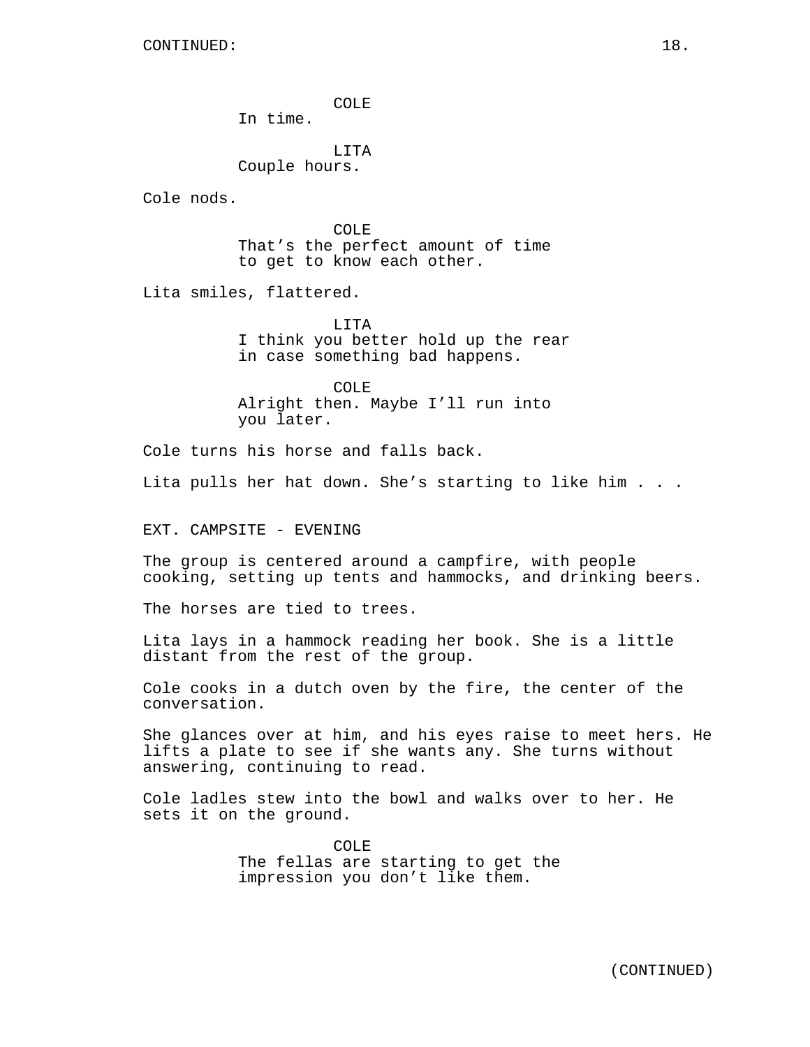CONTINUED:

COLE
In time.

LITA
Couple hours.

Cole nods.

COLE
That’s the perfect amount of time to get to know each other.

Lita smiles, flattered.

LITA
I think you better hold up the rear in case something bad happens.

COLE
Alright then. Maybe I’ll run into you later.

Cole turns his horse and falls back.

Lita pulls her hat down. She’s starting to like him . . .

EXT. CAMPSITE - EVENING

The group is centered around a campfire, with people cooking, setting up tents and hammocks, and drinking beers.

The horses are tied to trees.

Lita lays in a hammock reading her book. She is a little distant from the rest of the group.

Cole cooks in a dutch oven by the fire, the center of the conversation.

She glances over at him, and his eyes raise to meet hers. He lifts a plate to see if she wants any. She turns without answering, continuing to read.

Cole ladles stew into the bowl and walks over to her. He sets it on the ground.

COLE
The fellas are starting to get the impression you don’t like them.

(CONTINUED)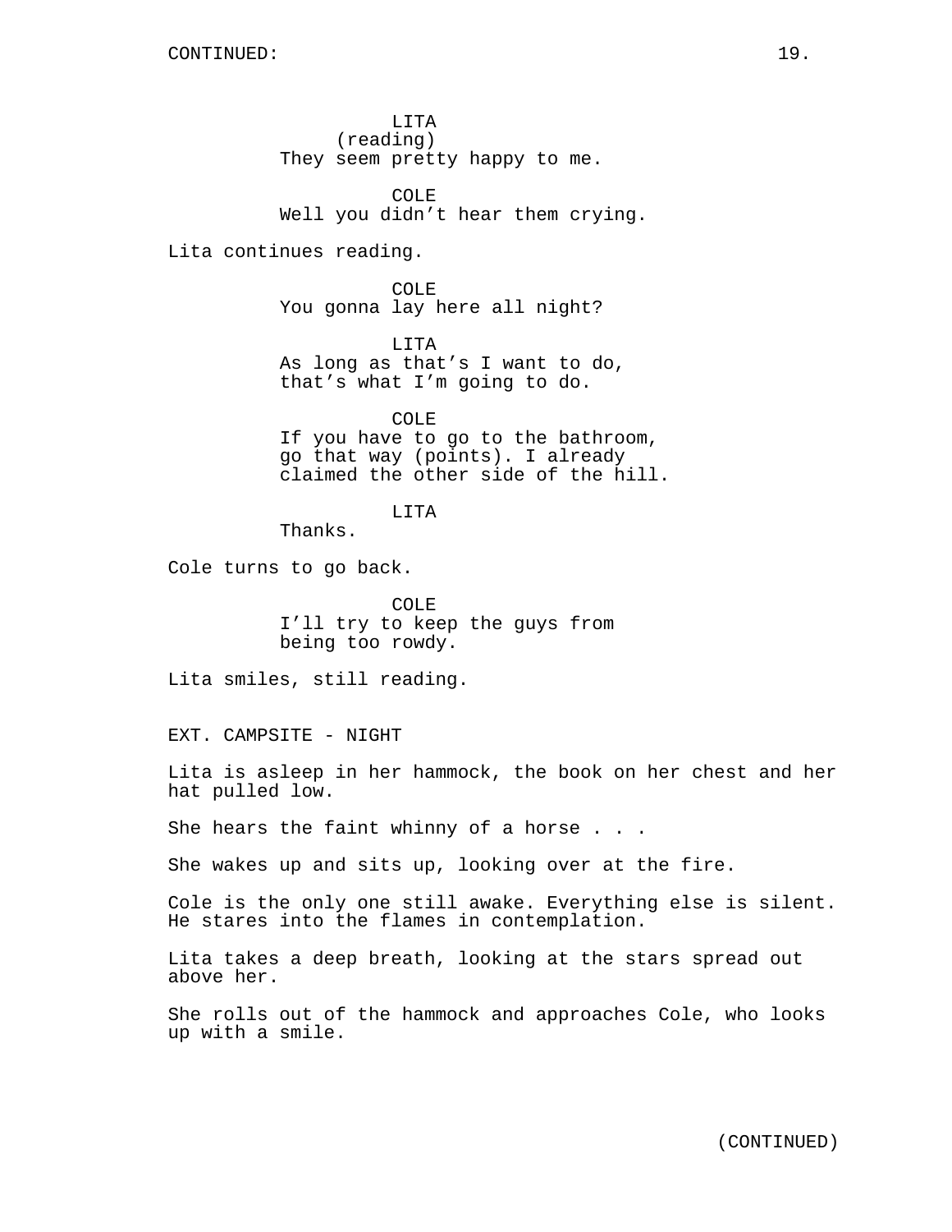LITA
(reading)
They seem pretty happy to me.

COLE
Well you didn't hear them crying.

Lita continues reading.

COLE
You gonna lay here all night?

LITA
As long as that's I want to do, that's what I'm going to do.

COLE
If you have to go to the bathroom, go that way (points). I already claimed the other side of the hill.

LITA
Thanks.

Cole turns to go back.

COLE
I'll try to keep the guys from being too rowdy.

Lita smiles, still reading.

EXT. CAMPSITE - NIGHT

Lita is asleep in her hammock, the book on her chest and her hat pulled low.

She hears the faint whinny of a horse . . .

She wakes up and sits up, looking over at the fire.

Cole is the only one still awake. Everything else is silent. He stares into the flames in contemplation.

Lita takes a deep breath, looking at the stars spread out above her.

She rolls out of the hammock and approaches Cole, who looks up with a smile.

(CONTINUED)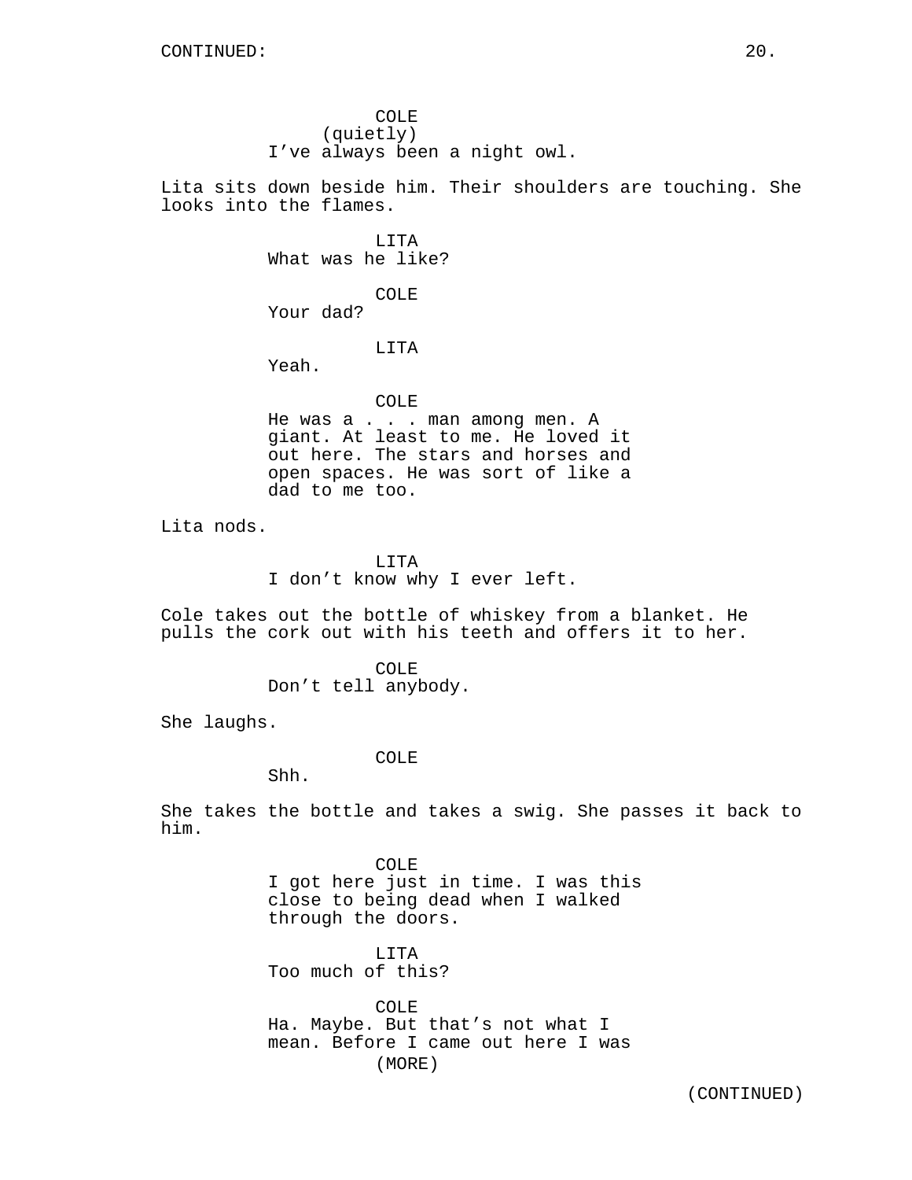COLE
(quietly)
I've always been a night owl.

Lita sits down beside him. Their shoulders are touching. She looks into the flames.

LITA
What was he like?

COLE
Your dad?

LITA
Yeah.

COLE
He was a . . . man among men. A giant. At least to me. He loved it out here. The stars and horses and open spaces. He was sort of like a dad to me too.

Lita nods.

LITA
I don't know why I ever left.

Cole takes out the bottle of whiskey from a blanket. He pulls the cork out with his teeth and offers it to her.

COLE
Don't tell anybody.

She laughs.

COLE
Shh.

She takes the bottle and takes a swig. She passes it back to him.

COLE
I got here just in time. I was this close to being dead when I walked through the doors.

LITA
Too much of this?

COLE
Ha. Maybe. But that's not what I mean. Before I came out here I was
(MORE)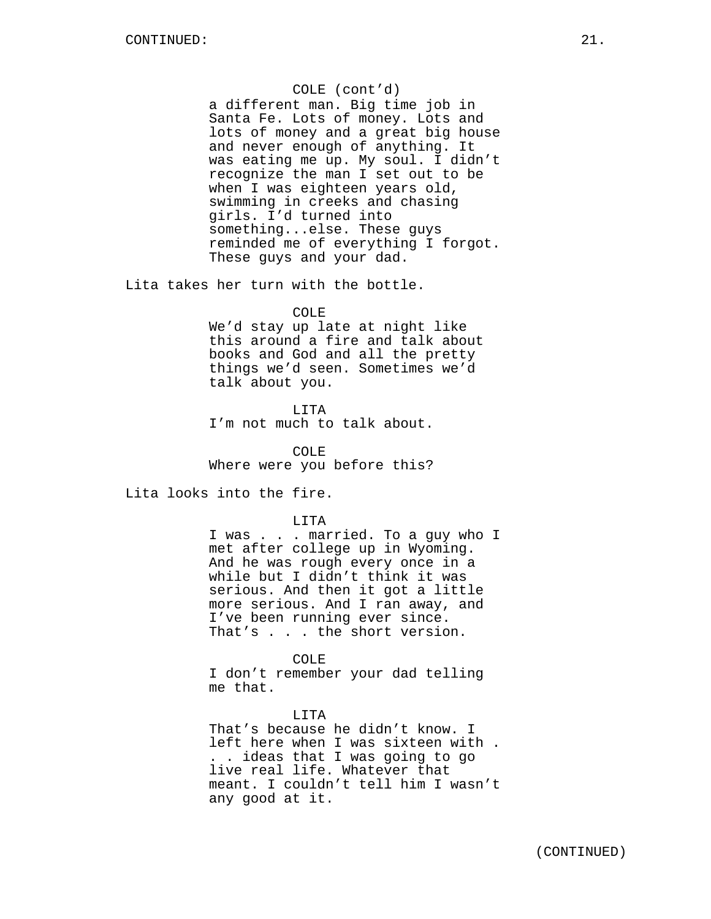COLE (cont'd)
a different man. Big time job in Santa Fe. Lots of money. Lots and lots of money and a great big house and never enough of anything. It was eating me up. My soul. I didn't recognize the man I set out to be when I was eighteen years old, swimming in creeks and chasing girls. I'd turned into something...else. These guys reminded me of everything I forgot. These guys and your dad.

Lita takes her turn with the bottle.

COLE
We'd stay up late at night like this around a fire and talk about books and God and all the pretty things we'd seen. Sometimes we'd talk about you.

LITA
I'm not much to talk about.

COLE
Where were you before this?

Lita looks into the fire.

LITA
I was . . . married. To a guy who I met after college up in Wyoming. And he was rough every once in a while but I didn't think it was serious. And then it got a little more serious. And I ran away, and I've been running ever since. That's . . . the short version.

COLE
I don't remember your dad telling me that.

LITA
That's because he didn't know. I left here when I was sixteen with . . . ideas that I was going to go live real life. Whatever that meant. I couldn't tell him I wasn't any good at it.

(CONTINUED)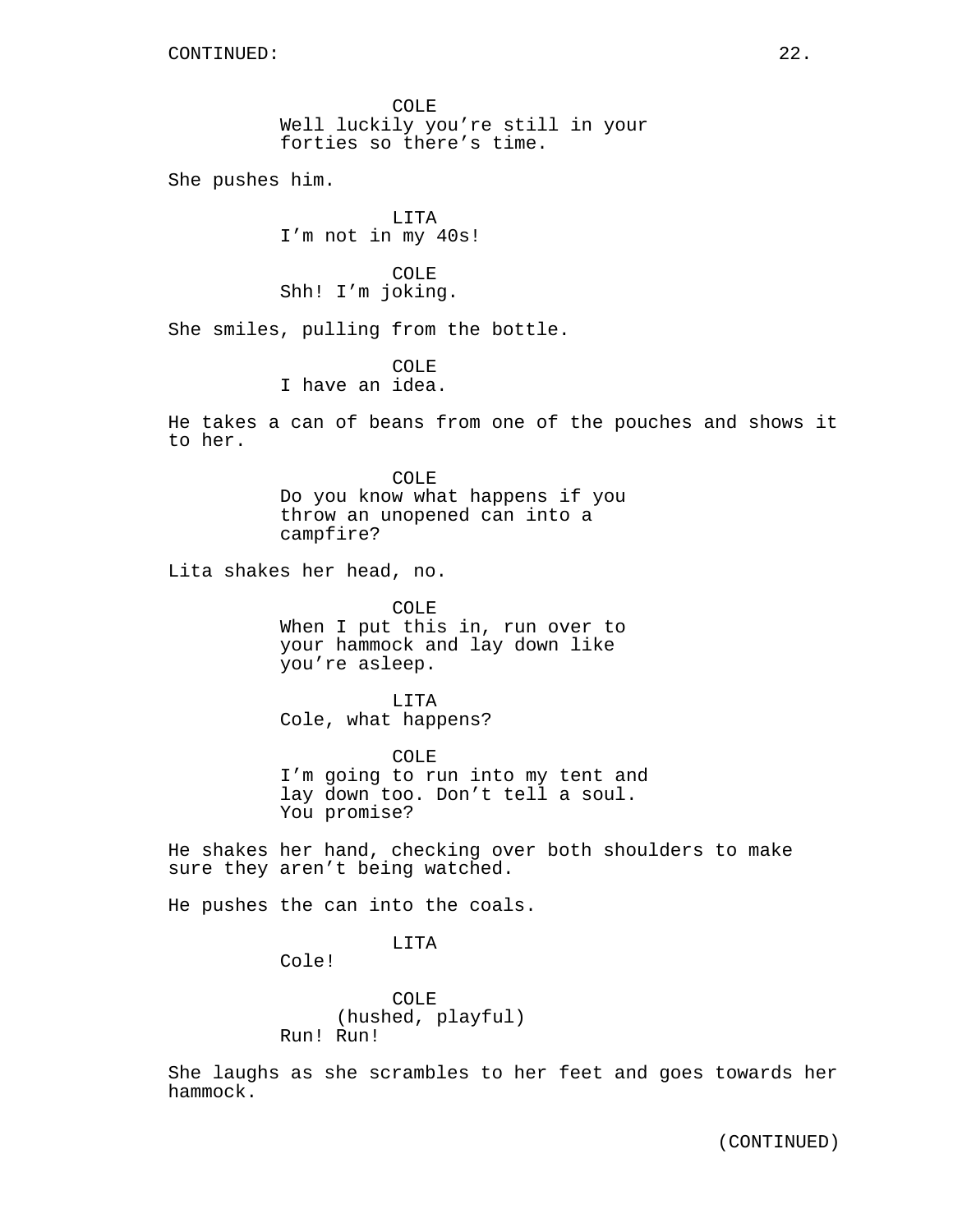CONTINUED:

COLE
Well luckily you're still in your forties so there's time.

She pushes him.

LITA
I'm not in my 40s!

COLE
Shh! I'm joking.

She smiles, pulling from the bottle.

COLE
I have an idea.

He takes a can of beans from one of the pouches and shows it to her.

COLE
Do you know what happens if you throw an unopened can into a campfire?

Lita shakes her head, no.

COLE
When I put this in, run over to your hammock and lay down like you're asleep.

LITA
Cole, what happens?

COLE
I'm going to run into my tent and lay down too. Don't tell a soul. You promise?

He shakes her hand, checking over both shoulders to make sure they aren't being watched.

He pushes the can into the coals.

LITA
Cole!

COLE
(hushed, playful)
Run! Run!

She laughs as she scrambles to her feet and goes towards her hammock.

(CONTINUED)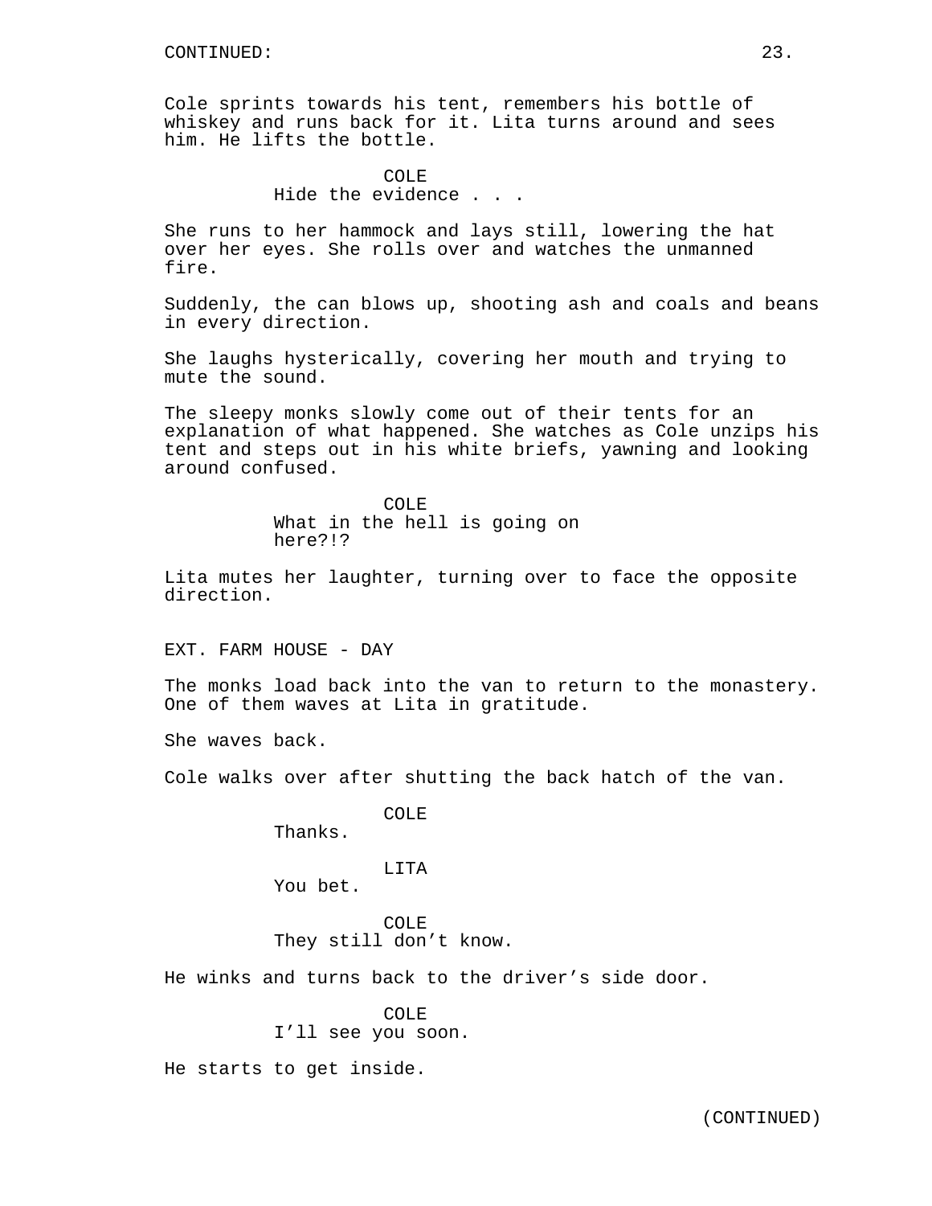Cole sprints towards his tent, remembers his bottle of whiskey and runs back for it. Lita turns around and sees him. He lifts the bottle.

COLE
Hide the evidence . . .

She runs to her hammock and lays still, lowering the hat over her eyes. She rolls over and watches the unmanned fire.

Suddenly, the can blows up, shooting ash and coals and beans in every direction.

She laughs hysterically, covering her mouth and trying to mute the sound.

The sleepy monks slowly come out of their tents for an explanation of what happened. She watches as Cole unzips his tent and steps out in his white briefs, yawning and looking around confused.

COLE
What in the hell is going on here?!?

Lita mutes her laughter, turning over to face the opposite direction.

EXT. FARM HOUSE - DAY

The monks load back into the van to return to the monastery. One of them waves at Lita in gratitude.

She waves back.

Cole walks over after shutting the back hatch of the van.

COLE
Thanks.

LITA
You bet.

COLE
They still don't know.

He winks and turns back to the driver's side door.

COLE
I'll see you soon.

He starts to get inside.

(CONTINUED)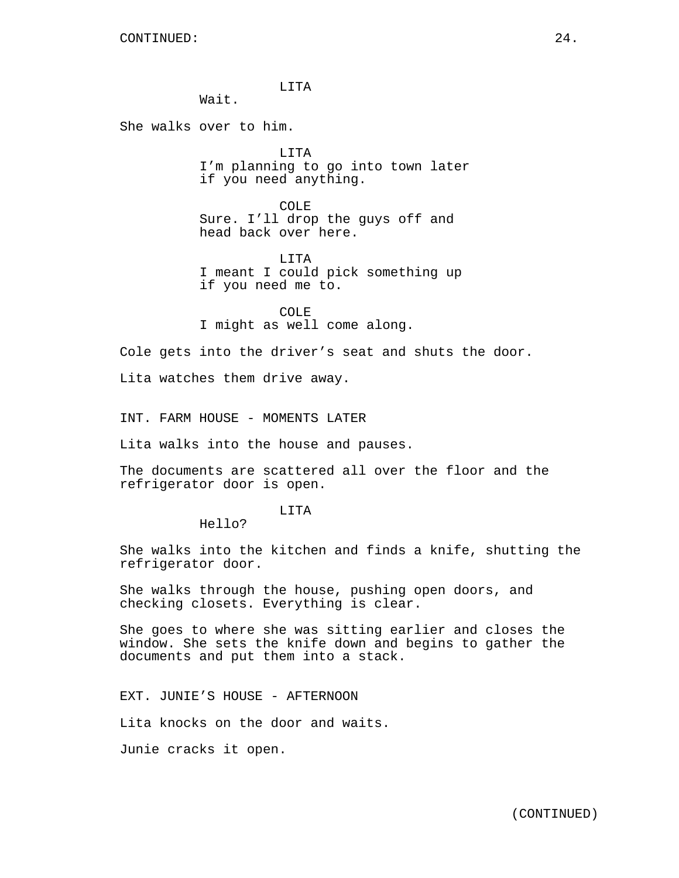LITA
Wait.

She walks over to him.

LITA
I'm planning to go into town later if you need anything.

COLE
Sure. I'll drop the guys off and head back over here.

LITA
I meant I could pick something up if you need me to.

COLE
I might as well come along.

Cole gets into the driver's seat and shuts the door.

Lita watches them drive away.

INT. FARM HOUSE - MOMENTS LATER

Lita walks into the house and pauses.

The documents are scattered all over the floor and the refrigerator door is open.

LITA
Hello?

She walks into the kitchen and finds a knife, shutting the refrigerator door.

She walks through the house, pushing open doors, and checking closets. Everything is clear.

She goes to where she was sitting earlier and closes the window. She sets the knife down and begins to gather the documents and put them into a stack.

EXT. JUNIE'S HOUSE - AFTERNOON

Lita knocks on the door and waits.

Junie cracks it open.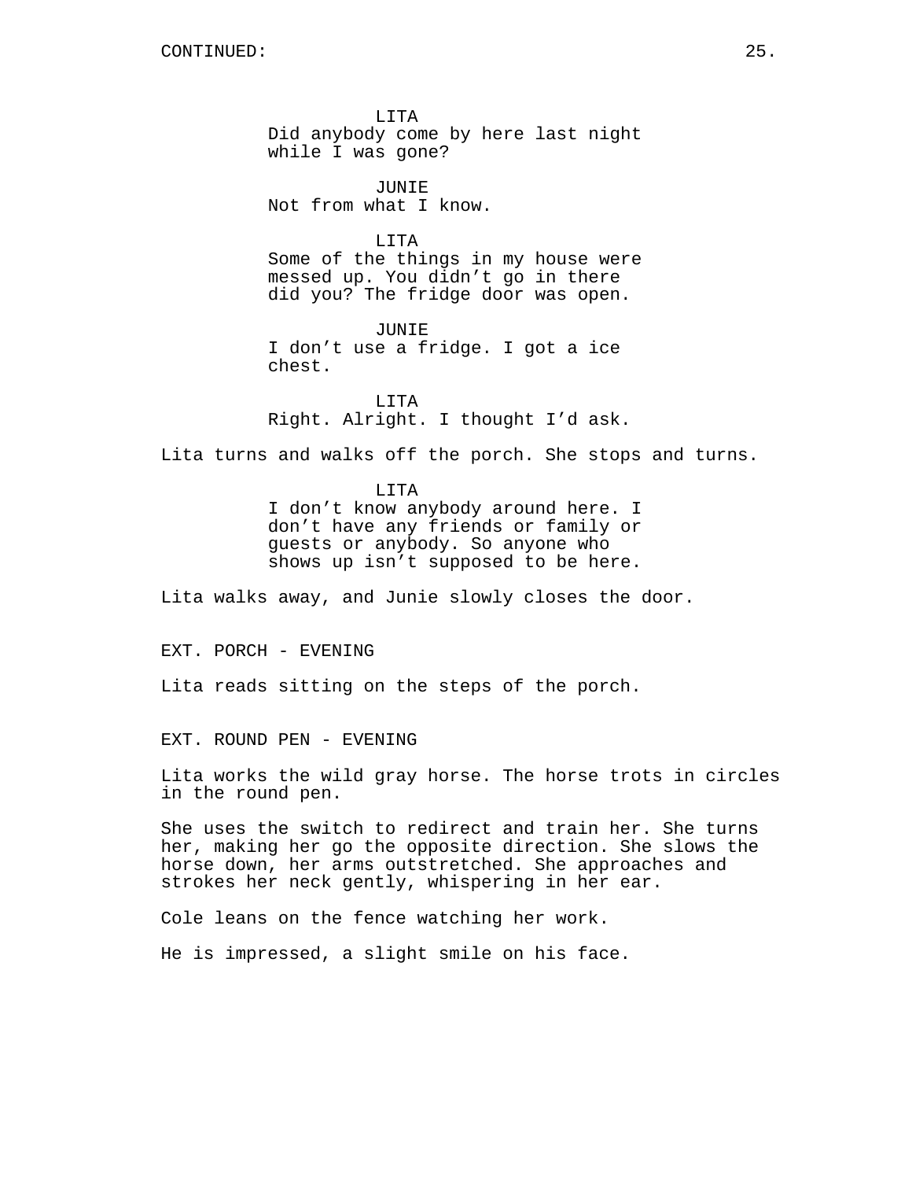CONTINUED:

LITA
Did anybody come by here last night while I was gone?

JUNIE
Not from what I know.

LITA
Some of the things in my house were messed up. You didn't go in there did you? The fridge door was open.

JUNIE
I don't use a fridge. I got a ice chest.

LITA
Right. Alright. I thought I'd ask.

Lita turns and walks off the porch. She stops and turns.

LITA
I don't know anybody around here. I don't have any friends or family or guests or anybody. So anyone who shows up isn't supposed to be here.

Lita walks away, and Junie slowly closes the door.

EXT. PORCH - EVENING

Lita reads sitting on the steps of the porch.

EXT. ROUND PEN - EVENING

Lita works the wild gray horse. The horse trots in circles in the round pen.

She uses the switch to redirect and train her. She turns her, making her go the opposite direction. She slows the horse down, her arms outstretched. She approaches and strokes her neck gently, whispering in her ear.

Cole leans on the fence watching her work.

He is impressed, a slight smile on his face.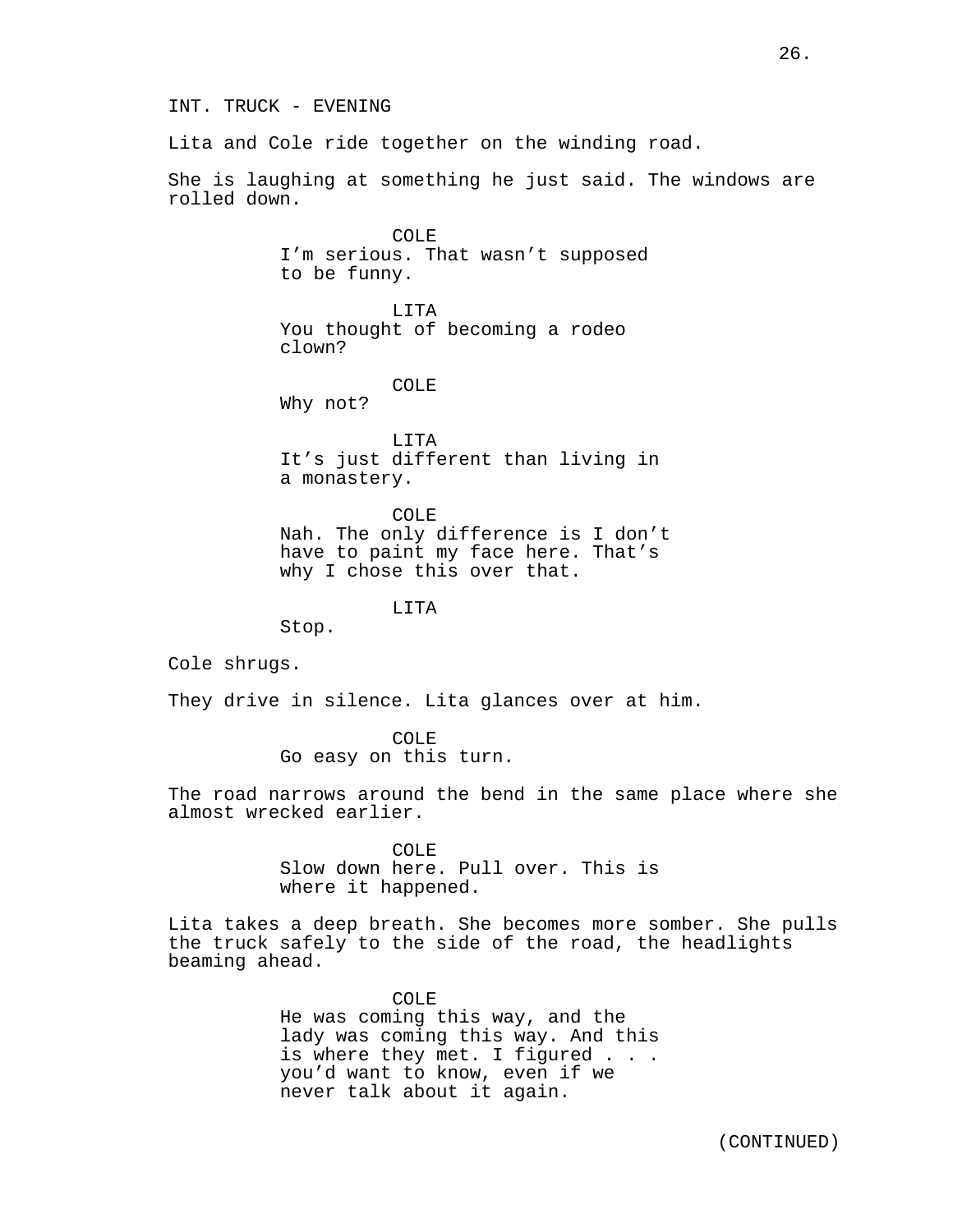INT. TRUCK - EVENING

Lita and Cole ride together on the winding road.

She is laughing at something he just said. The windows are rolled down.

COLE
I'm serious. That wasn't supposed to be funny.

LITA
You thought of becoming a rodeo clown?

COLE
Why not?

LITA
It's just different than living in a monastery.

COLE
Nah. The only difference is I don't have to paint my face here. That's why I chose this over that.

LITA
Stop.

Cole shrugs.

They drive in silence. Lita glances over at him.

COLE
Go easy on this turn.

The road narrows around the bend in the same place where she almost wrecked earlier.

COLE
Slow down here. Pull over. This is where it happened.

Lita takes a deep breath. She becomes more somber. She pulls the truck safely to the side of the road, the headlights beaming ahead.

COLE
He was coming this way, and the lady was coming this way. And this is where they met. I figured . . . you'd want to know, even if we never talk about it again.

(CONTINUED)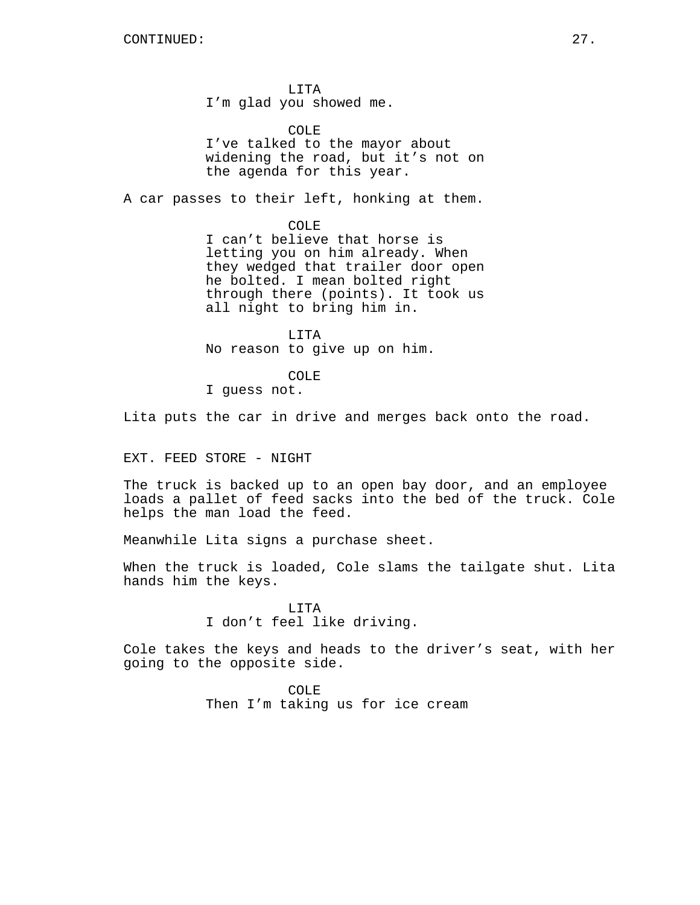LITA
I'm glad you showed me.

COLE
I've talked to the mayor about widening the road, but it's not on the agenda for this year.

A car passes to their left, honking at them.

COLE
I can't believe that horse is letting you on him already. When they wedged that trailer door open he bolted. I mean bolted right through there (points). It took us all night to bring him in.

LITA
No reason to give up on him.

COLE
I guess not.

Lita puts the car in drive and merges back onto the road.

EXT. FEED STORE - NIGHT

The truck is backed up to an open bay door, and an employee loads a pallet of feed sacks into the bed of the truck. Cole helps the man load the feed.

Meanwhile Lita signs a purchase sheet.

When the truck is loaded, Cole slams the tailgate shut. Lita hands him the keys.

LITA
I don't feel like driving.

Cole takes the keys and heads to the driver's seat, with her going to the opposite side.

COLE
Then I'm taking us for ice cream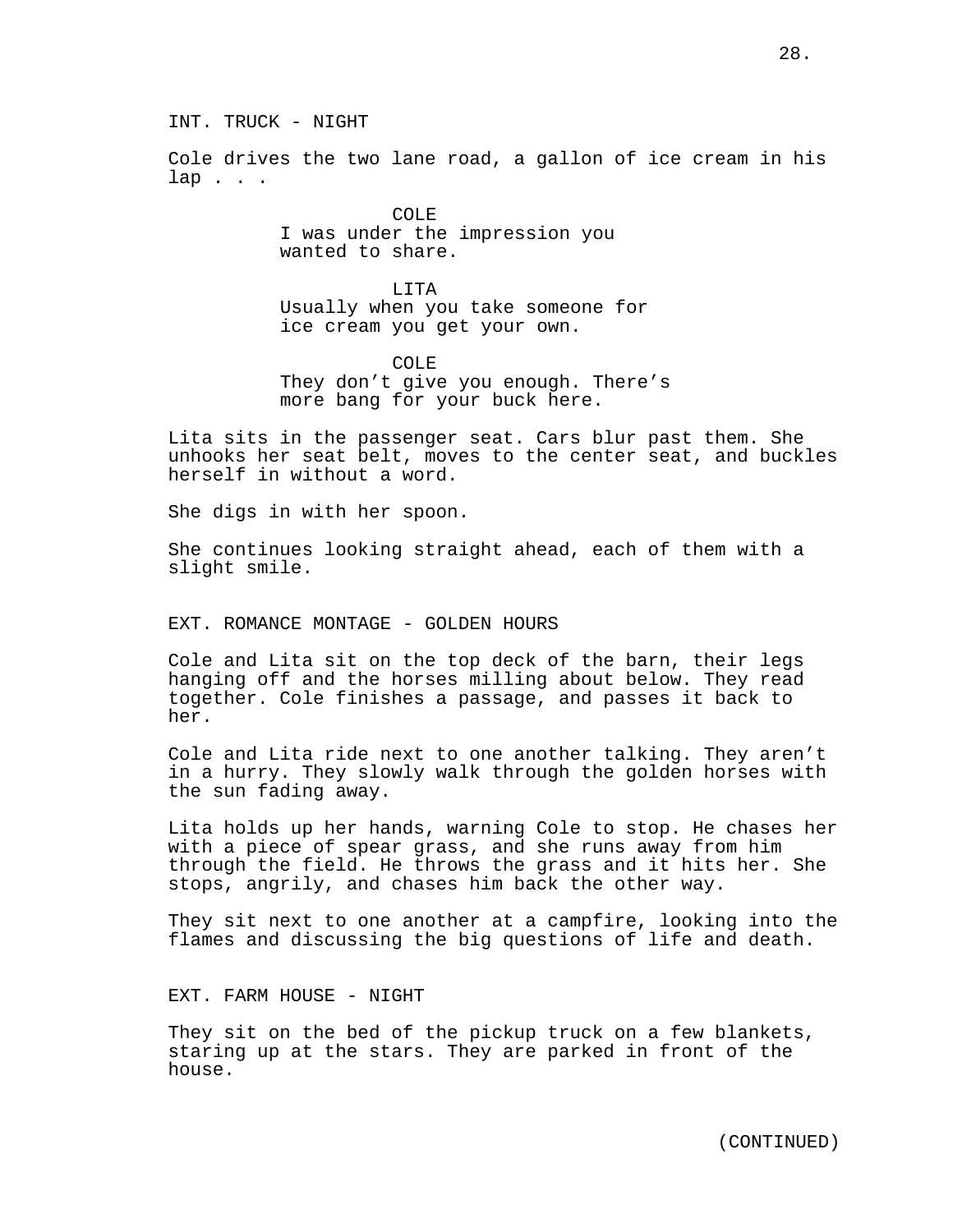INT. TRUCK - NIGHT

Cole drives the two lane road, a gallon of ice cream in his lap . . .

COLE
I was under the impression you wanted to share.

LITA
Usually when you take someone for ice cream you get your own.

COLE
They don't give you enough. There's more bang for your buck here.

Lita sits in the passenger seat. Cars blur past them. She unhooks her seat belt, moves to the center seat, and buckles herself in without a word.

She digs in with her spoon.

She continues looking straight ahead, each of them with a slight smile.

EXT. ROMANCE MONTAGE - GOLDEN HOURS

Cole and Lita sit on the top deck of the barn, their legs hanging off and the horses milling about below. They read together. Cole finishes a passage, and passes it back to her.

Cole and Lita ride next to one another talking. They aren't in a hurry. They slowly walk through the golden horses with the sun fading away.

Lita holds up her hands, warning Cole to stop. He chases her with a piece of spear grass, and she runs away from him through the field. He throws the grass and it hits her. She stops, angrily, and chases him back the other way.

They sit next to one another at a campfire, looking into the flames and discussing the big questions of life and death.

EXT. FARM HOUSE - NIGHT

They sit on the bed of the pickup truck on a few blankets, staring up at the stars. They are parked in front of the house.

(CONTINUED)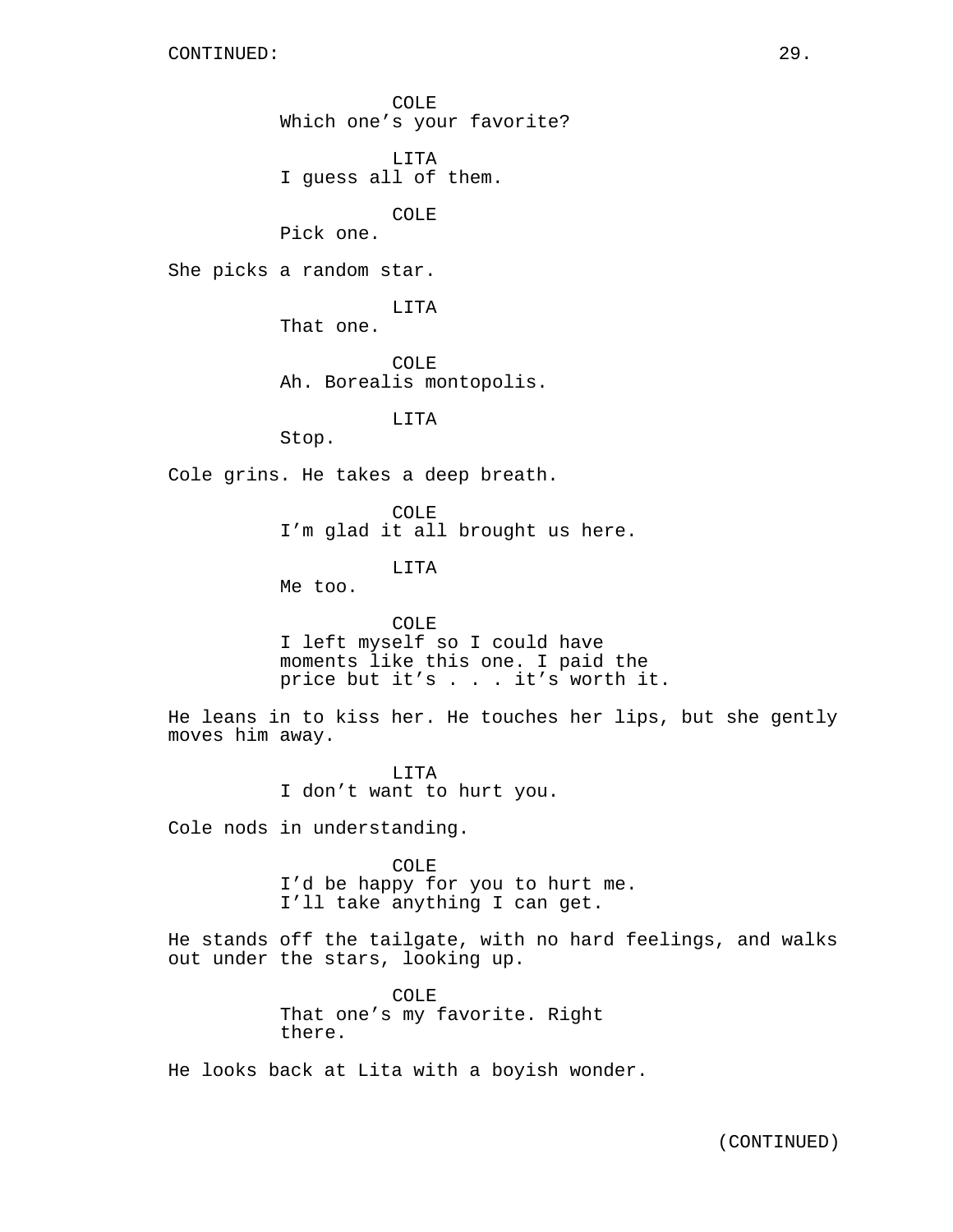CONTINUED:

COLE
Which one's your favorite?

LITA
I guess all of them.

COLE
Pick one.

She picks a random star.

LITA
That one.

COLE
Ah. Borealis montopolis.

LITA
Stop.

Cole grins. He takes a deep breath.

COLE
I'm glad it all brought us here.

LITA
Me too.

COLE
I left myself so I could have moments like this one. I paid the price but it's . . . it's worth it.

He leans in to kiss her. He touches her lips, but she gently moves him away.

LITA
I don't want to hurt you.

Cole nods in understanding.

COLE
I'd be happy for you to hurt me. I'll take anything I can get.

He stands off the tailgate, with no hard feelings, and walks out under the stars, looking up.

COLE
That one's my favorite. Right there.

He looks back at Lita with a boyish wonder.

(CONTINUED)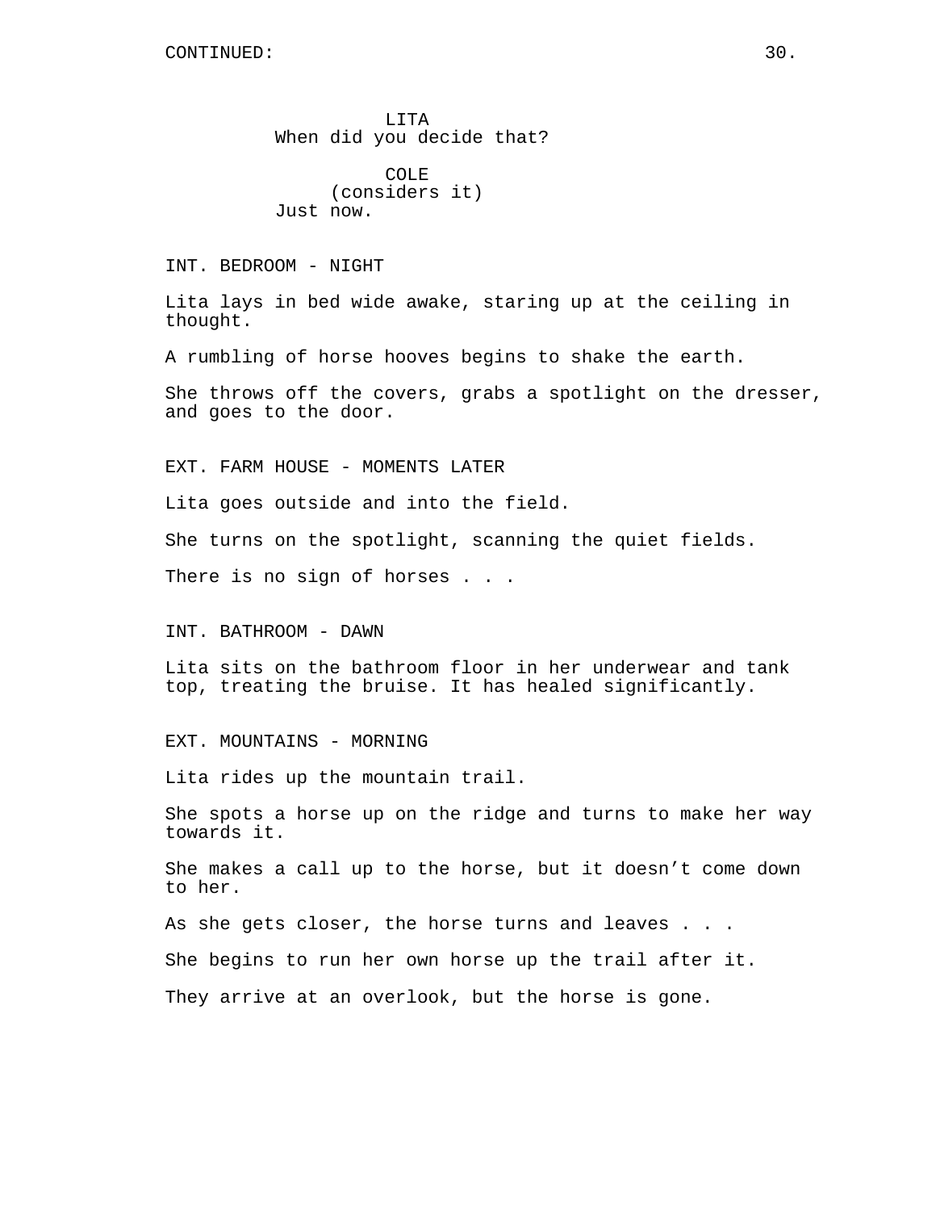LITA
When did you decide that?

COLE
(considers it)
Just now.

INT. BEDROOM - NIGHT

Lita lays in bed wide awake, staring up at the ceiling in thought.

A rumbling of horse hooves begins to shake the earth.

She throws off the covers, grabs a spotlight on the dresser, and goes to the door.

EXT. FARM HOUSE - MOMENTS LATER

Lita goes outside and into the field.

She turns on the spotlight, scanning the quiet fields.

There is no sign of horses . . .

INT. BATHROOM - DAWN

Lita sits on the bathroom floor in her underwear and tank top, treating the bruise. It has healed significantly.

EXT. MOUNTAINS - MORNING

Lita rides up the mountain trail.

She spots a horse up on the ridge and turns to make her way towards it.

She makes a call up to the horse, but it doesn't come down to her.

As she gets closer, the horse turns and leaves . . .

She begins to run her own horse up the trail after it.

They arrive at an overlook, but the horse is gone.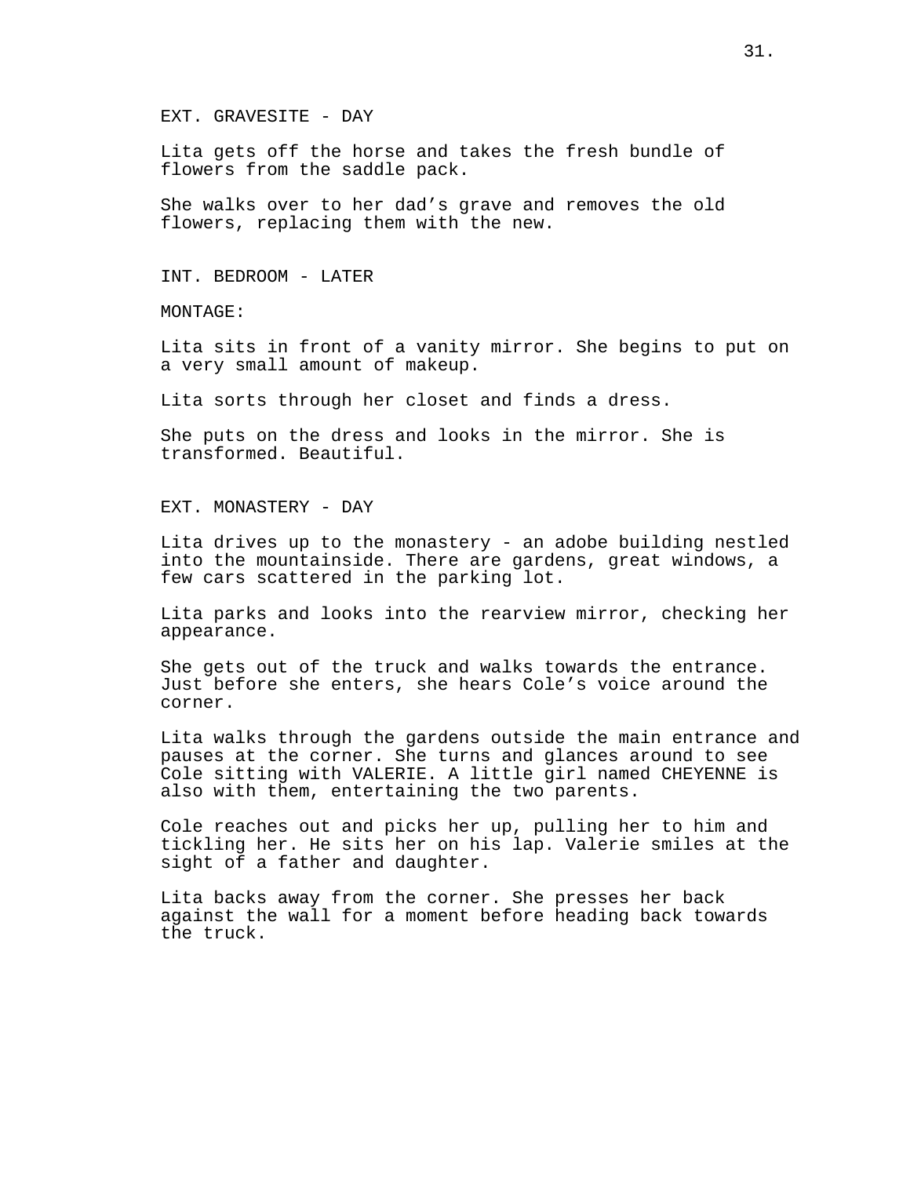EXT. GRAVESITE - DAY

Lita gets off the horse and takes the fresh bundle of flowers from the saddle pack.

She walks over to her dad’s grave and removes the old flowers, replacing them with the new.

INT. BEDROOM - LATER

MONTAGE:

Lita sits in front of a vanity mirror. She begins to put on a very small amount of makeup.

Lita sorts through her closet and finds a dress.

She puts on the dress and looks in the mirror. She is transformed. Beautiful.

EXT. MONASTERY - DAY

Lita drives up to the monastery - an adobe building nestled into the mountainside. There are gardens, great windows, a few cars scattered in the parking lot.

Lita parks and looks into the rearview mirror, checking her appearance.

She gets out of the truck and walks towards the entrance. Just before she enters, she hears Cole’s voice around the corner.

Lita walks through the gardens outside the main entrance and pauses at the corner. She turns and glances around to see Cole sitting with VALERIE. A little girl named CHEYENNE is also with them, entertaining the two parents.

Cole reaches out and picks her up, pulling her to him and tickling her. He sits her on his lap. Valerie smiles at the sight of a father and daughter.

Lita backs away from the corner. She presses her back against the wall for a moment before heading back towards the truck.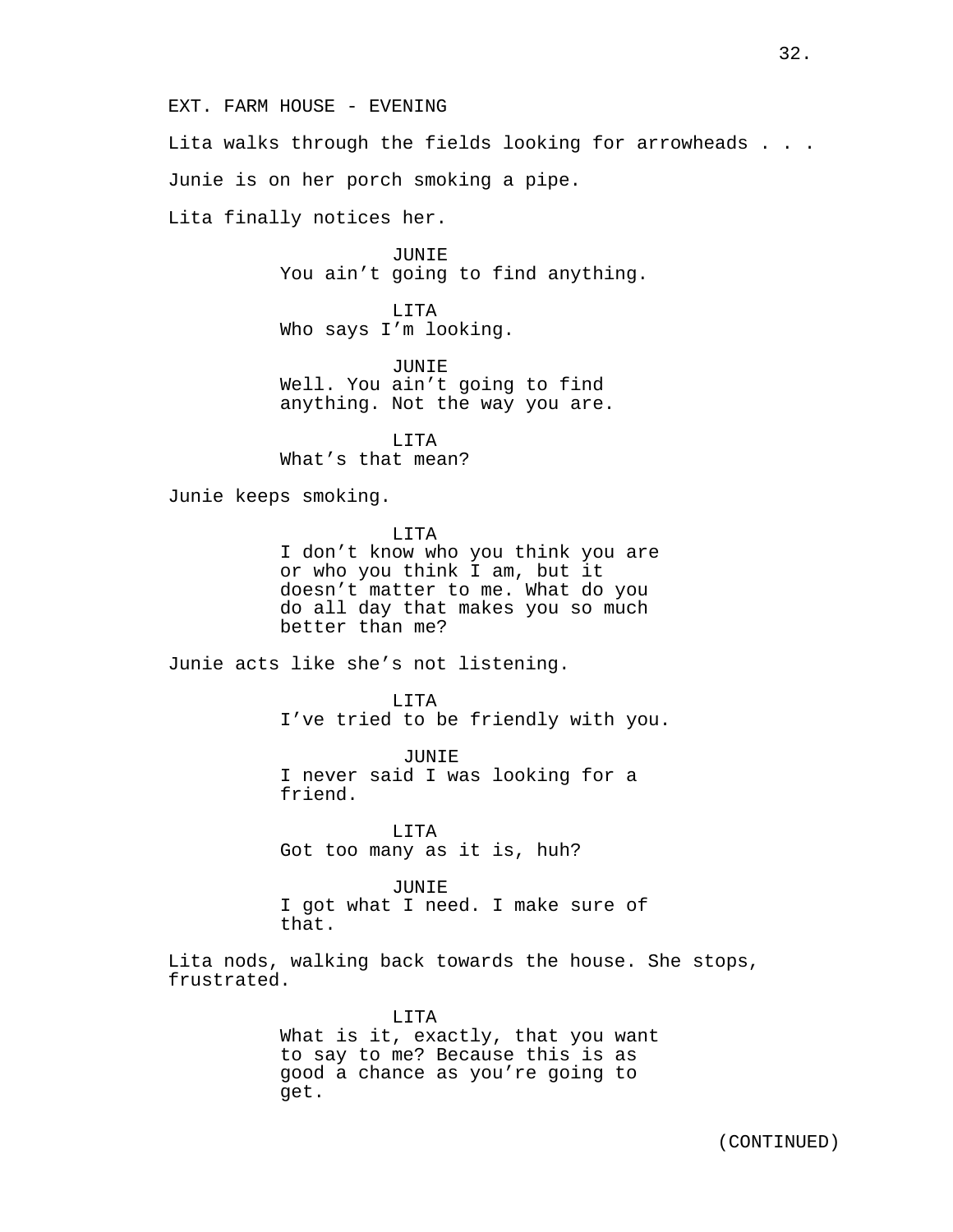EXT. FARM HOUSE - EVENING

Lita walks through the fields looking for arrowheads . . .

Junie is on her porch smoking a pipe.

Lita finally notices her.

JUNIE
You ain't going to find anything.

LITA
Who says I'm looking.

JUNIE
Well. You ain't going to find anything. Not the way you are.

LITA
What's that mean?

Junie keeps smoking.

LITA
I don't know who you think you are or who you think I am, but it doesn't matter to me. What do you do all day that makes you so much better than me?

Junie acts like she's not listening.

LITA
I've tried to be friendly with you.

JUNIE
I never said I was looking for a friend.

LITA
Got too many as it is, huh?

JUNIE
I got what I need. I make sure of that.

Lita nods, walking back towards the house. She stops, frustrated.

LITA
What is it, exactly, that you want to say to me? Because this is as good a chance as you're going to get.

(CONTINUED)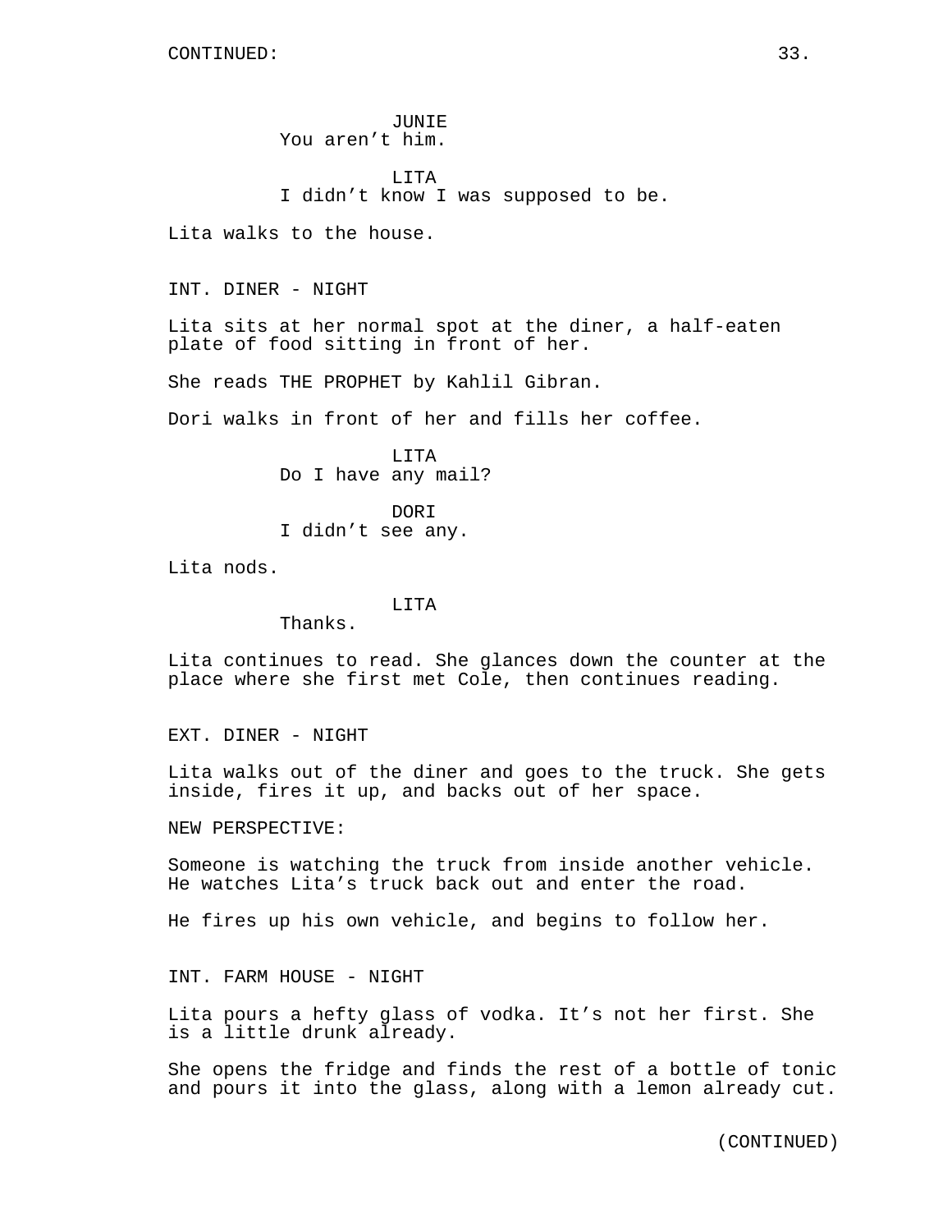JUNIE
You aren't him.

LITA
I didn't know I was supposed to be.

Lita walks to the house.

INT. DINER - NIGHT

Lita sits at her normal spot at the diner, a half-eaten plate of food sitting in front of her.

She reads THE PROPHET by Kahlil Gibran.

Dori walks in front of her and fills her coffee.

LITA
Do I have any mail?

DORI
I didn't see any.

Lita nods.

LITA
Thanks.

Lita continues to read. She glances down the counter at the place where she first met Cole, then continues reading.

EXT. DINER - NIGHT

Lita walks out of the diner and goes to the truck. She gets inside, fires it up, and backs out of her space.

NEW PERSPECTIVE:

Someone is watching the truck from inside another vehicle. He watches Lita's truck back out and enter the road.

He fires up his own vehicle, and begins to follow her.

INT. FARM HOUSE - NIGHT

Lita pours a hefty glass of vodka. It's not her first. She is a little drunk already.

She opens the fridge and finds the rest of a bottle of tonic and pours it into the glass, along with a lemon already cut.

(CONTINUED)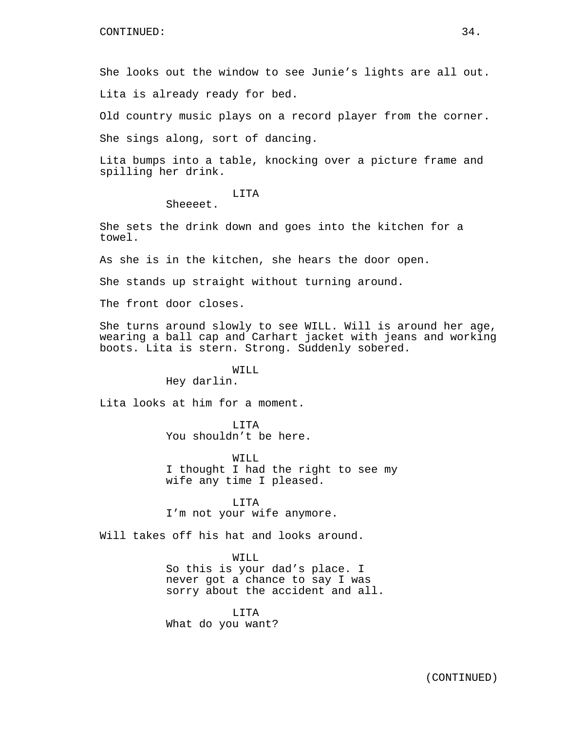CONTINUED:

She looks out the window to see Junie's lights are all out.

Lita is already ready for bed.

Old country music plays on a record player from the corner.

She sings along, sort of dancing.

Lita bumps into a table, knocking over a picture frame and spilling her drink.

LITA
Sheeeet.

She sets the drink down and goes into the kitchen for a towel.

As she is in the kitchen, she hears the door open.

She stands up straight without turning around.

The front door closes.

She turns around slowly to see WILL. Will is around her age, wearing a ball cap and Carhart jacket with jeans and working boots. Lita is stern. Strong. Suddenly sobered.

WILL
Hey darlin.

Lita looks at him for a moment.

LITA
You shouldn't be here.

WILL
I thought I had the right to see my wife any time I pleased.

LITA
I'm not your wife anymore.

Will takes off his hat and looks around.

WILL
So this is your dad's place. I never got a chance to say I was sorry about the accident and all.

LITA
What do you want?

(CONTINUED)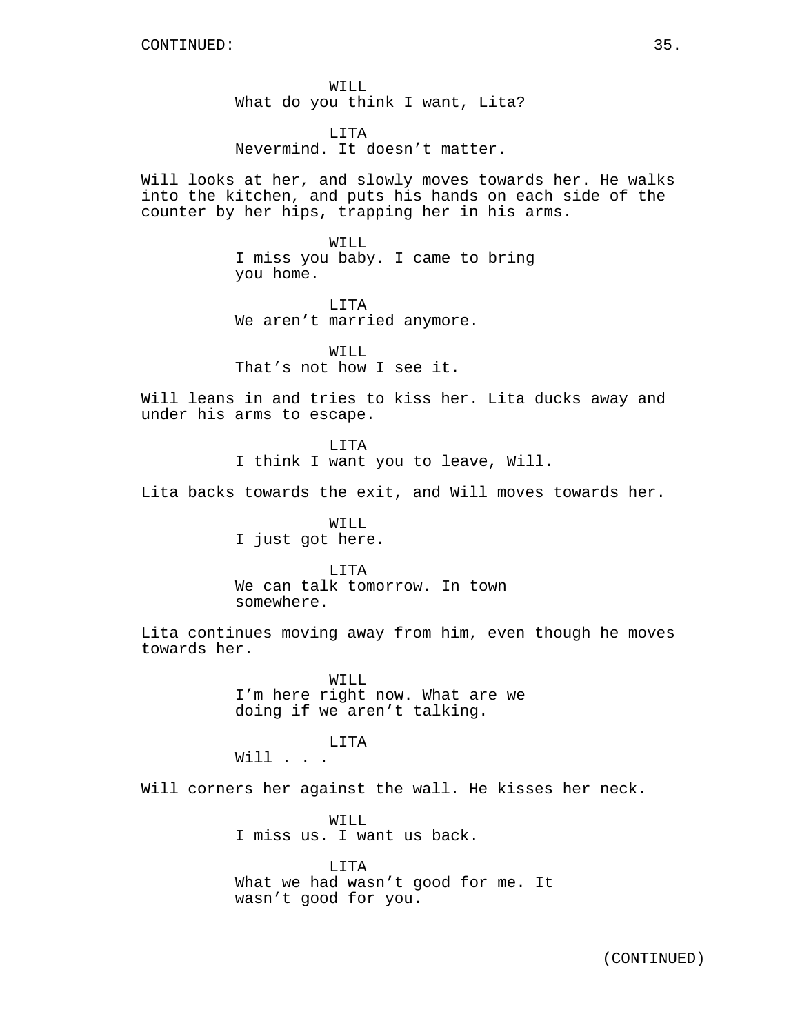WILL
What do you think I want, Lita?

LITA
Nevermind. It doesn’t matter.

Will looks at her, and slowly moves towards her. He walks into the kitchen, and puts his hands on each side of the counter by her hips, trapping her in his arms.

WILL
I miss you baby. I came to bring you home.

LITA
We aren’t married anymore.

WILL
That’s not how I see it.

Will leans in and tries to kiss her. Lita ducks away and under his arms to escape.

LITA
I think I want you to leave, Will.

Lita backs towards the exit, and Will moves towards her.

WILL
I just got here.

LITA
We can talk tomorrow. In town somewhere.

Lita continues moving away from him, even though he moves towards her.

WILL
I’m here right now. What are we doing if we aren’t talking.

LITA
Will . . .

Will corners her against the wall. He kisses her neck.

WILL
I miss us. I want us back.

LITA
What we had wasn’t good for me. It wasn’t good for you.

(CONTINUED)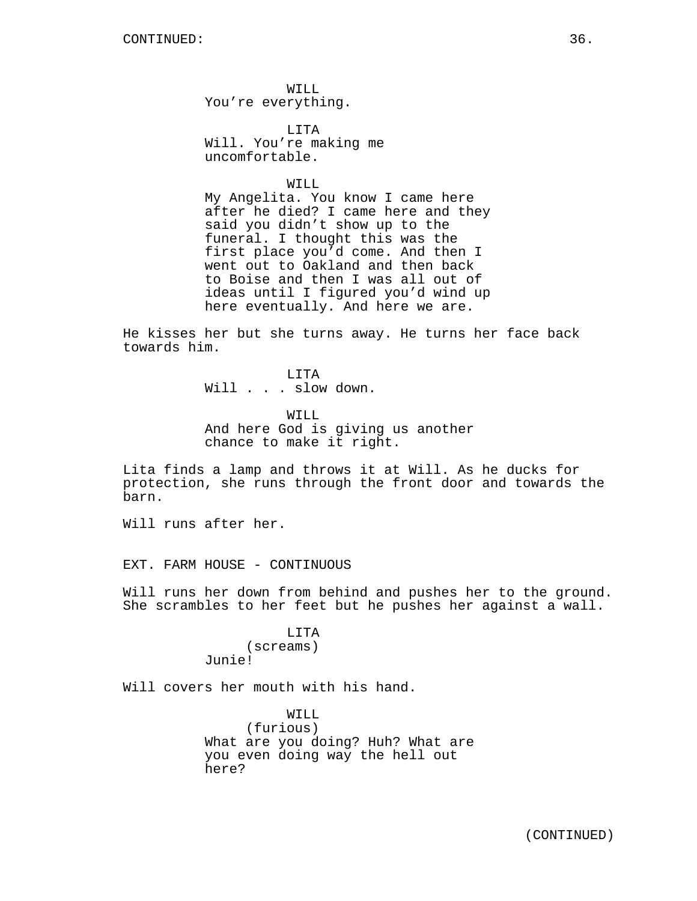WILL
You're everything.

LITA
Will. You're making me uncomfortable.

WILL
My Angelita. You know I came here after he died? I came here and they said you didn't show up to the funeral. I thought this was the first place you'd come. And then I went out to Oakland and then back to Boise and then I was all out of ideas until I figured you'd wind up here eventually. And here we are.

He kisses her but she turns away. He turns her face back towards him.

LITA
Will . . . slow down.

WILL
And here God is giving us another chance to make it right.

Lita finds a lamp and throws it at Will. As he ducks for protection, she runs through the front door and towards the barn.

Will runs after her.

EXT. FARM HOUSE - CONTINUOUS

Will runs her down from behind and pushes her to the ground. She scrambles to her feet but he pushes her against a wall.

LITA
(screams)
Junie!

Will covers her mouth with his hand.

WILL
(furious)
What are you doing? Huh? What are you even doing way the hell out here?

(CONTINUED)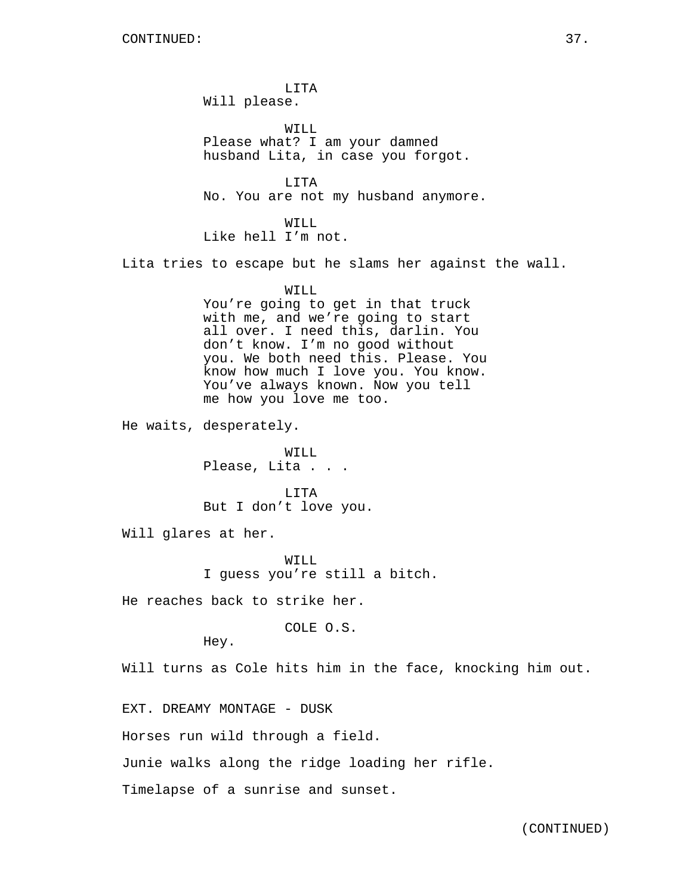CONTINUED:

LITA
Will please.

WILL
Please what? I am your damned husband Lita, in case you forgot.

LITA
No. You are not my husband anymore.

WILL
Like hell I'm not.

Lita tries to escape but he slams her against the wall.

WILL
You're going to get in that truck with me, and we're going to start all over. I need this, darlin. You don't know. I'm no good without you. We both need this. Please. You know how much I love you. You know. You've always known. Now you tell me how you love me too.

He waits, desperately.

WILL
Please, Lita . . .

LITA
But I don't love you.

Will glares at her.

WILL
I guess you're still a bitch.

He reaches back to strike her.

COLE O.S.
Hey.

Will turns as Cole hits him in the face, knocking him out.

EXT. DREAMY MONTAGE - DUSK

Horses run wild through a field.

Junie walks along the ridge loading her rifle.

Timelapse of a sunrise and sunset.

(CONTINUED)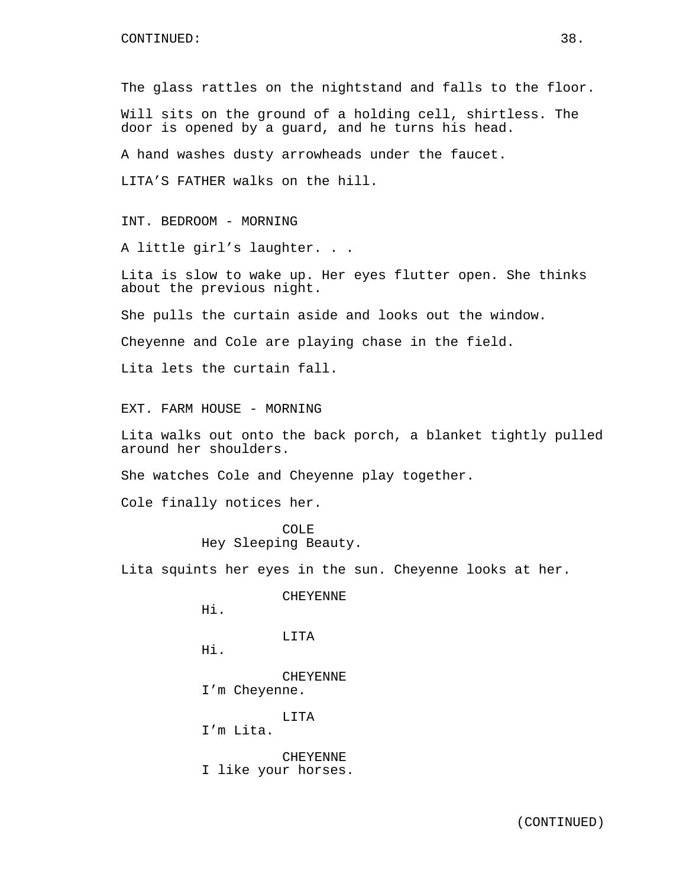The glass rattles on the nightstand and falls to the floor.

Will sits on the ground of a holding cell, shirtless. The door is opened by a guard, and he turns his head.

A hand washes dusty arrowheads under the faucet.

LITA’S FATHER walks on the hill.

INT. BEDROOM - MORNING

A little girl’s laughter. . .

Lita is slow to wake up. Her eyes flutter open. She thinks about the previous night.

She pulls the curtain aside and looks out the window.

Cheyenne and Cole are playing chase in the field.

Lita lets the curtain fall.

EXT. FARM HOUSE - MORNING

Lita walks out onto the back porch, a blanket tightly pulled around her shoulders.

She watches Cole and Cheyenne play together.

Cole finally notices her.

COLE
Hey Sleeping Beauty.

Lita squints her eyes in the sun. Cheyenne looks at her.

CHEYENNE
Hi.

LITA
Hi.

CHEYENNE
I’m Cheyenne.

LITA
I’m Lita.

CHEYENNE
I like your horses.

(CONTINUED)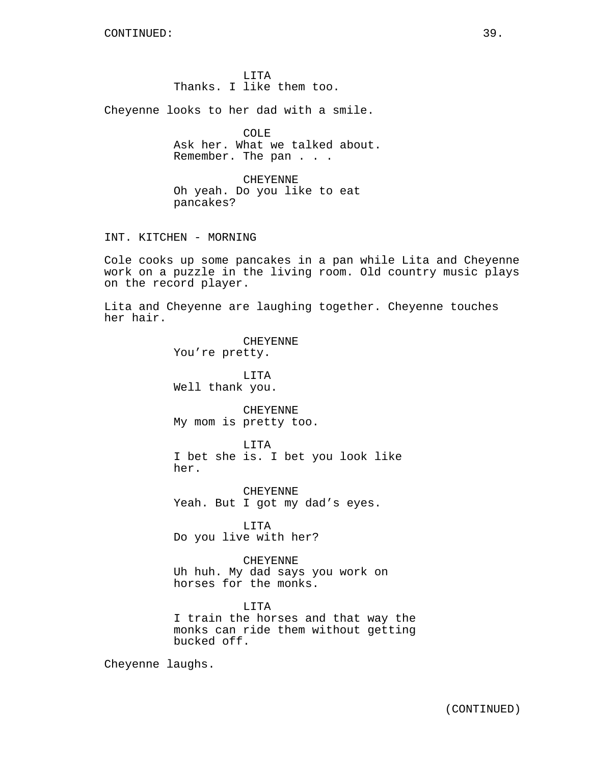CONTINUED:

LITA
Thanks. I like them too.

Cheyenne looks to her dad with a smile.

COLE
Ask her. What we talked about. Remember. The pan . . .

CHEYENNE
Oh yeah. Do you like to eat pancakes?

INT. KITCHEN - MORNING

Cole cooks up some pancakes in a pan while Lita and Cheyenne work on a puzzle in the living room. Old country music plays on the record player.

Lita and Cheyenne are laughing together. Cheyenne touches her hair.

CHEYENNE
You’re pretty.

LITA
Well thank you.

CHEYENNE
My mom is pretty too.

LITA
I bet she is. I bet you look like her.

CHEYENNE
Yeah. But I got my dad’s eyes.

LITA
Do you live with her?

CHEYENNE
Uh huh. My dad says you work on horses for the monks.

LITA
I train the horses and that way the monks can ride them without getting bucked off.

Cheyenne laughs.

(CONTINUED)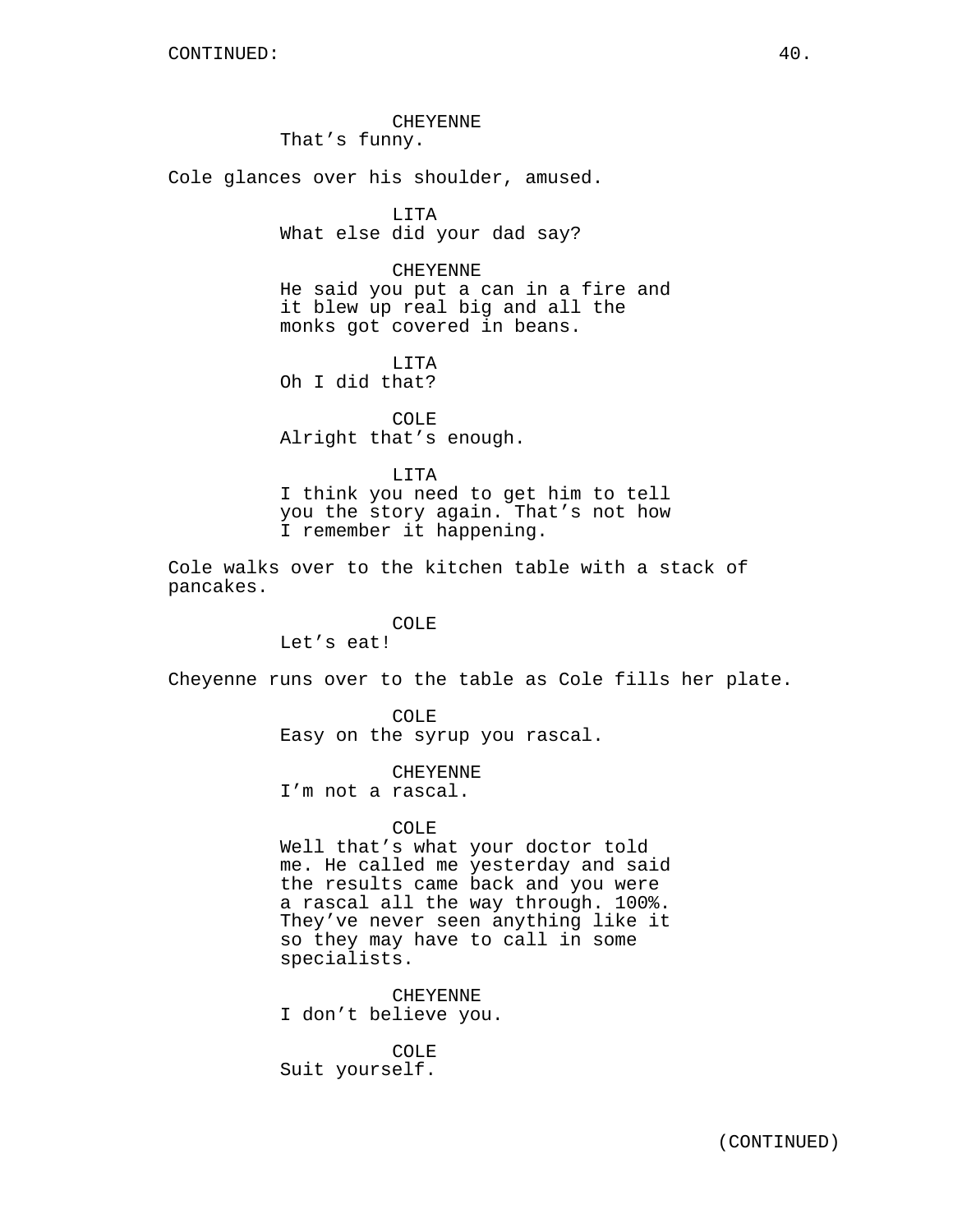CONTINUED:

CHEYENNE
That’s funny.

Cole glances over his shoulder, amused.

LITA
What else did your dad say?

CHEYENNE
He said you put a can in a fire and it blew up real big and all the monks got covered in beans.

LITA
Oh I did that?

COLE
Alright that’s enough.

LITA
I think you need to get him to tell you the story again. That’s not how I remember it happening.

Cole walks over to the kitchen table with a stack of pancakes.

COLE
Let’s eat!

Cheyenne runs over to the table as Cole fills her plate.

COLE
Easy on the syrup you rascal.

CHEYENNE
I’m not a rascal.

COLE
Well that’s what your doctor told me. He called me yesterday and said the results came back and you were a rascal all the way through. 100%. They’ve never seen anything like it so they may have to call in some specialists.

CHEYENNE
I don’t believe you.

COLE
Suit yourself.

(CONTINUED)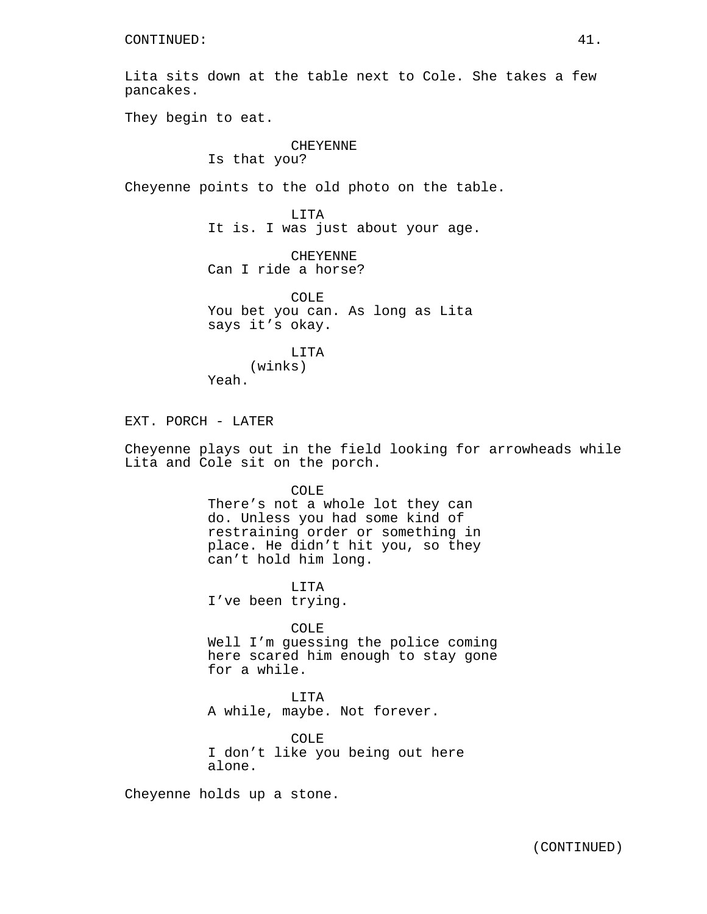CONTINUED:

Lita sits down at the table next to Cole. She takes a few pancakes.

They begin to eat.

CHEYENNE
Is that you?

Cheyenne points to the old photo on the table.

LITA
It is. I was just about your age.

CHEYENNE
Can I ride a horse?

COLE
You bet you can. As long as Lita says it's okay.

LITA
(winks)
Yeah.

EXT. PORCH - LATER

Cheyenne plays out in the field looking for arrowheads while Lita and Cole sit on the porch.

COLE
There's not a whole lot they can do. Unless you had some kind of restraining order or something in place. He didn't hit you, so they can't hold him long.

LITA
I've been trying.

COLE
Well I'm guessing the police coming here scared him enough to stay gone for a while.

LITA
A while, maybe. Not forever.

COLE
I don't like you being out here alone.

Cheyenne holds up a stone.

(CONTINUED)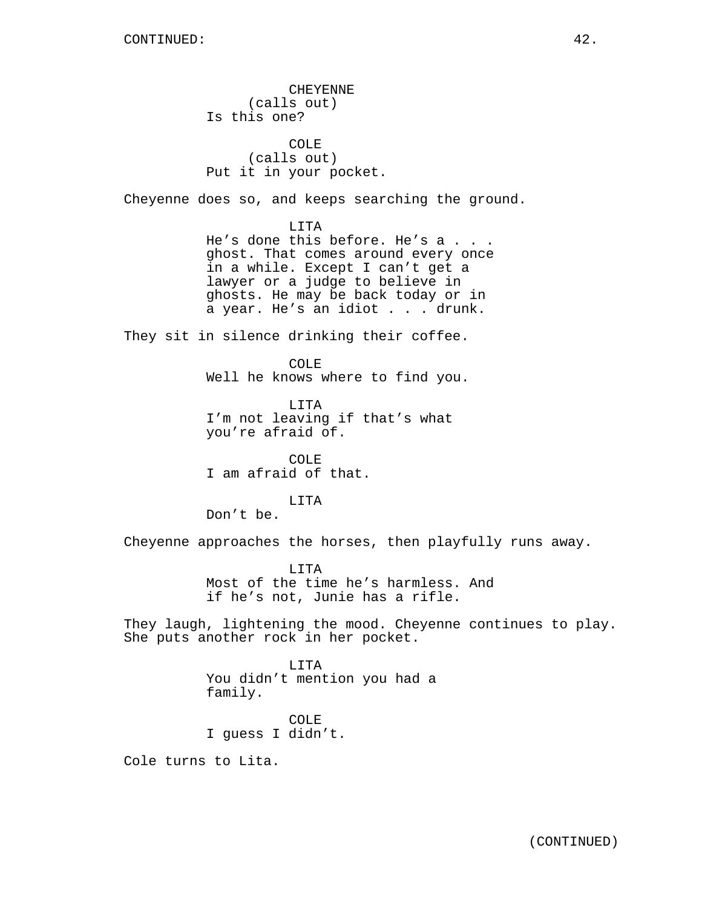CHEYENNE
(calls out)
Is this one?

COLE
(calls out)
Put it in your pocket.

Cheyenne does so, and keeps searching the ground.

LITA
He's done this before. He's a . . . ghost. That comes around every once in a while. Except I can't get a lawyer or a judge to believe in ghosts. He may be back today or in a year. He's an idiot . . . drunk.

They sit in silence drinking their coffee.

COLE
Well he knows where to find you.

LITA
I'm not leaving if that's what you're afraid of.

COLE
I am afraid of that.

LITA
Don't be.

Cheyenne approaches the horses, then playfully runs away.

LITA
Most of the time he's harmless. And if he's not, Junie has a rifle.

They laugh, lightening the mood. Cheyenne continues to play. She puts another rock in her pocket.

LITA
You didn't mention you had a family.

COLE
I guess I didn't.

Cole turns to Lita.

(CONTINUED)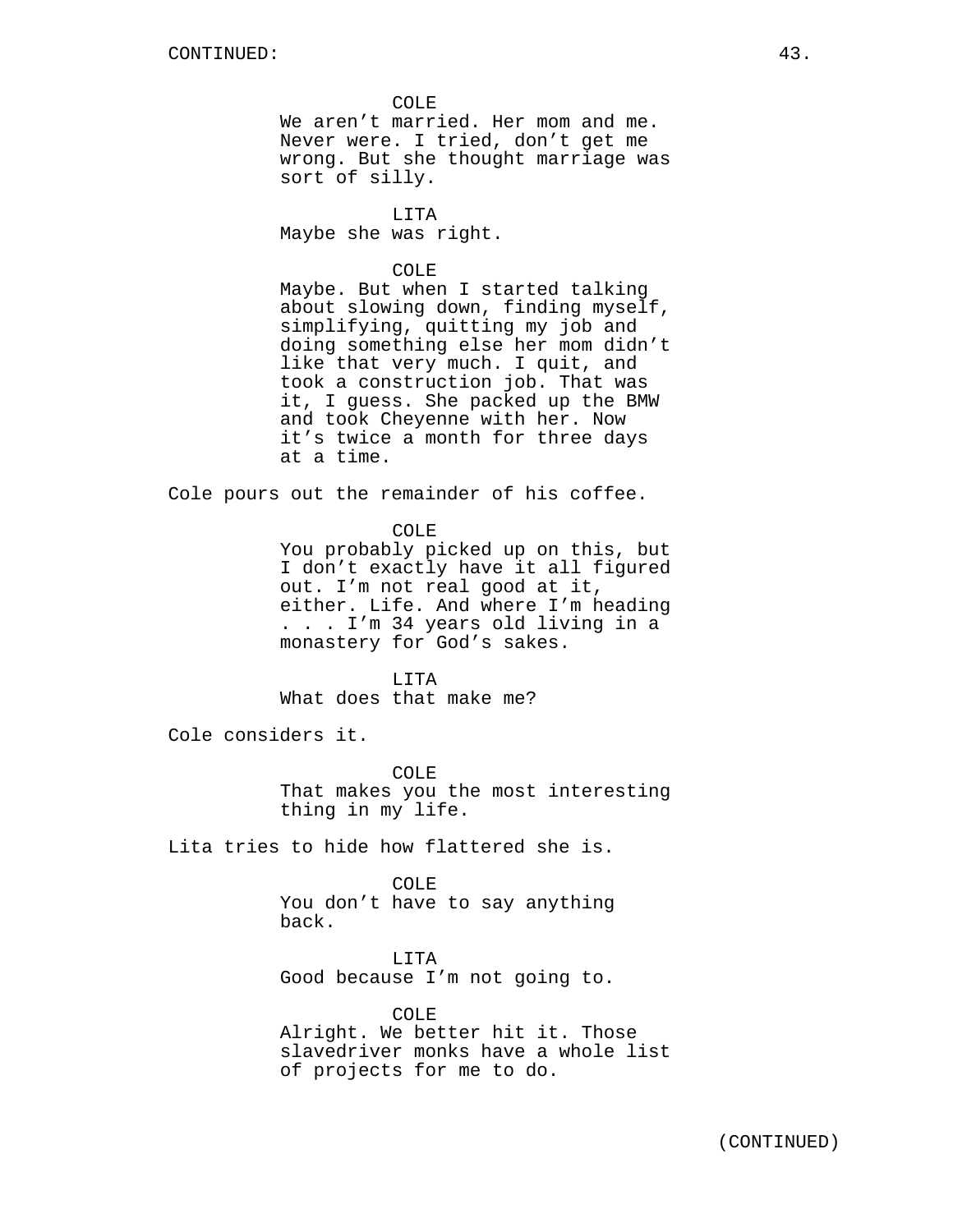CONTINUED:

COLE
We aren't married. Her mom and me. Never were. I tried, don't get me wrong. But she thought marriage was sort of silly.

LITA
Maybe she was right.

COLE
Maybe. But when I started talking about slowing down, finding myself, simplifying, quitting my job and doing something else her mom didn't like that very much. I quit, and took a construction job. That was it, I guess. She packed up the BMW and took Cheyenne with her. Now it's twice a month for three days at a time.

Cole pours out the remainder of his coffee.

COLE
You probably picked up on this, but I don't exactly have it all figured out. I'm not real good at it, either. Life. And where I'm heading . . . I'm 34 years old living in a monastery for God's sakes.

LITA
What does that make me?

Cole considers it.

COLE
That makes you the most interesting thing in my life.

Lita tries to hide how flattered she is.

COLE
You don't have to say anything back.

LITA
Good because I'm not going to.

COLE
Alright. We better hit it. Those slavedriver monks have a whole list of projects for me to do.

(CONTINUED)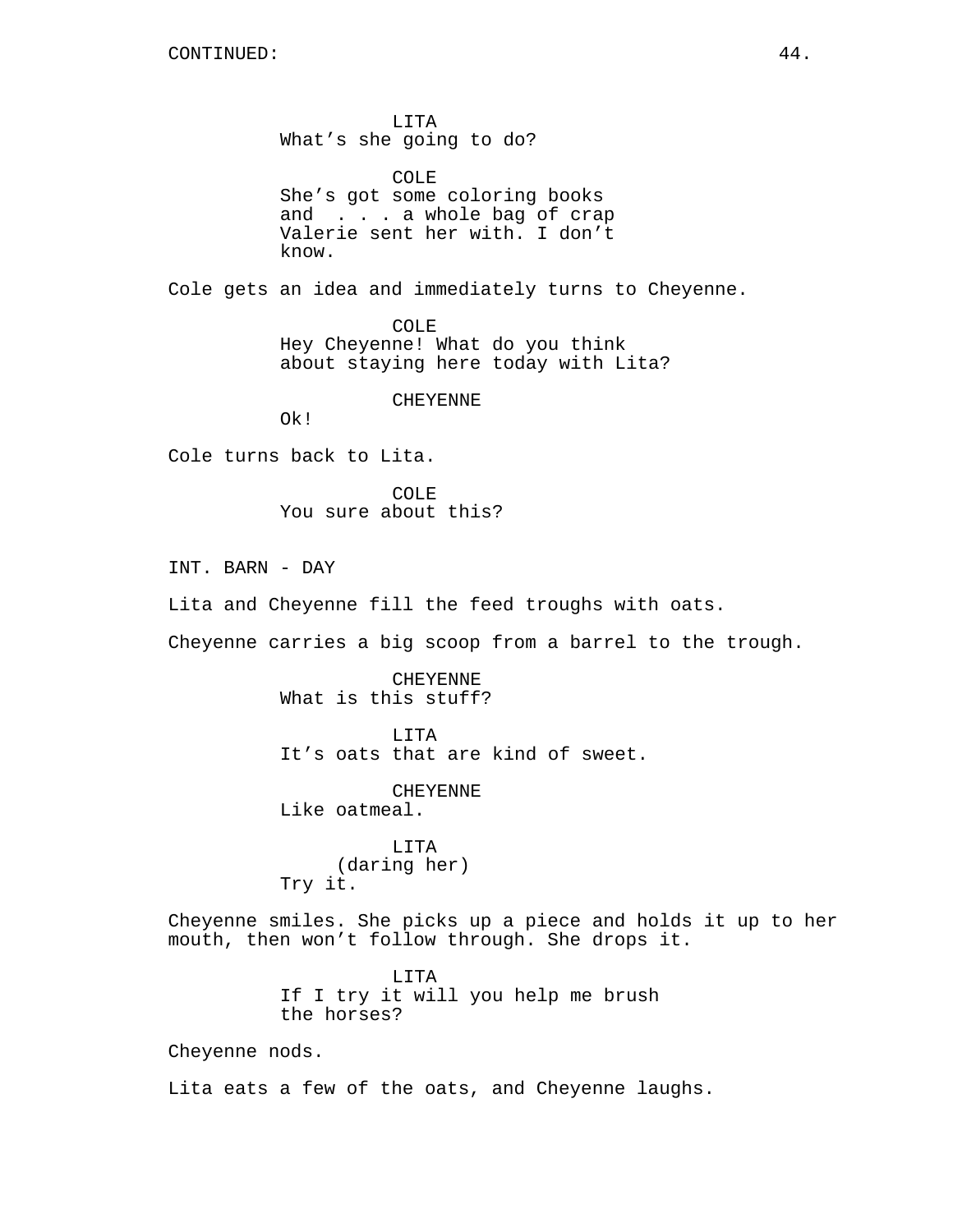CONTINUED:

LITA
What's she going to do?

COLE
She's got some coloring books and . . . a whole bag of crap Valerie sent her with. I don't know.

Cole gets an idea and immediately turns to Cheyenne.

COLE
Hey Cheyenne! What do you think about staying here today with Lita?

CHEYENNE
Ok!

Cole turns back to Lita.

COLE
You sure about this?

INT. BARN - DAY

Lita and Cheyenne fill the feed troughs with oats.

Cheyenne carries a big scoop from a barrel to the trough.

CHEYENNE
What is this stuff?

LITA
It's oats that are kind of sweet.

CHEYENNE
Like oatmeal.

LITA
(daring her)
Try it.

Cheyenne smiles. She picks up a piece and holds it up to her mouth, then won't follow through. She drops it.

LITA
If I try it will you help me brush the horses?

Cheyenne nods.

Lita eats a few of the oats, and Cheyenne laughs.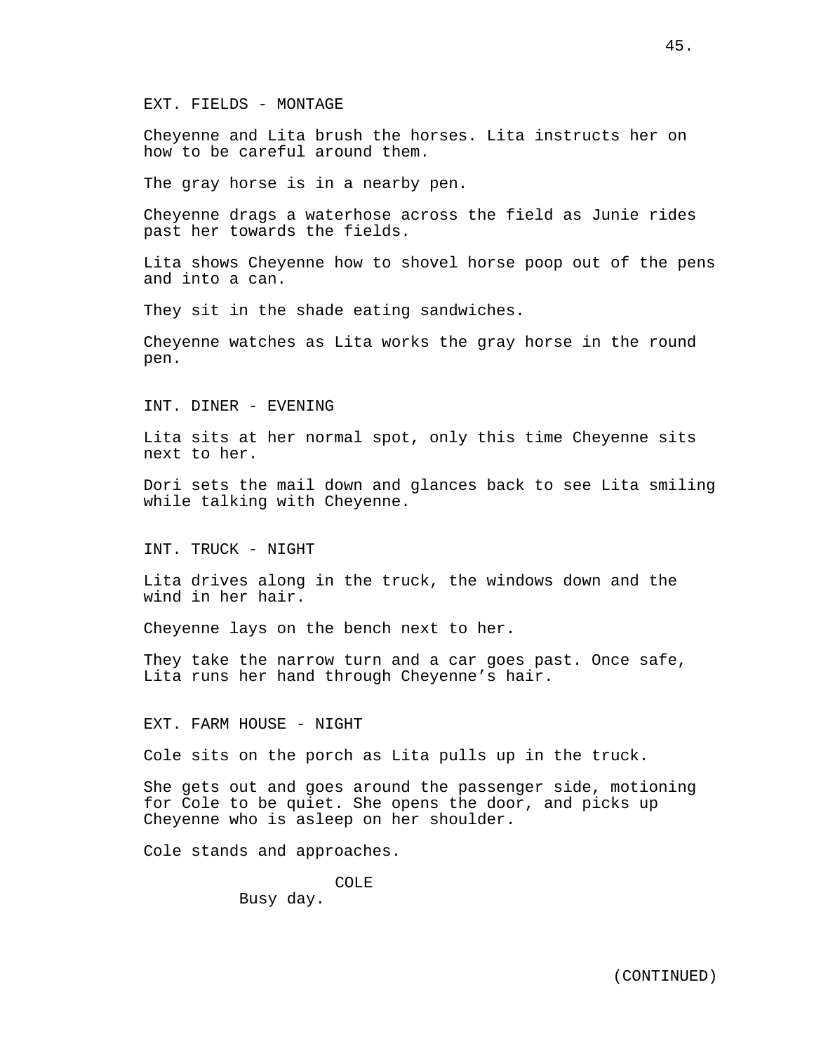EXT. FIELDS - MONTAGE

Cheyenne and Lita brush the horses. Lita instructs her on how to be careful around them.

The gray horse is in a nearby pen.

Cheyenne drags a waterhose across the field as Junie rides past her towards the fields.

Lita shows Cheyenne how to shovel horse poop out of the pens and into a can.

They sit in the shade eating sandwiches.

Cheyenne watches as Lita works the gray horse in the round pen.

INT. DINER - EVENING

Lita sits at her normal spot, only this time Cheyenne sits next to her.

Dori sets the mail down and glances back to see Lita smiling while talking with Cheyenne.

INT. TRUCK - NIGHT

Lita drives along in the truck, the windows down and the wind in her hair.

Cheyenne lays on the bench next to her.

They take the narrow turn and a car goes past. Once safe, Lita runs her hand through Cheyenne’s hair.

EXT. FARM HOUSE - NIGHT

Cole sits on the porch as Lita pulls up in the truck.

She gets out and goes around the passenger side, motioning for Cole to be quiet. She opens the door, and picks up Cheyenne who is asleep on her shoulder.

Cole stands and approaches.

COLE
Busy day.

(CONTINUED)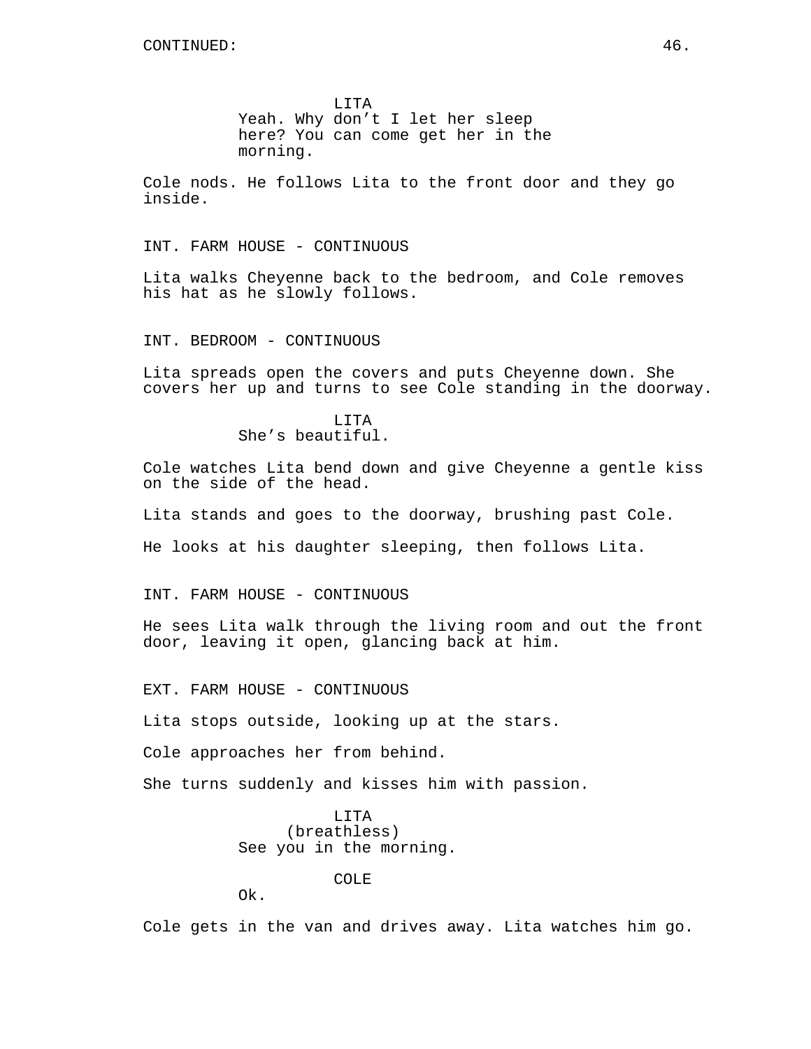CONTINUED:

LITA
Yeah. Why don't I let her sleep here? You can come get her in the morning.

Cole nods. He follows Lita to the front door and they go inside.

INT. FARM HOUSE - CONTINUOUS

Lita walks Cheyenne back to the bedroom, and Cole removes his hat as he slowly follows.

INT. BEDROOM - CONTINUOUS

Lita spreads open the covers and puts Cheyenne down. She covers her up and turns to see Cole standing in the doorway.

LITA
She's beautiful.

Cole watches Lita bend down and give Cheyenne a gentle kiss on the side of the head.

Lita stands and goes to the doorway, brushing past Cole.

He looks at his daughter sleeping, then follows Lita.

INT. FARM HOUSE - CONTINUOUS

He sees Lita walk through the living room and out the front door, leaving it open, glancing back at him.

EXT. FARM HOUSE - CONTINUOUS

Lita stops outside, looking up at the stars.

Cole approaches her from behind.

She turns suddenly and kisses him with passion.

LITA
(breathless)
See you in the morning.

COLE
Ok.

Cole gets in the van and drives away. Lita watches him go.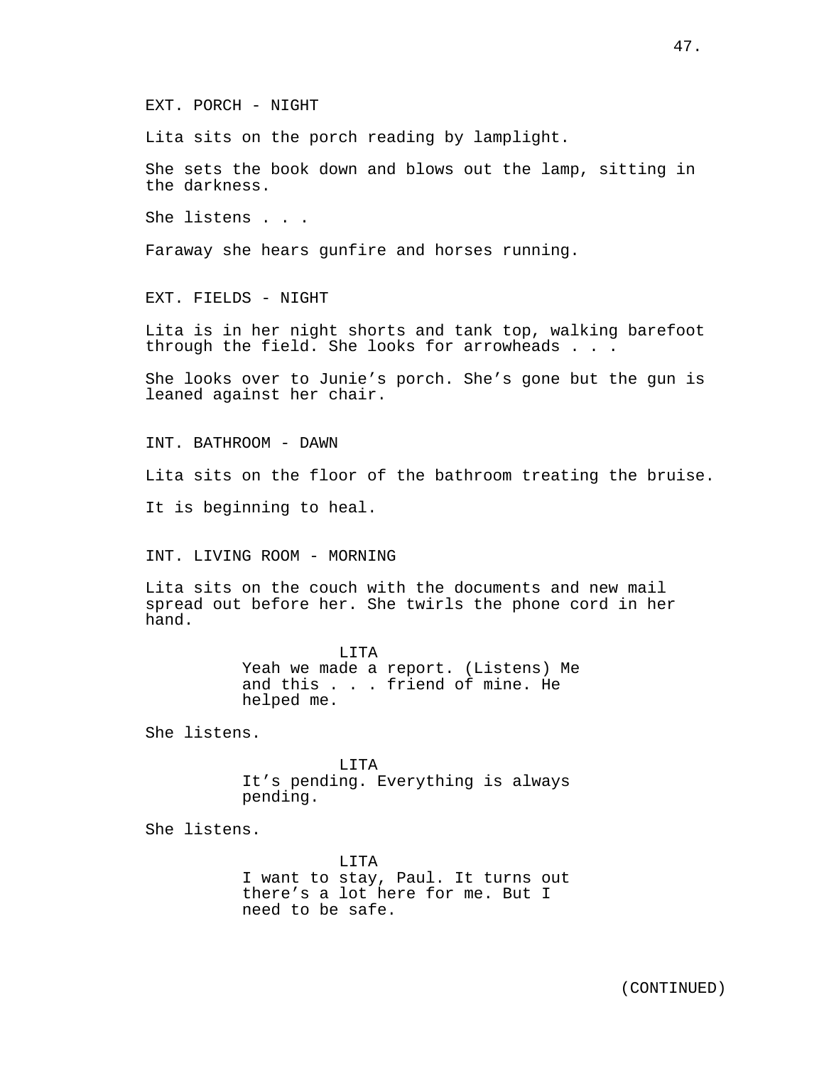EXT. PORCH - NIGHT

Lita sits on the porch reading by lamplight.

She sets the book down and blows out the lamp, sitting in the darkness.

She listens . . .

Faraway she hears gunfire and horses running.

EXT. FIELDS - NIGHT

Lita is in her night shorts and tank top, walking barefoot through the field. She looks for arrowheads . . .

She looks over to Junie's porch. She's gone but the gun is leaned against her chair.

INT. BATHROOM - DAWN

Lita sits on the floor of the bathroom treating the bruise.

It is beginning to heal.

INT. LIVING ROOM - MORNING

Lita sits on the couch with the documents and new mail spread out before her. She twirls the phone cord in her hand.

LITA
Yeah we made a report. (Listens) Me and this . . . friend of mine. He helped me.

She listens.

LITA
It's pending. Everything is always pending.

She listens.

LITA
I want to stay, Paul. It turns out there's a lot here for me. But I need to be safe.

(CONTINUED)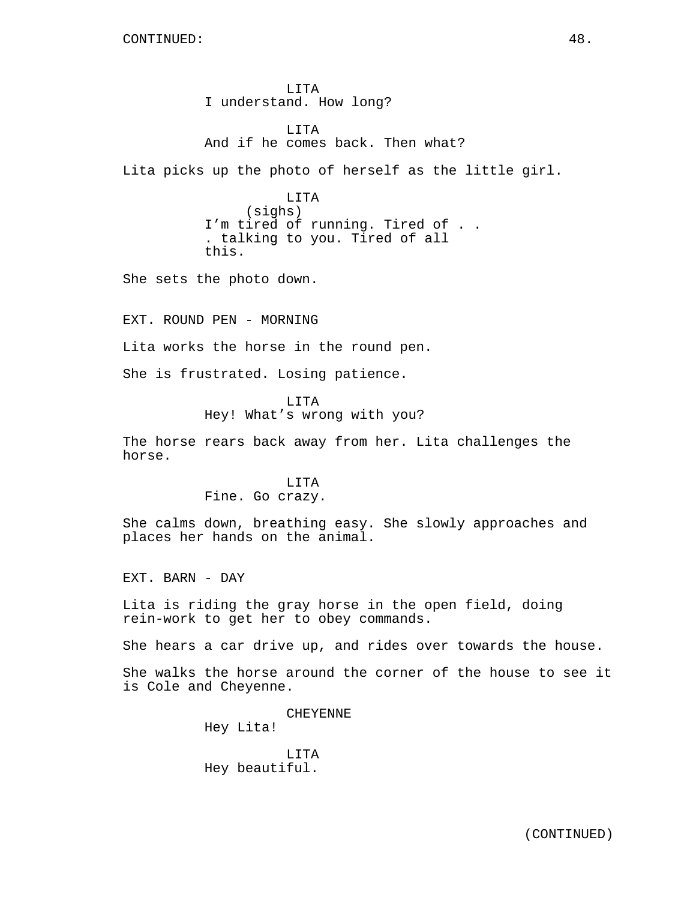CONTINUED:

LITA
I understand. How long?

LITA
And if he comes back. Then what?

Lita picks up the photo of herself as the little girl.

LITA
(sighs)
I'm tired of running. Tired of . . . talking to you. Tired of all this.

She sets the photo down.

EXT. ROUND PEN - MORNING

Lita works the horse in the round pen.

She is frustrated. Losing patience.

LITA
Hey! What's wrong with you?

The horse rears back away from her. Lita challenges the horse.

LITA
Fine. Go crazy.

She calms down, breathing easy. She slowly approaches and places her hands on the animal.

EXT. BARN - DAY

Lita is riding the gray horse in the open field, doing rein-work to get her to obey commands.

She hears a car drive up, and rides over towards the house.

She walks the horse around the corner of the house to see it is Cole and Cheyenne.

CHEYENNE
Hey Lita!

LITA
Hey beautiful.

(CONTINUED)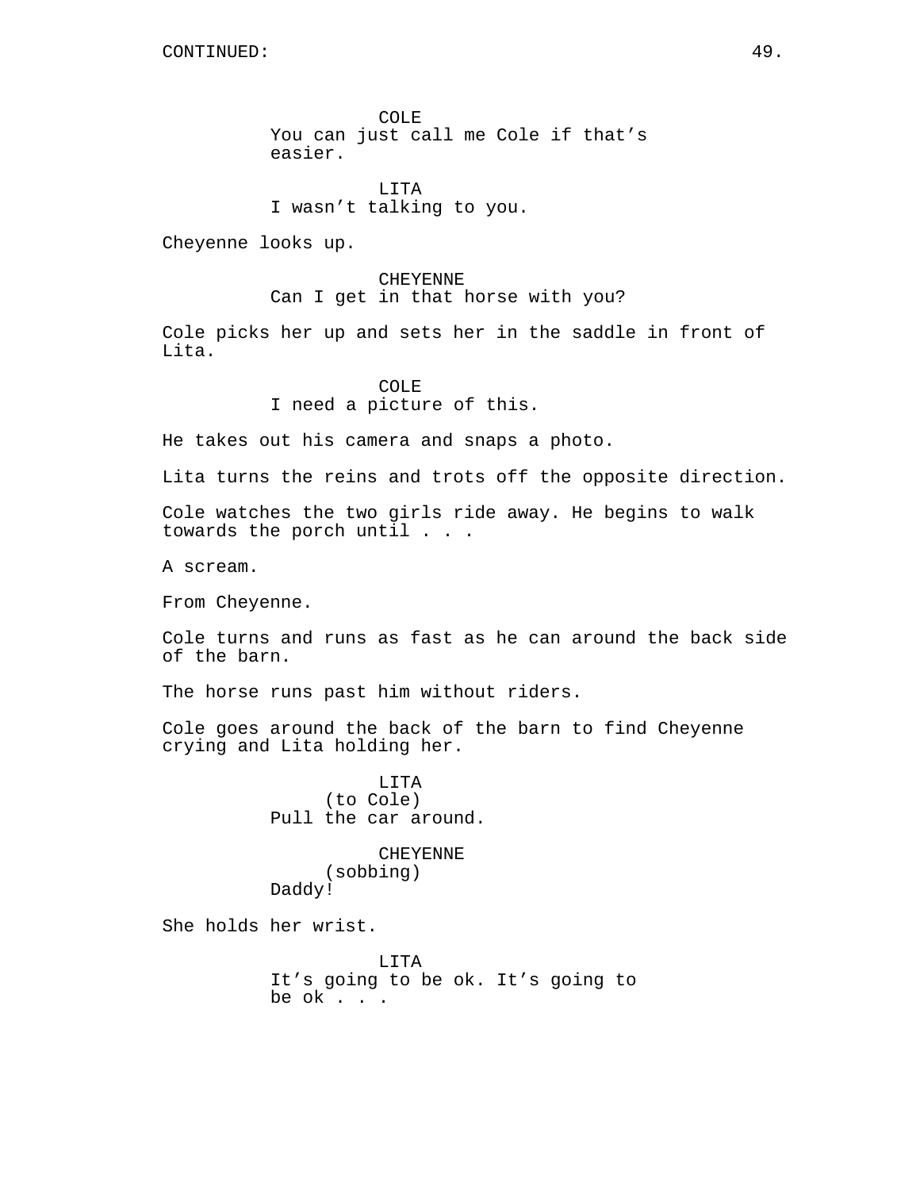CONTINUED:

COLE
You can just call me Cole if that's easier.

LITA
I wasn't talking to you.

Cheyenne looks up.

CHEYENNE
Can I get in that horse with you?

Cole picks her up and sets her in the saddle in front of Lita.

COLE
I need a picture of this.

He takes out his camera and snaps a photo.

Lita turns the reins and trots off the opposite direction.

Cole watches the two girls ride away. He begins to walk towards the porch until . . .

A scream.

From Cheyenne.

Cole turns and runs as fast as he can around the back side of the barn.

The horse runs past him without riders.

Cole goes around the back of the barn to find Cheyenne crying and Lita holding her.

LITA
(to Cole)
Pull the car around.

CHEYENNE
(sobbing)
Daddy!

She holds her wrist.

LITA
It's going to be ok. It's going to be ok . . .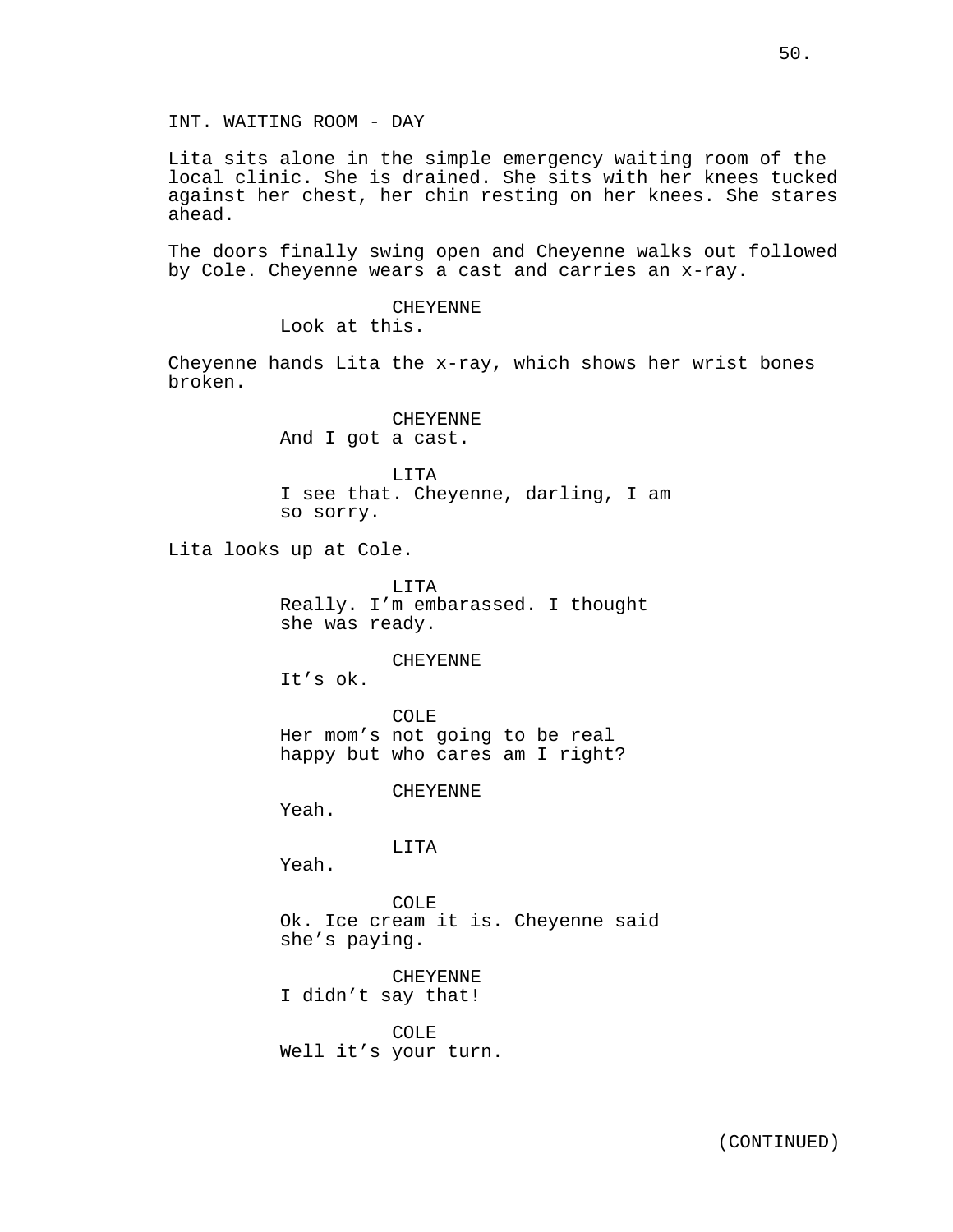INT. WAITING ROOM - DAY

Lita sits alone in the simple emergency waiting room of the local clinic. She is drained. She sits with her knees tucked against her chest, her chin resting on her knees. She stares ahead.

The doors finally swing open and Cheyenne walks out followed by Cole. Cheyenne wears a cast and carries an x-ray.

CHEYENNE
Look at this.

Cheyenne hands Lita the x-ray, which shows her wrist bones broken.

CHEYENNE
And I got a cast.

LITA
I see that. Cheyenne, darling, I am so sorry.

Lita looks up at Cole.

LITA
Really. I'm embarassed. I thought she was ready.

CHEYENNE
It's ok.

COLE
Her mom's not going to be real happy but who cares am I right?

CHEYENNE
Yeah.

LITA
Yeah.

COLE
Ok. Ice cream it is. Cheyenne said she's paying.

CHEYENNE
I didn't say that!

COLE
Well it's your turn.

(CONTINUED)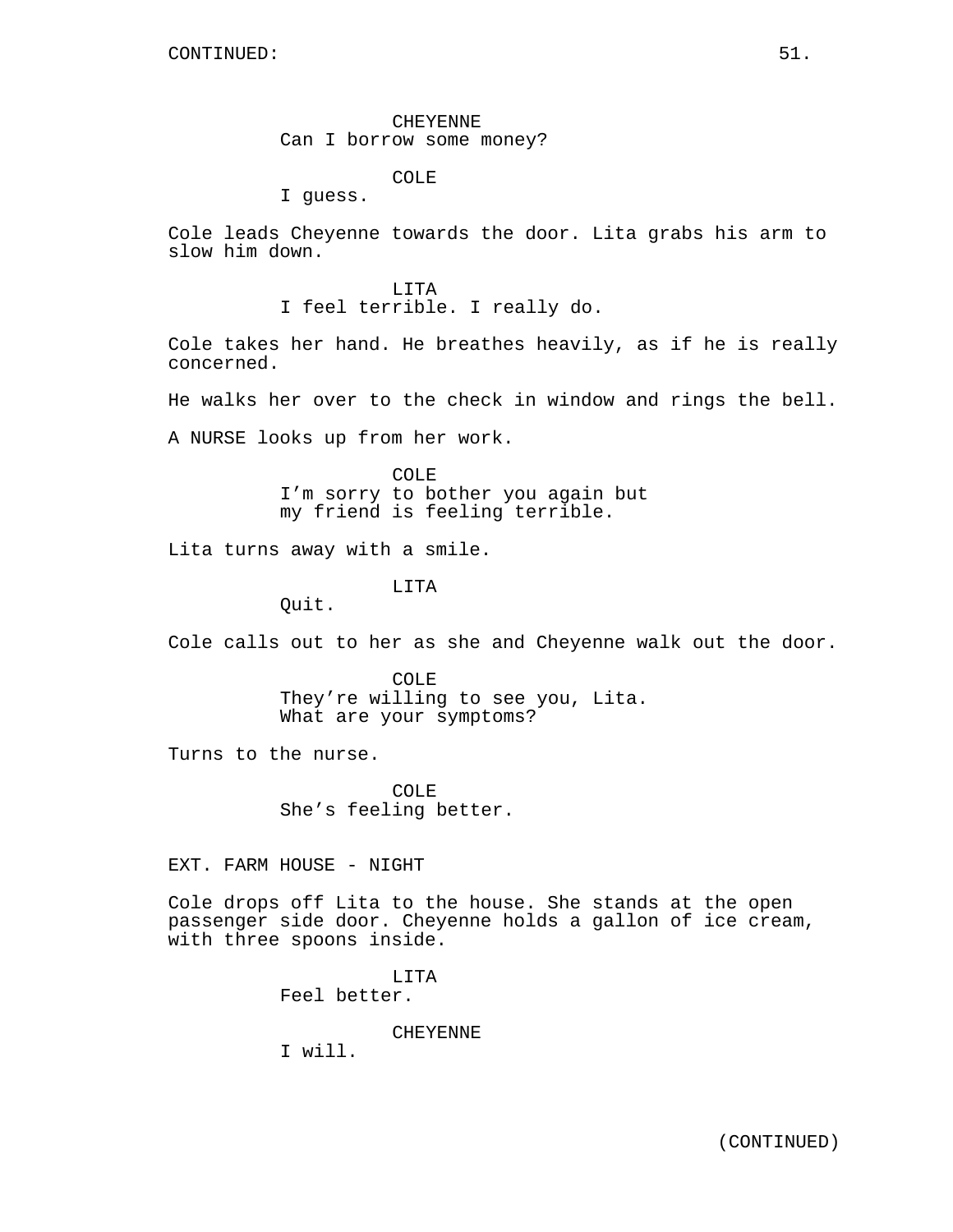CONTINUED:

CHEYENNE
Can I borrow some money?

COLE
I guess.

Cole leads Cheyenne towards the door. Lita grabs his arm to slow him down.

LITA
I feel terrible. I really do.

Cole takes her hand. He breathes heavily, as if he is really concerned.

He walks her over to the check in window and rings the bell.

A NURSE looks up from her work.

COLE
I'm sorry to bother you again but my friend is feeling terrible.

Lita turns away with a smile.

LITA
Quit.

Cole calls out to her as she and Cheyenne walk out the door.

COLE
They're willing to see you, Lita. What are your symptoms?

Turns to the nurse.

COLE
She's feeling better.

EXT. FARM HOUSE - NIGHT

Cole drops off Lita to the house. She stands at the open passenger side door. Cheyenne holds a gallon of ice cream, with three spoons inside.

LITA
Feel better.

CHEYENNE
I will.

(CONTINUED)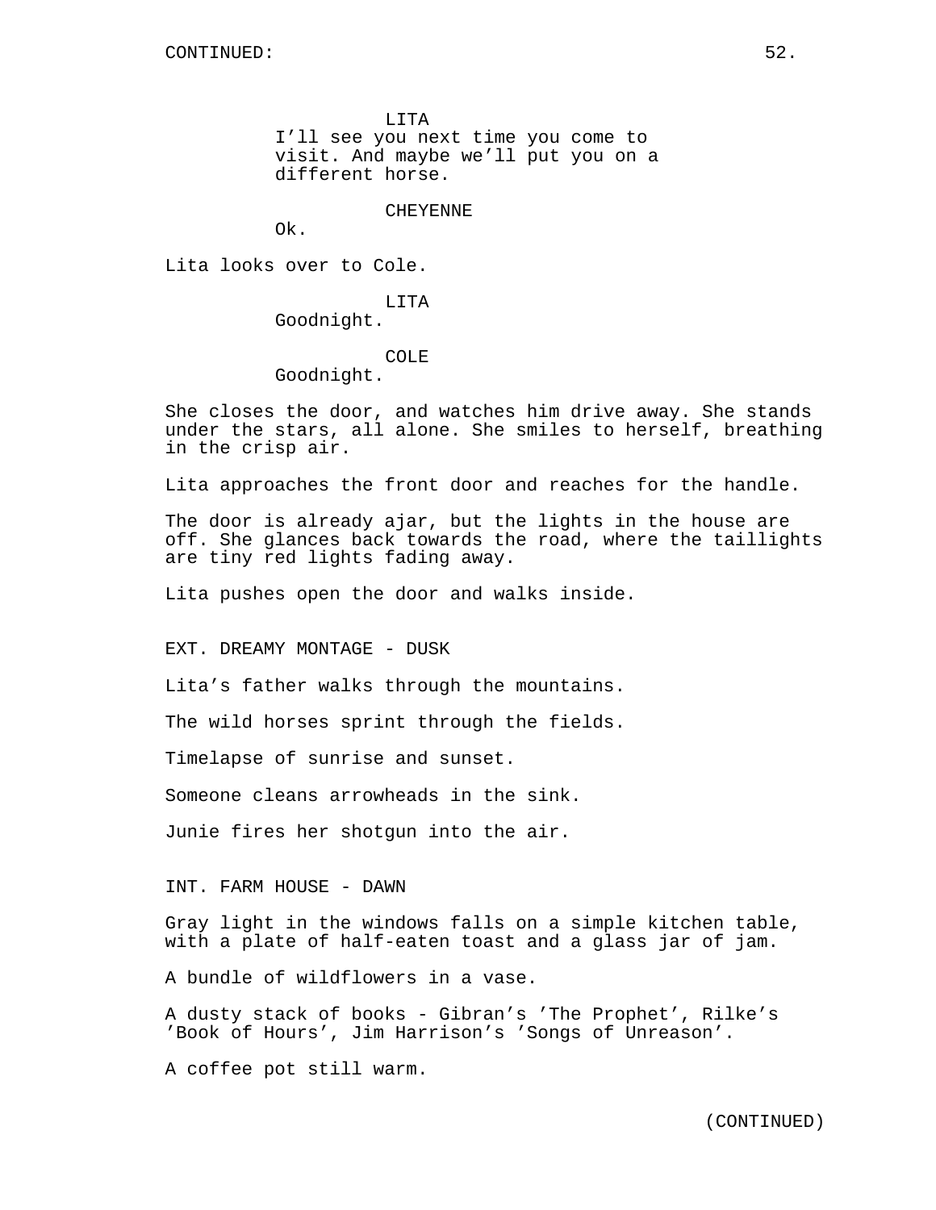CONTINUED:

LITA
I'll see you next time you come to visit. And maybe we'll put you on a different horse.

CHEYENNE
Ok.

Lita looks over to Cole.

LITA
Goodnight.

COLE
Goodnight.

She closes the door, and watches him drive away. She stands under the stars, all alone. She smiles to herself, breathing in the crisp air.

Lita approaches the front door and reaches for the handle.

The door is already ajar, but the lights in the house are off. She glances back towards the road, where the taillights are tiny red lights fading away.

Lita pushes open the door and walks inside.

EXT. DREAMY MONTAGE - DUSK

Lita's father walks through the mountains.

The wild horses sprint through the fields.

Timelapse of sunrise and sunset.

Someone cleans arrowheads in the sink.

Junie fires her shotgun into the air.

INT. FARM HOUSE - DAWN

Gray light in the windows falls on a simple kitchen table, with a plate of half-eaten toast and a glass jar of jam.

A bundle of wildflowers in a vase.

A dusty stack of books - Gibran's 'The Prophet', Rilke's 'Book of Hours', Jim Harrison's 'Songs of Unreason'.

A coffee pot still warm.

(CONTINUED)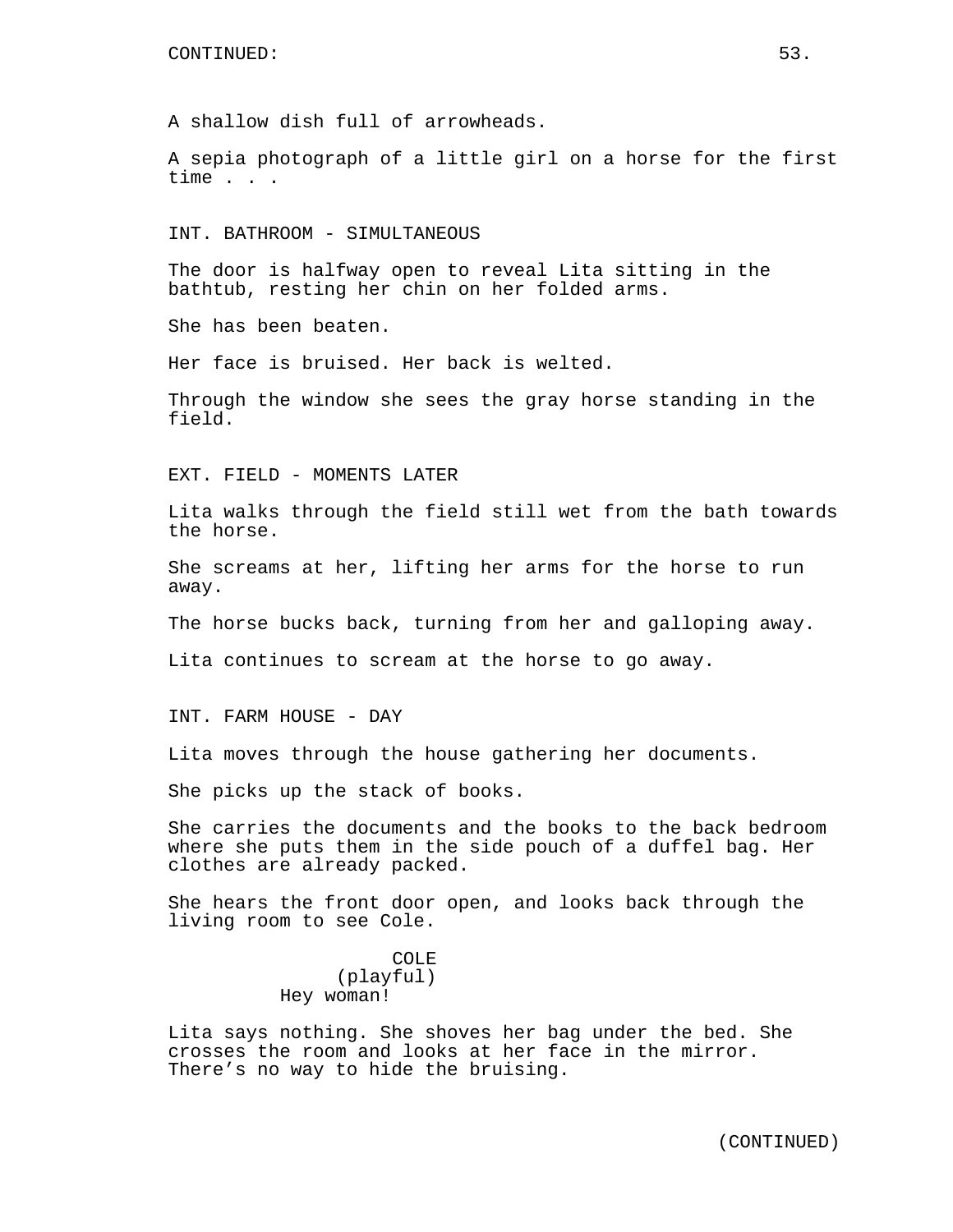A shallow dish full of arrowheads.

A sepia photograph of a little girl on a horse for the first time . . .

INT. BATHROOM - SIMULTANEOUS

The door is halfway open to reveal Lita sitting in the bathtub, resting her chin on her folded arms.

She has been beaten.

Her face is bruised. Her back is welted.

Through the window she sees the gray horse standing in the field.

EXT. FIELD - MOMENTS LATER

Lita walks through the field still wet from the bath towards the horse.

She screams at her, lifting her arms for the horse to run away.

The horse bucks back, turning from her and galloping away.

Lita continues to scream at the horse to go away.

INT. FARM HOUSE - DAY

Lita moves through the house gathering her documents.

She picks up the stack of books.

She carries the documents and the books to the back bedroom where she puts them in the side pouch of a duffel bag. Her clothes are already packed.

She hears the front door open, and looks back through the living room to see Cole.

COLE
(playful)
Hey woman!

Lita says nothing. She shoves her bag under the bed. She crosses the room and looks at her face in the mirror. There's no way to hide the bruising.

(CONTINUED)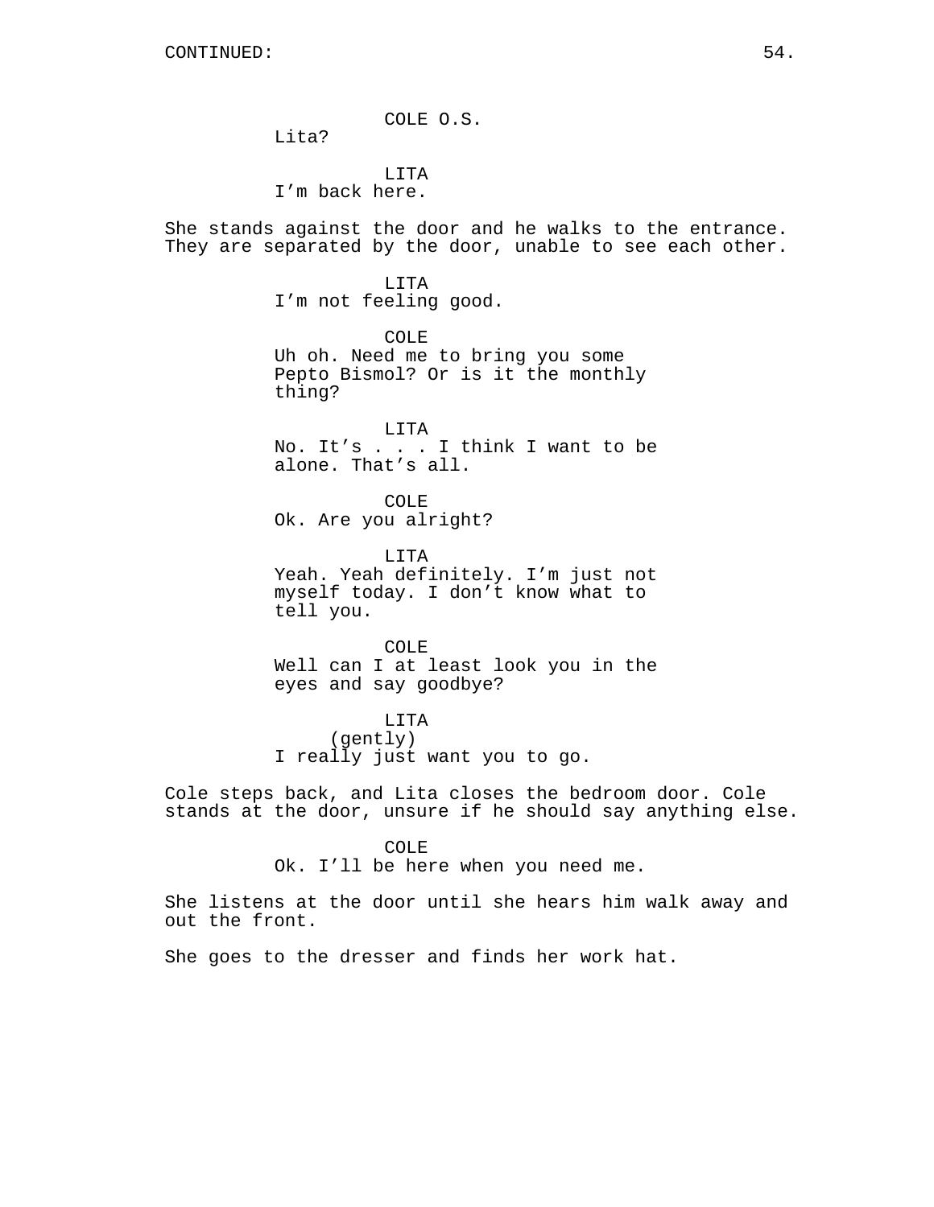CONTINUED:

COLE O.S.
Lita?

LITA
I'm back here.

She stands against the door and he walks to the entrance. They are separated by the door, unable to see each other.

LITA
I'm not feeling good.

COLE
Uh oh. Need me to bring you some Pepto Bismol? Or is it the monthly thing?

LITA
No. It's . . . I think I want to be alone. That's all.

COLE
Ok. Are you alright?

LITA
Yeah. Yeah definitely. I'm just not myself today. I don't know what to tell you.

COLE
Well can I at least look you in the eyes and say goodbye?

LITA
(gently)
I really just want you to go.

Cole steps back, and Lita closes the bedroom door. Cole stands at the door, unsure if he should say anything else.

COLE
Ok. I'll be here when you need me.

She listens at the door until she hears him walk away and out the front.

She goes to the dresser and finds her work hat.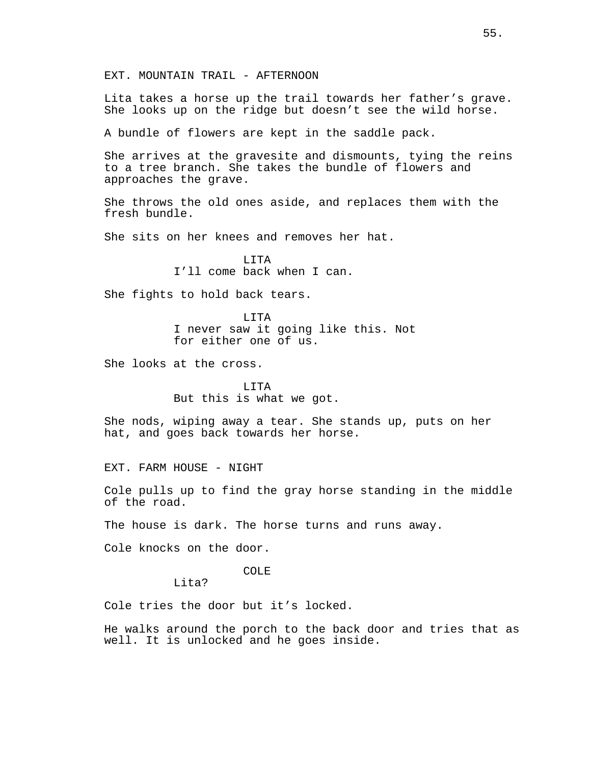EXT. MOUNTAIN TRAIL - AFTERNOON

Lita takes a horse up the trail towards her father’s grave. She looks up on the ridge but doesn’t see the wild horse.

A bundle of flowers are kept in the saddle pack.

She arrives at the gravesite and dismounts, tying the reins to a tree branch. She takes the bundle of flowers and approaches the grave.

She throws the old ones aside, and replaces them with the fresh bundle.

She sits on her knees and removes her hat.

LITA
I’ll come back when I can.

She fights to hold back tears.

LITA
I never saw it going like this. Not for either one of us.

She looks at the cross.

LITA
But this is what we got.

She nods, wiping away a tear. She stands up, puts on her hat, and goes back towards her horse.

EXT. FARM HOUSE - NIGHT

Cole pulls up to find the gray horse standing in the middle of the road.

The house is dark. The horse turns and runs away.

Cole knocks on the door.

COLE
Lita?

Cole tries the door but it’s locked.

He walks around the porch to the back door and tries that as well. It is unlocked and he goes inside.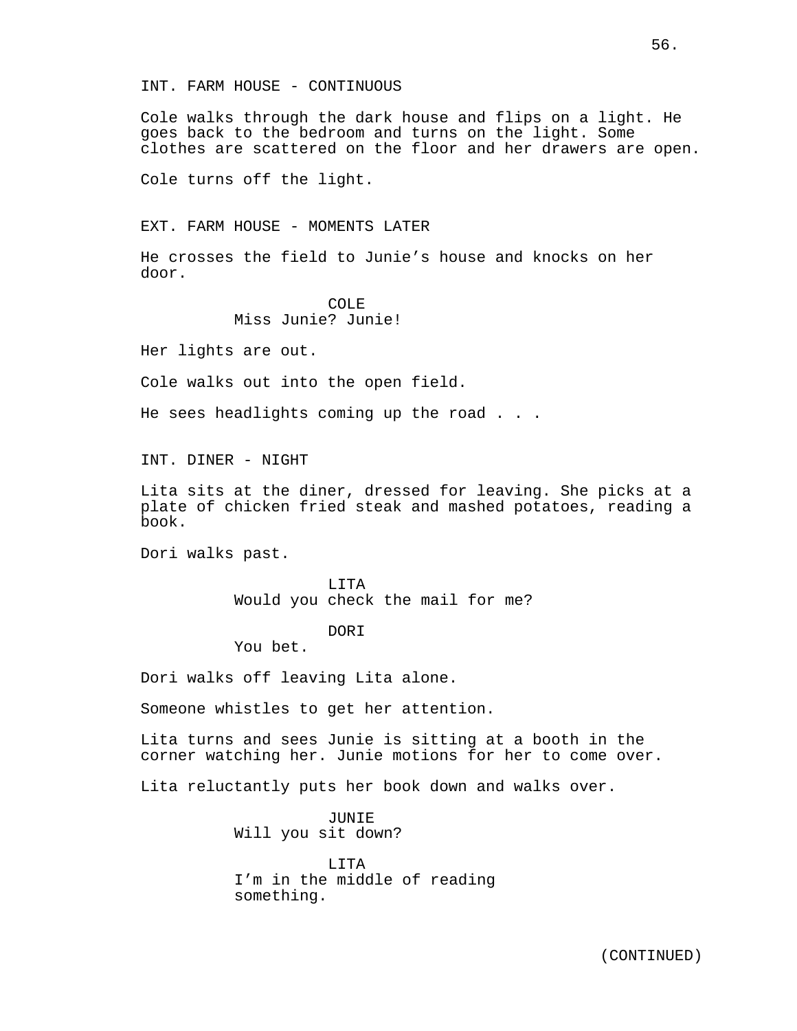INT. FARM HOUSE - CONTINUOUS

Cole walks through the dark house and flips on a light. He goes back to the bedroom and turns on the light. Some clothes are scattered on the floor and her drawers are open.

Cole turns off the light.

EXT. FARM HOUSE - MOMENTS LATER

He crosses the field to Junie's house and knocks on her door.

COLE
Miss Junie? Junie!

Her lights are out.

Cole walks out into the open field.

He sees headlights coming up the road . . .

INT. DINER - NIGHT

Lita sits at the diner, dressed for leaving. She picks at a plate of chicken fried steak and mashed potatoes, reading a book.

Dori walks past.

LITA
Would you check the mail for me?

DORI
You bet.

Dori walks off leaving Lita alone.

Someone whistles to get her attention.

Lita turns and sees Junie is sitting at a booth in the corner watching her. Junie motions for her to come over.

Lita reluctantly puts her book down and walks over.

JUNIE
Will you sit down?

LITA
I'm in the middle of reading something.

(CONTINUED)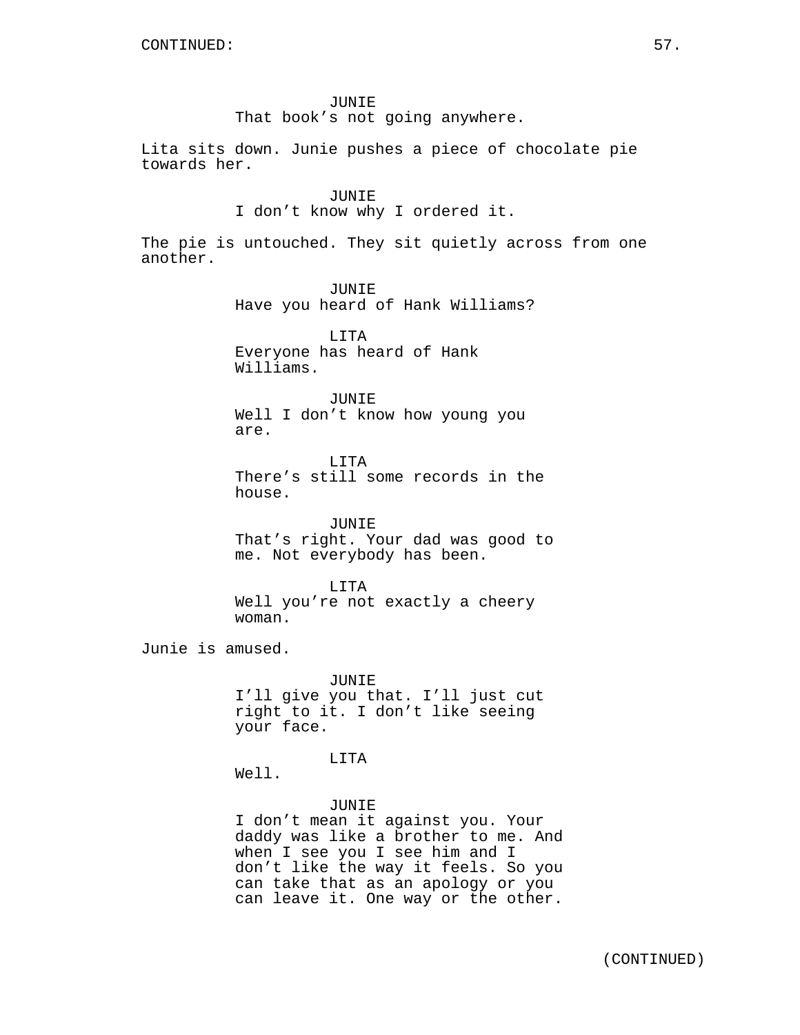CONTINUED:

JUNIE
That book's not going anywhere.

Lita sits down. Junie pushes a piece of chocolate pie towards her.

JUNIE
I don't know why I ordered it.

The pie is untouched. They sit quietly across from one another.

JUNIE
Have you heard of Hank Williams?

LITA
Everyone has heard of Hank Williams.

JUNIE
Well I don't know how young you are.

LITA
There's still some records in the house.

JUNIE
That's right. Your dad was good to me. Not everybody has been.

LITA
Well you're not exactly a cheery woman.

Junie is amused.

JUNIE
I'll give you that. I'll just cut right to it. I don't like seeing your face.

LITA
Well.

JUNIE
I don't mean it against you. Your daddy was like a brother to me. And when I see you I see him and I don't like the way it feels. So you can take that as an apology or you can leave it. One way or the other.

(CONTINUED)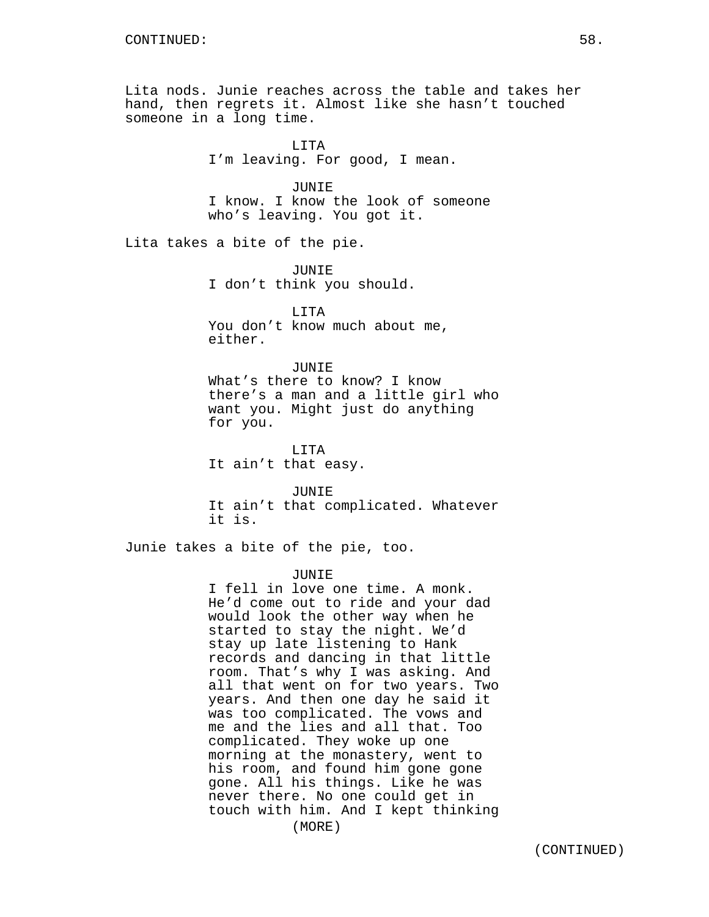Lita nods. Junie reaches across the table and takes her hand, then regrets it. Almost like she hasn't touched someone in a long time.

LITA
I'm leaving. For good, I mean.

JUNIE
I know. I know the look of someone who's leaving. You got it.

Lita takes a bite of the pie.

JUNIE
I don't think you should.

LITA
You don't know much about me, either.

JUNIE
What's there to know? I know there's a man and a little girl who want you. Might just do anything for you.

LITA
It ain't that easy.

JUNIE
It ain't that complicated. Whatever it is.

Junie takes a bite of the pie, too.

JUNIE
I fell in love one time. A monk. He'd come out to ride and your dad would look the other way when he started to stay the night. We'd stay up late listening to Hank records and dancing in that little room. That's why I was asking. And all that went on for two years. Two years. And then one day he said it was too complicated. The vows and me and the lies and all that. Too complicated. They woke up one morning at the monastery, went to his room, and found him gone gone gone. All his things. Like he was never there. No one could get in touch with him. And I kept thinking
(MORE)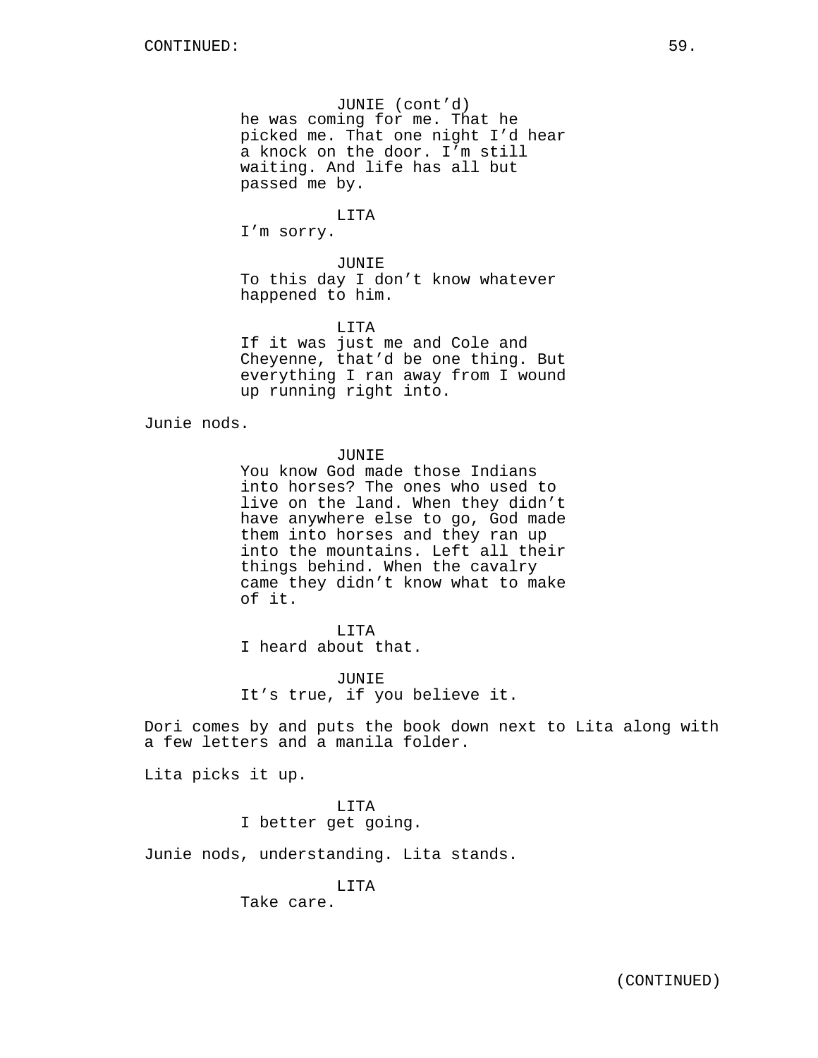JUNIE (cont'd)
he was coming for me. That he picked me. That one night I'd hear a knock on the door. I'm still waiting. And life has all but passed me by.

LITA
I'm sorry.

JUNIE
To this day I don't know whatever happened to him.

LITA
If it was just me and Cole and Cheyenne, that'd be one thing. But everything I ran away from I wound up running right into.

Junie nods.

JUNIE
You know God made those Indians into horses? The ones who used to live on the land. When they didn't have anywhere else to go, God made them into horses and they ran up into the mountains. Left all their things behind. When the cavalry came they didn't know what to make of it.

LITA
I heard about that.

JUNIE
It's true, if you believe it.

Dori comes by and puts the book down next to Lita along with a few letters and a manila folder.

Lita picks it up.

LITA
I better get going.

Junie nods, understanding. Lita stands.

LITA
Take care.

(CONTINUED)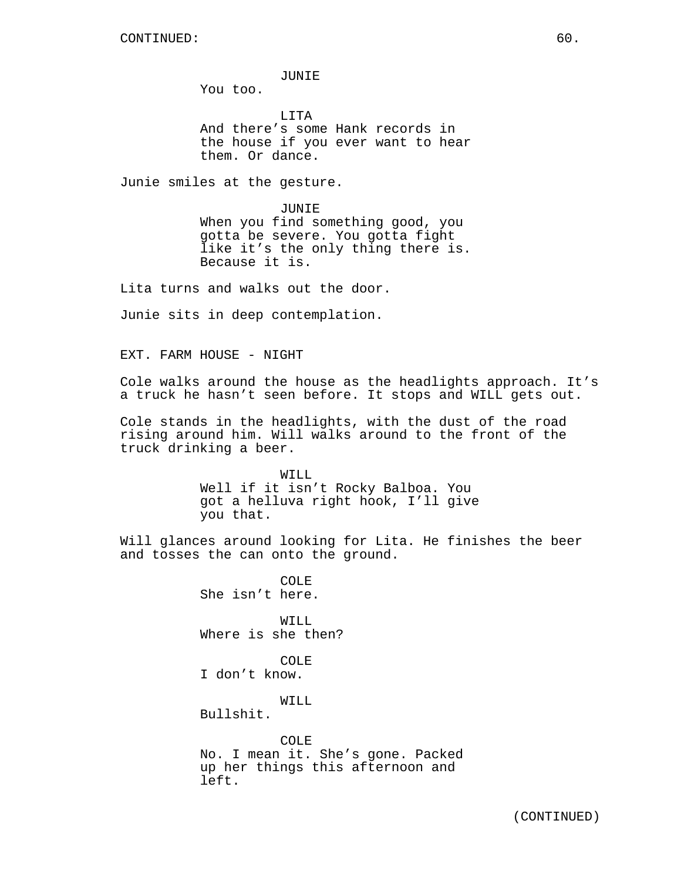JUNIE
You too.

LITA
And there's some Hank records in the house if you ever want to hear them. Or dance.

Junie smiles at the gesture.

JUNIE
When you find something good, you gotta be severe. You gotta fight like it's the only thing there is. Because it is.

Lita turns and walks out the door.

Junie sits in deep contemplation.

EXT. FARM HOUSE - NIGHT

Cole walks around the house as the headlights approach. It's a truck he hasn't seen before. It stops and WILL gets out.

Cole stands in the headlights, with the dust of the road rising around him. Will walks around to the front of the truck drinking a beer.

WILL
Well if it isn't Rocky Balboa. You got a helluva right hook, I'll give you that.

Will glances around looking for Lita. He finishes the beer and tosses the can onto the ground.

COLE
She isn't here.

WILL
Where is she then?

COLE
I don't know.

WILL
Bullshit.

COLE
No. I mean it. She's gone. Packed up her things this afternoon and left.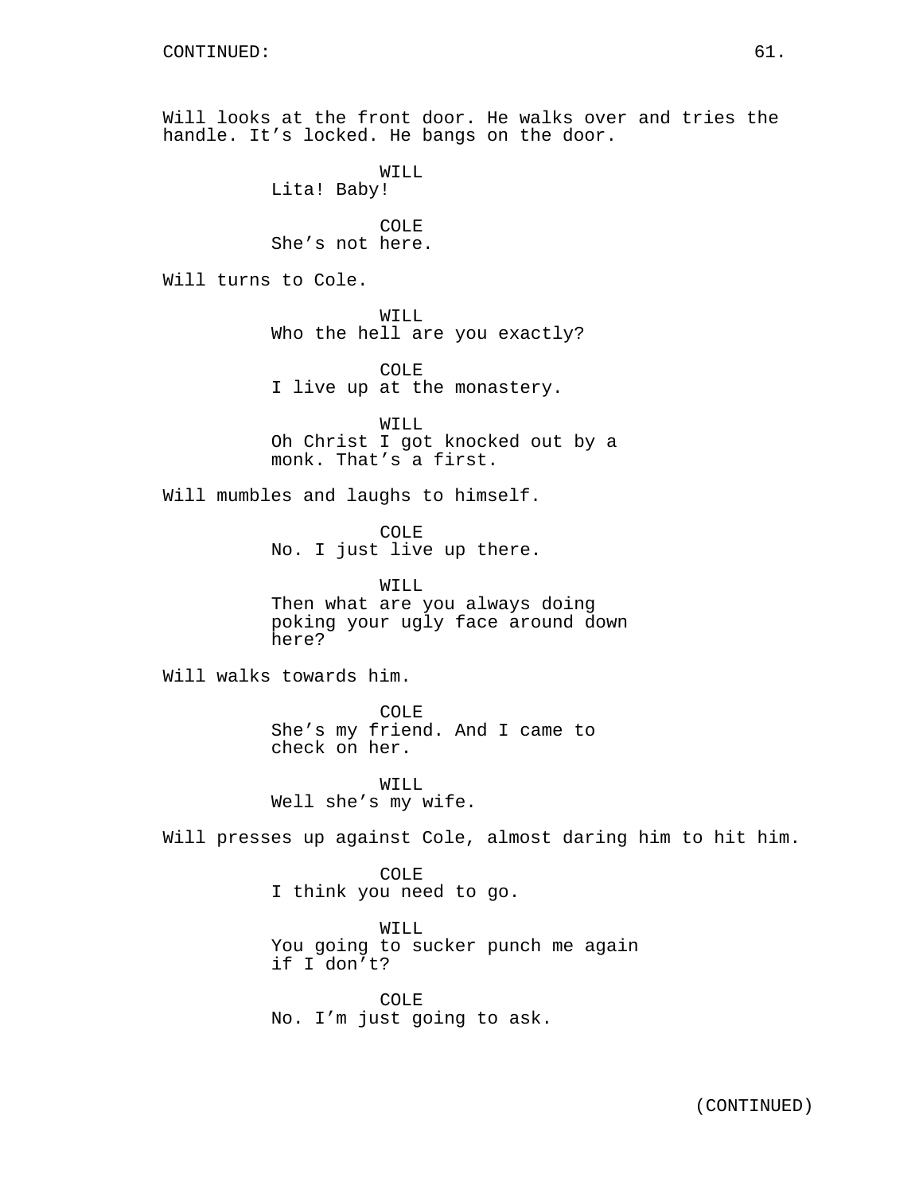Will looks at the front door. He walks over and tries the handle. It's locked. He bangs on the door.

WILL
Lita! Baby!

COLE
She's not here.

Will turns to Cole.

WILL
Who the hell are you exactly?

COLE
I live up at the monastery.

WILL
Oh Christ I got knocked out by a monk. That's a first.

Will mumbles and laughs to himself.

COLE
No. I just live up there.

WILL
Then what are you always doing poking your ugly face around down here?

Will walks towards him.

COLE
She's my friend. And I came to check on her.

WILL
Well she's my wife.

Will presses up against Cole, almost daring him to hit him.

COLE
I think you need to go.

WILL
You going to sucker punch me again if I don't?

COLE
No. I'm just going to ask.

(CONTINUED)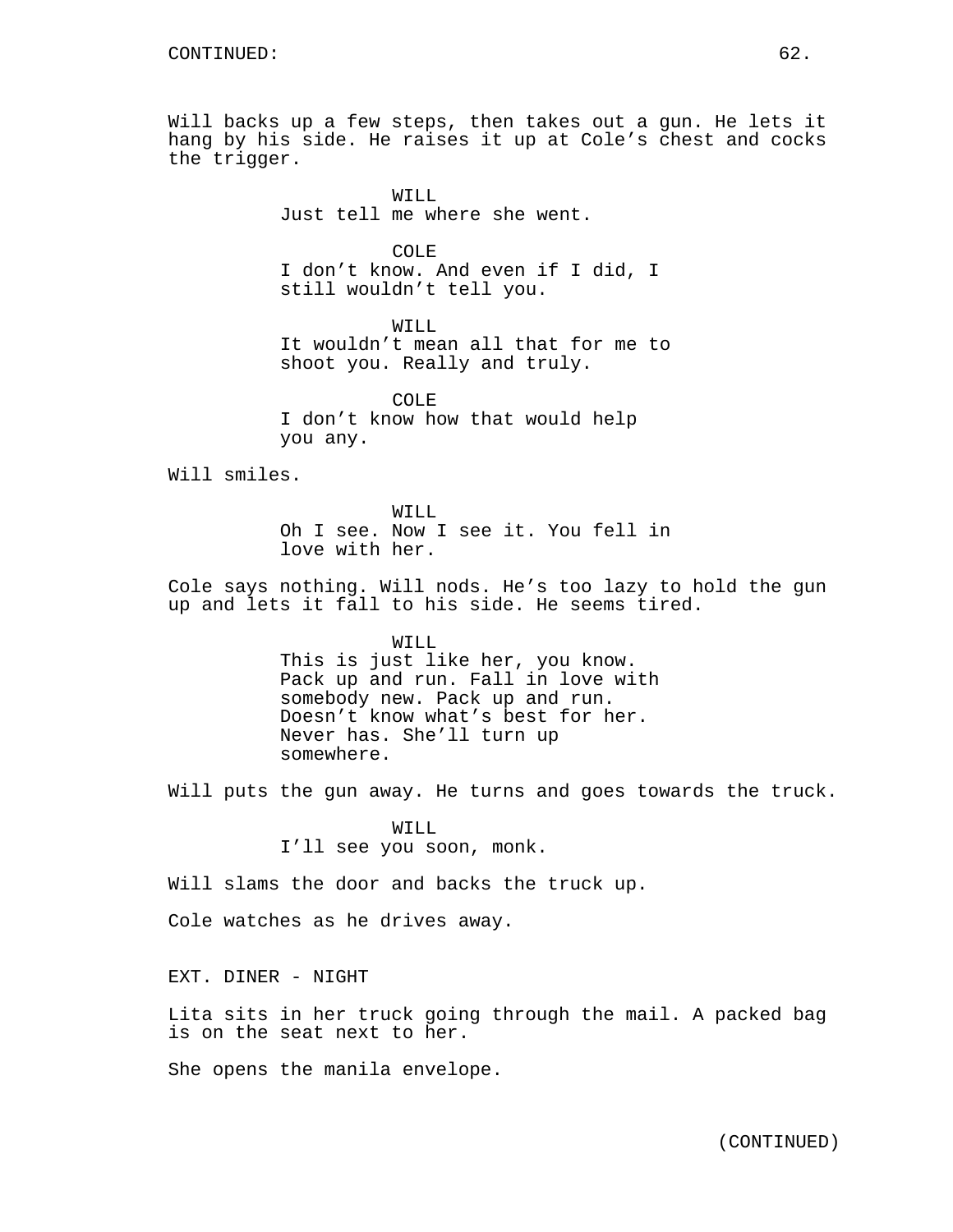CONTINUED:

Will backs up a few steps, then takes out a gun. He lets it hang by his side. He raises it up at Cole's chest and cocks the trigger.

WILL
Just tell me where she went.

COLE
I don't know. And even if I did, I still wouldn't tell you.

WILL
It wouldn't mean all that for me to shoot you. Really and truly.

COLE
I don't know how that would help you any.

Will smiles.

WILL
Oh I see. Now I see it. You fell in love with her.

Cole says nothing. Will nods. He's too lazy to hold the gun up and lets it fall to his side. He seems tired.

WILL
This is just like her, you know. Pack up and run. Fall in love with somebody new. Pack up and run. Doesn't know what's best for her. Never has. She'll turn up somewhere.

Will puts the gun away. He turns and goes towards the truck.

WILL
I'll see you soon, monk.

Will slams the door and backs the truck up.

Cole watches as he drives away.

EXT. DINER - NIGHT

Lita sits in her truck going through the mail. A packed bag is on the seat next to her.

She opens the manila envelope.

(CONTINUED)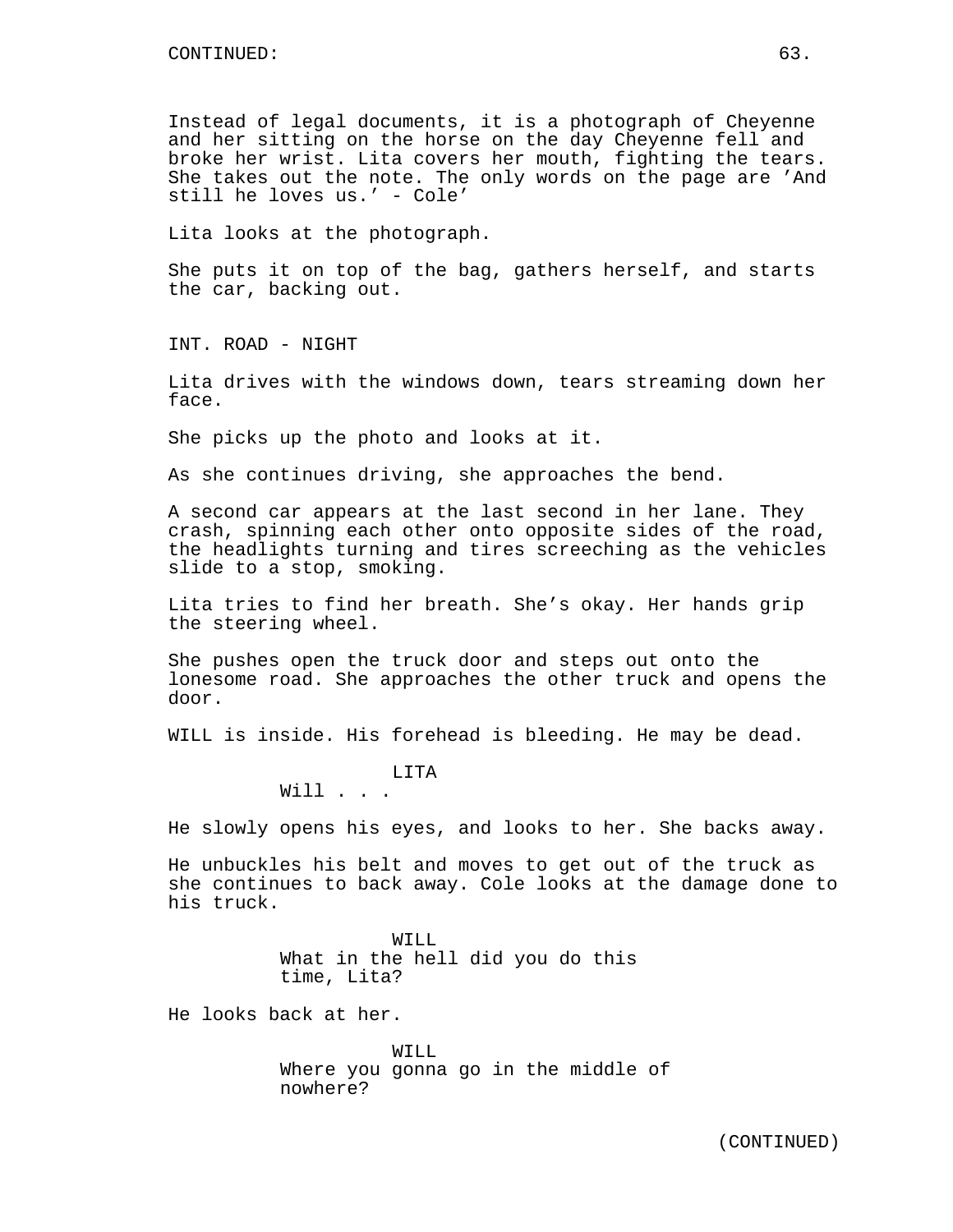CONTINUED:

Instead of legal documents, it is a photograph of Cheyenne and her sitting on the horse on the day Cheyenne fell and broke her wrist. Lita covers her mouth, fighting the tears. She takes out the note. The only words on the page are ’And still he loves us.’ - Cole’

Lita looks at the photograph.

She puts it on top of the bag, gathers herself, and starts the car, backing out.

INT. ROAD - NIGHT

Lita drives with the windows down, tears streaming down her face.

She picks up the photo and looks at it.

As she continues driving, she approaches the bend.

A second car appears at the last second in her lane. They crash, spinning each other onto opposite sides of the road, the headlights turning and tires screeching as the vehicles slide to a stop, smoking.

Lita tries to find her breath. She’s okay. Her hands grip the steering wheel.

She pushes open the truck door and steps out onto the lonesome road. She approaches the other truck and opens the door.

WILL is inside. His forehead is bleeding. He may be dead.

LITA
Will . . .

He slowly opens his eyes, and looks to her. She backs away.

He unbuckles his belt and moves to get out of the truck as she continues to back away. Cole looks at the damage done to his truck.

WILL
What in the hell did you do this time, Lita?

He looks back at her.

WILL
Where you gonna go in the middle of nowhere?

(CONTINUED)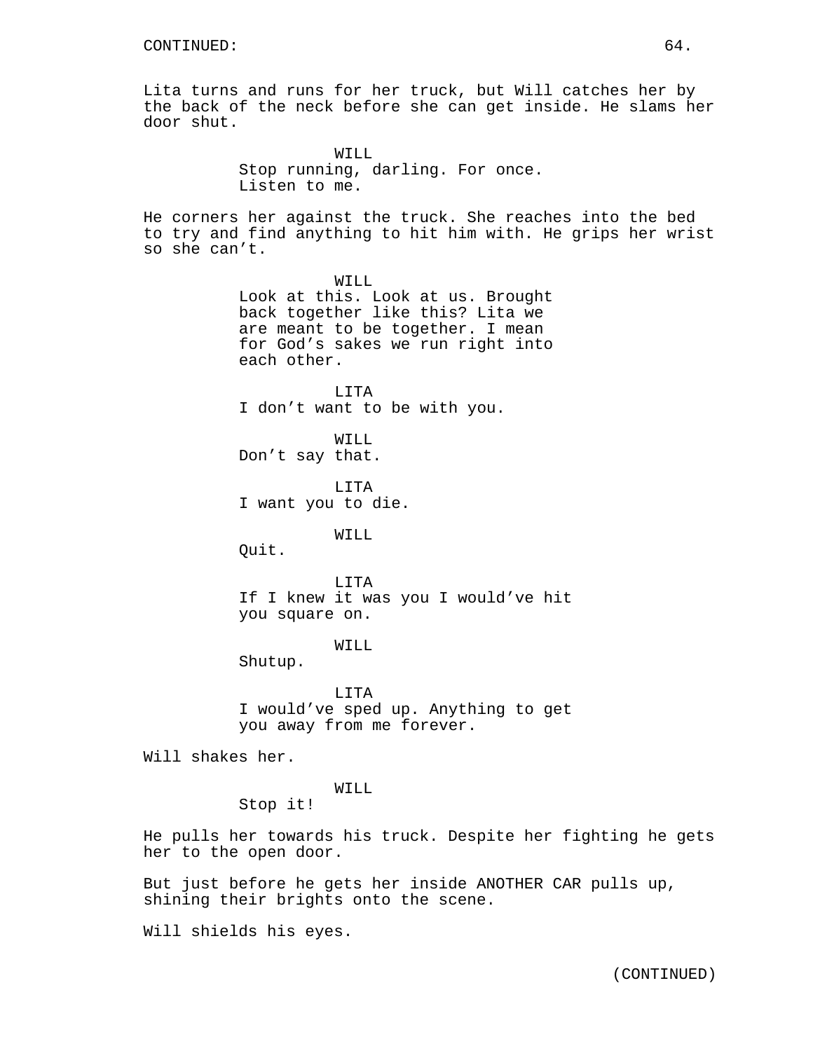CONTINUED:

Lita turns and runs for her truck, but Will catches her by the back of the neck before she can get inside. He slams her door shut.

WILL
Stop running, darling. For once. Listen to me.

He corners her against the truck. She reaches into the bed to try and find anything to hit him with. He grips her wrist so she can't.

WILL
Look at this. Look at us. Brought back together like this? Lita we are meant to be together. I mean for God's sakes we run right into each other.

LITA
I don't want to be with you.

WILL
Don't say that.

LITA
I want you to die.

WILL
Quit.

LITA
If I knew it was you I would've hit you square on.

WILL
Shutup.

LITA
I would've sped up. Anything to get you away from me forever.

Will shakes her.

WILL
Stop it!

He pulls her towards his truck. Despite her fighting he gets her to the open door.

But just before he gets her inside ANOTHER CAR pulls up, shining their brights onto the scene.

Will shields his eyes.

(CONTINUED)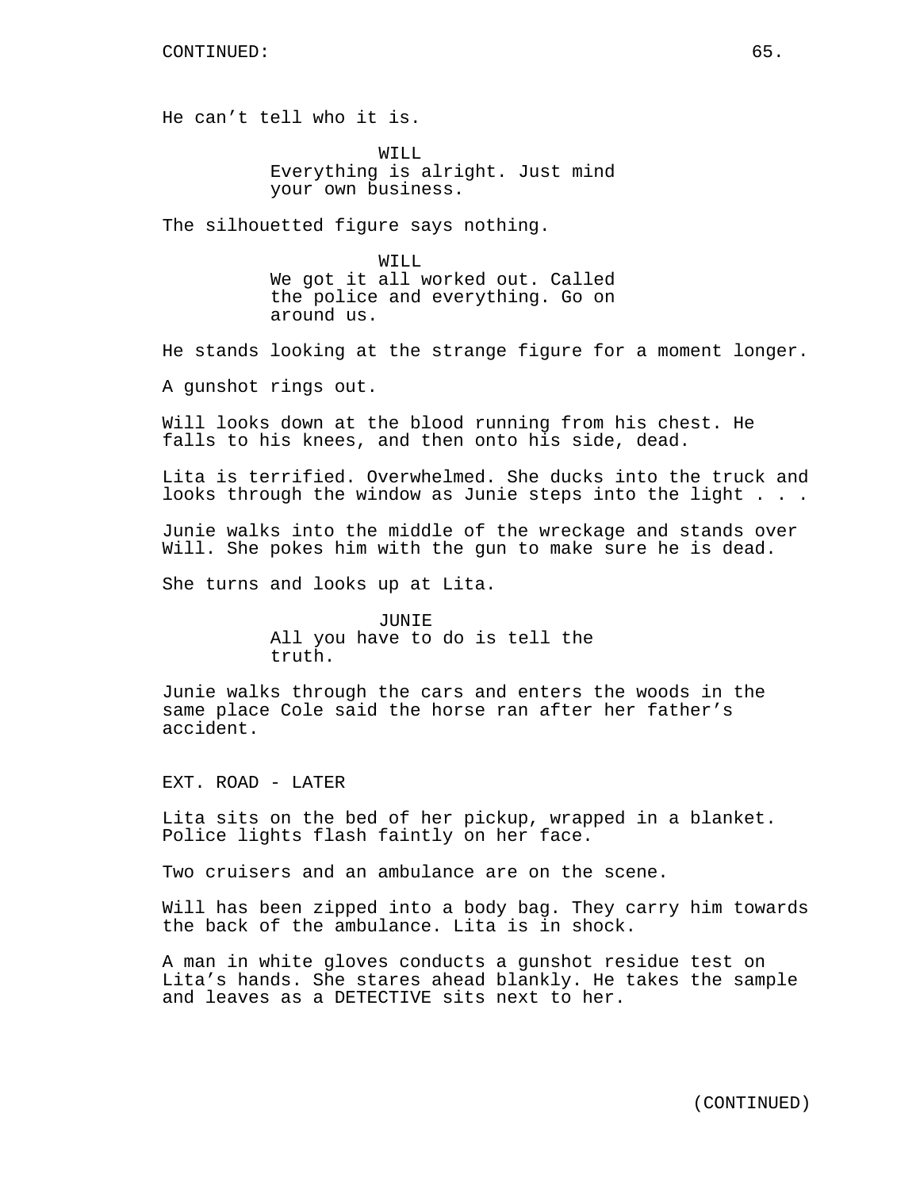He can't tell who it is.

WILL
Everything is alright. Just mind your own business.

The silhouetted figure says nothing.

WILL
We got it all worked out. Called the police and everything. Go on around us.

He stands looking at the strange figure for a moment longer.

A gunshot rings out.

Will looks down at the blood running from his chest. He falls to his knees, and then onto his side, dead.

Lita is terrified. Overwhelmed. She ducks into the truck and looks through the window as Junie steps into the light . . .

Junie walks into the middle of the wreckage and stands over Will. She pokes him with the gun to make sure he is dead.

She turns and looks up at Lita.

JUNIE
All you have to do is tell the truth.

Junie walks through the cars and enters the woods in the same place Cole said the horse ran after her father's accident.

EXT. ROAD - LATER

Lita sits on the bed of her pickup, wrapped in a blanket. Police lights flash faintly on her face.

Two cruisers and an ambulance are on the scene.

Will has been zipped into a body bag. They carry him towards the back of the ambulance. Lita is in shock.

A man in white gloves conducts a gunshot residue test on Lita's hands. She stares ahead blankly. He takes the sample and leaves as a DETECTIVE sits next to her.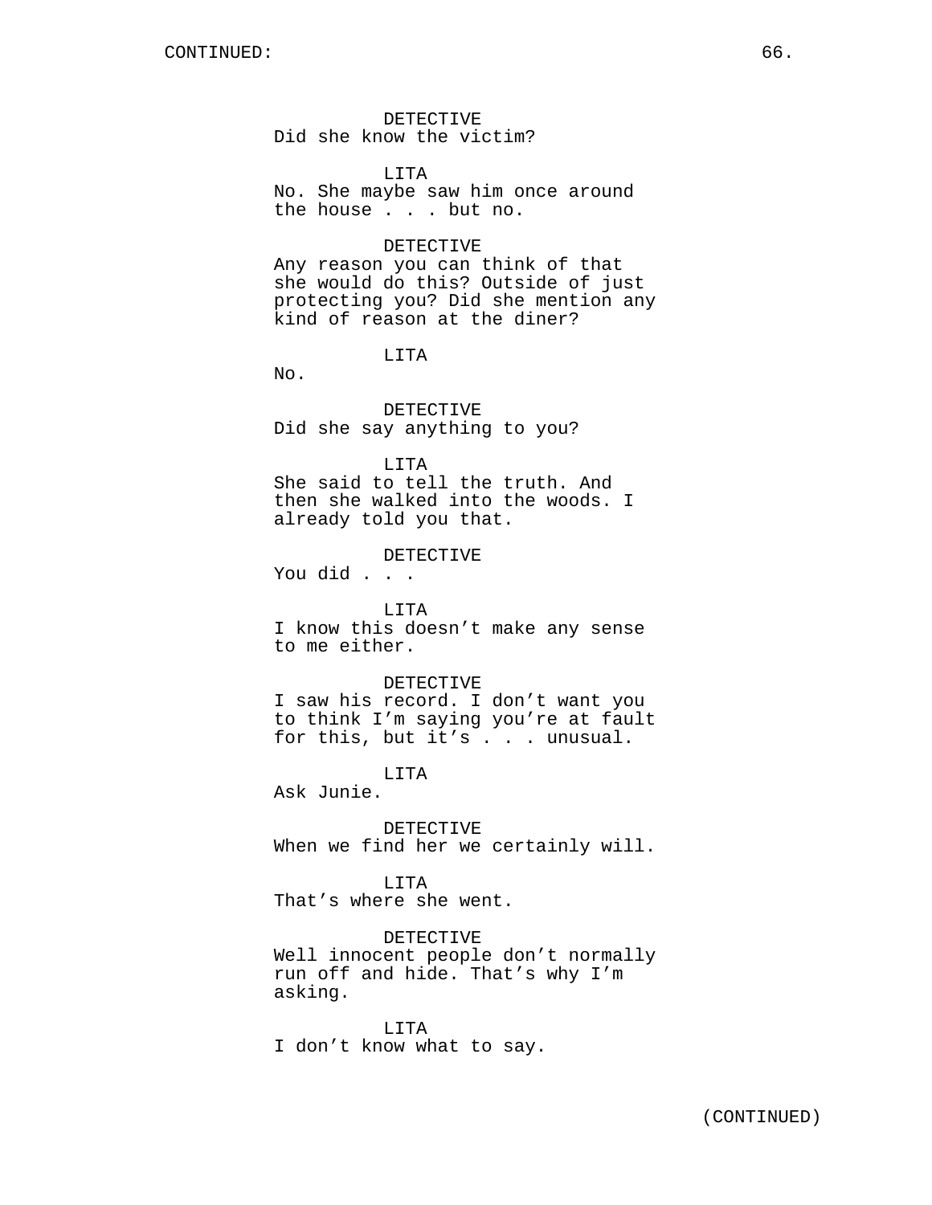CONTINUED:

DETECTIVE
Did she know the victim?

LITA
No. She maybe saw him once around the house . . . but no.

DETECTIVE
Any reason you can think of that she would do this? Outside of just protecting you? Did she mention any kind of reason at the diner?

LITA
No.

DETECTIVE
Did she say anything to you?

LITA
She said to tell the truth. And then she walked into the woods. I already told you that.

DETECTIVE
You did . . .

LITA
I know this doesn't make any sense to me either.

DETECTIVE
I saw his record. I don't want you to think I'm saying you're at fault for this, but it's . . . unusual.

LITA
Ask Junie.

DETECTIVE
When we find her we certainly will.

LITA
That's where she went.

DETECTIVE
Well innocent people don't normally run off and hide. That's why I'm asking.

LITA
I don't know what to say.

(CONTINUED)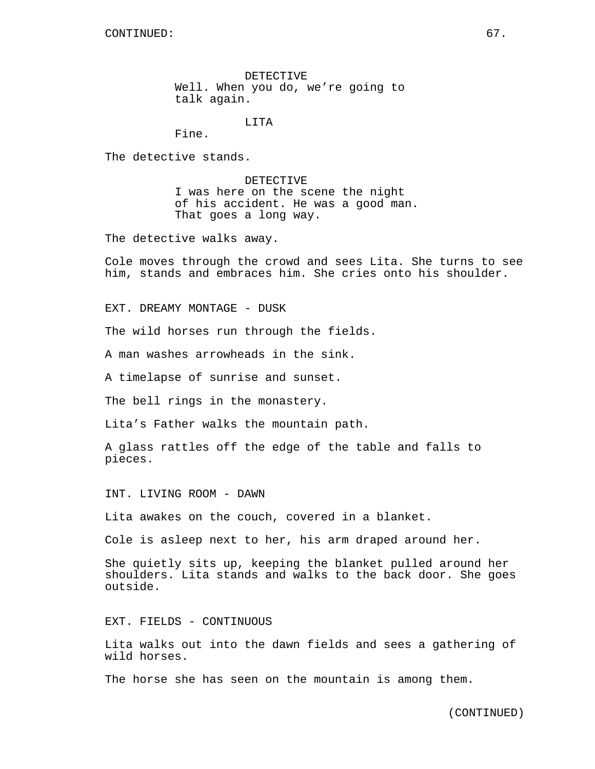DETECTIVE
Well. When you do, we’re going to talk again.

LITA
Fine.

The detective stands.

DETECTIVE
I was here on the scene the night of his accident. He was a good man. That goes a long way.

The detective walks away.

Cole moves through the crowd and sees Lita. She turns to see him, stands and embraces him. She cries onto his shoulder.

EXT. DREAMY MONTAGE - DUSK

The wild horses run through the fields.

A man washes arrowheads in the sink.

A timelapse of sunrise and sunset.

The bell rings in the monastery.

Lita’s Father walks the mountain path.

A glass rattles off the edge of the table and falls to pieces.

INT. LIVING ROOM - DAWN

Lita awakes on the couch, covered in a blanket.

Cole is asleep next to her, his arm draped around her.

She quietly sits up, keeping the blanket pulled around her shoulders. Lita stands and walks to the back door. She goes outside.

EXT. FIELDS - CONTINUOUS

Lita walks out into the dawn fields and sees a gathering of wild horses.

The horse she has seen on the mountain is among them.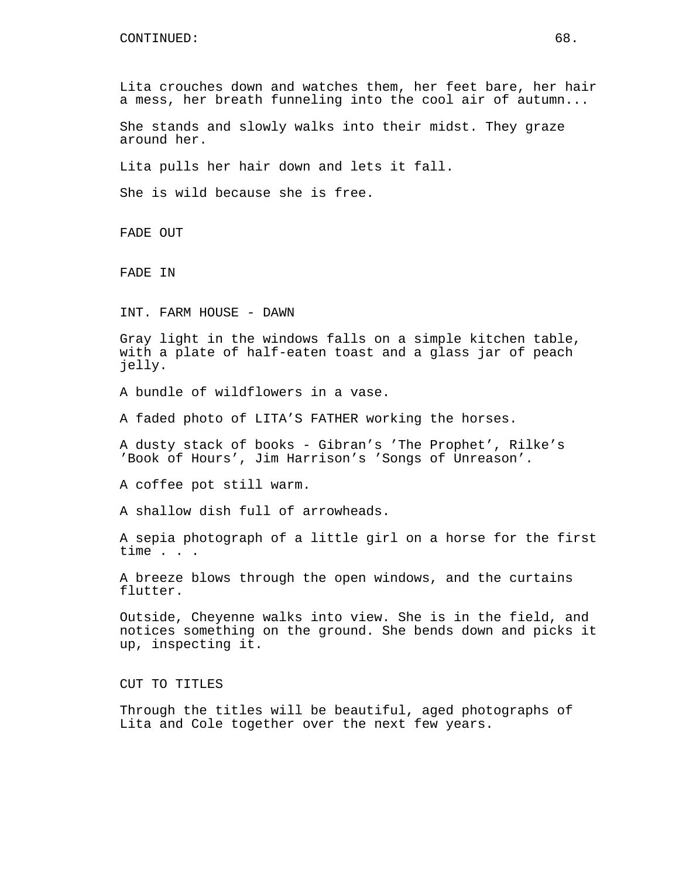Lita crouches down and watches them, her feet bare, her hair a mess, her breath funneling into the cool air of autumn...

She stands and slowly walks into their midst. They graze around her.

Lita pulls her hair down and lets it fall.

She is wild because she is free.

FADE OUT

FADE IN

INT. FARM HOUSE - DAWN

Gray light in the windows falls on a simple kitchen table, with a plate of half-eaten toast and a glass jar of peach jelly.

A bundle of wildflowers in a vase.

A faded photo of LITA'S FATHER working the horses.

A dusty stack of books - Gibran's 'The Prophet', Rilke's 'Book of Hours', Jim Harrison's 'Songs of Unreason'.

A coffee pot still warm.

A shallow dish full of arrowheads.

A sepia photograph of a little girl on a horse for the first time . . .

A breeze blows through the open windows, and the curtains flutter.

Outside, Cheyenne walks into view. She is in the field, and notices something on the ground. She bends down and picks it up, inspecting it.

CUT TO TITLES

Through the titles will be beautiful, aged photographs of Lita and Cole together over the next few years.